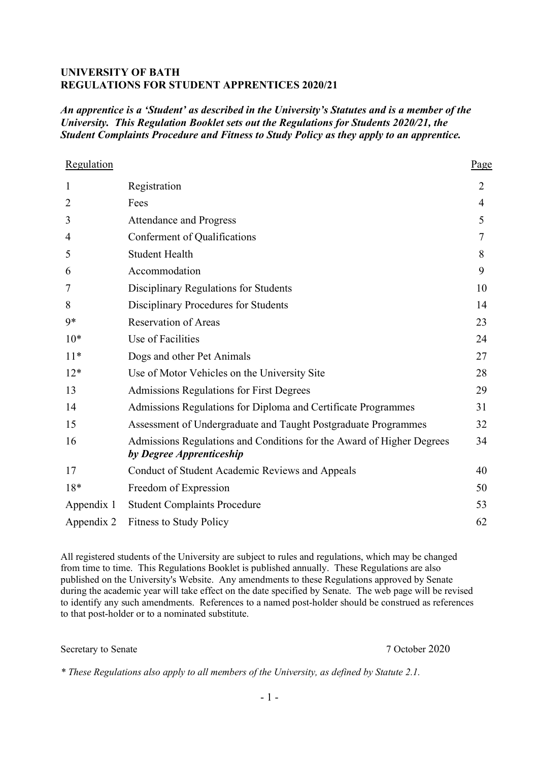**UNIVERSITY OF BATH**
**REGULATIONS FOR STUDENT APPRENTICES 2020/21**

***An apprentice is a 'Student' as described in the University's Statutes and is a member of the University. This Regulation Booklet sets out the Regulations for Students 2020/21, the Student Complaints Procedure and Fitness to Study Policy as they apply to an apprentice.***

| Regulation | | Page |
|---|---|---|
| 1 | Registration | 2 |
| 2 | Fees | 4 |
| 3 | Attendance and Progress | 5 |
| 4 | Conferment of Qualifications | 7 |
| 5 | Student Health | 8 |
| 6 | Accommodation | 9 |
| 7 | Disciplinary Regulations for Students | 10 |
| 8 | Disciplinary Procedures for Students | 14 |
| 9* | Reservation of Areas | 23 |
| 10* | Use of Facilities | 24 |
| 11* | Dogs and other Pet Animals | 27 |
| 12* | Use of Motor Vehicles on the University Site | 28 |
| 13 | Admissions Regulations for First Degrees | 29 |
| 14 | Admissions Regulations for Diploma and Certificate Programmes | 31 |
| 15 | Assessment of Undergraduate and Taught Postgraduate Programmes | 32 |
| 16 | Admissions Regulations and Conditions for the Award of Higher Degrees ***by Degree Apprenticeship*** | 34 |
| 17 | Conduct of Student Academic Reviews and Appeals | 40 |
| 18* | Freedom of Expression | 50 |
| Appendix 1 | Student Complaints Procedure | 53 |
| Appendix 2 | Fitness to Study Policy | 62 |

All registered students of the University are subject to rules and regulations, which may be changed from time to time. This Regulations Booklet is published annually. These Regulations are also published on the University's Website. Any amendments to these Regulations approved by Senate during the academic year will take effect on the date specified by Senate. The web page will be revised to identify any such amendments. References to a named post-holder should be construed as references to that post-holder or to a nominated substitute.

Secretary to Senate 7 October 2020

*\* These Regulations also apply to all members of the University, as defined by Statute 2.1.*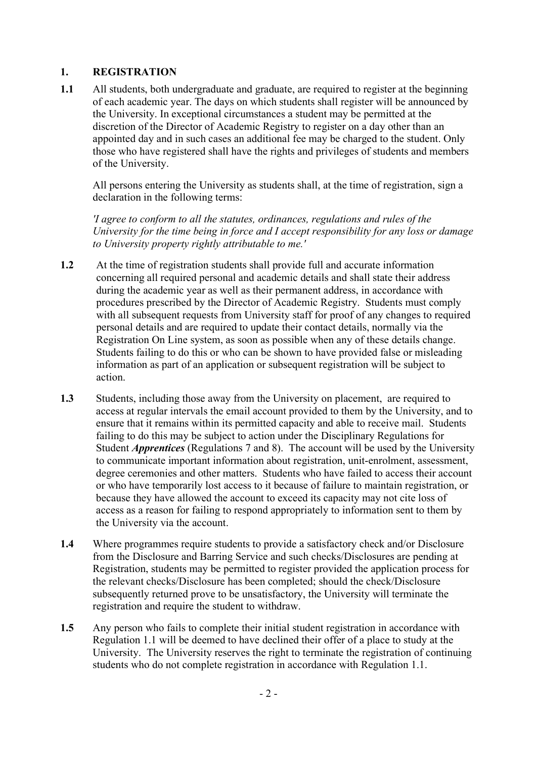## 1. REGISTRATION

**1.1** All students, both undergraduate and graduate, are required to register at the beginning of each academic year. The days on which students shall register will be announced by the University. In exceptional circumstances a student may be permitted at the discretion of the Director of Academic Registry to register on a day other than an appointed day and in such cases an additional fee may be charged to the student. Only those who have registered shall have the rights and privileges of students and members of the University.

All persons entering the University as students shall, at the time of registration, sign a declaration in the following terms:

*'I agree to conform to all the statutes, ordinances, regulations and rules of the University for the time being in force and I accept responsibility for any loss or damage to University property rightly attributable to me.'*

**1.2** At the time of registration students shall provide full and accurate information concerning all required personal and academic details and shall state their address during the academic year as well as their permanent address, in accordance with procedures prescribed by the Director of Academic Registry. Students must comply with all subsequent requests from University staff for proof of any changes to required personal details and are required to update their contact details, normally via the Registration On Line system, as soon as possible when any of these details change. Students failing to do this or who can be shown to have provided false or misleading information as part of an application or subsequent registration will be subject to action.

**1.3** Students, including those away from the University on placement, are required to access at regular intervals the email account provided to them by the University, and to ensure that it remains within its permitted capacity and able to receive mail. Students failing to do this may be subject to action under the Disciplinary Regulations for Student ***Apprentices*** (Regulations 7 and 8). The account will be used by the University to communicate important information about registration, unit-enrolment, assessment, degree ceremonies and other matters. Students who have failed to access their account or who have temporarily lost access to it because of failure to maintain registration, or because they have allowed the account to exceed its capacity may not cite loss of access as a reason for failing to respond appropriately to information sent to them by the University via the account.

**1.4** Where programmes require students to provide a satisfactory check and/or Disclosure from the Disclosure and Barring Service and such checks/Disclosures are pending at Registration, students may be permitted to register provided the application process for the relevant checks/Disclosure has been completed; should the check/Disclosure subsequently returned prove to be unsatisfactory, the University will terminate the registration and require the student to withdraw.

**1.5** Any person who fails to complete their initial student registration in accordance with Regulation 1.1 will be deemed to have declined their offer of a place to study at the University. The University reserves the right to terminate the registration of continuing students who do not complete registration in accordance with Regulation 1.1.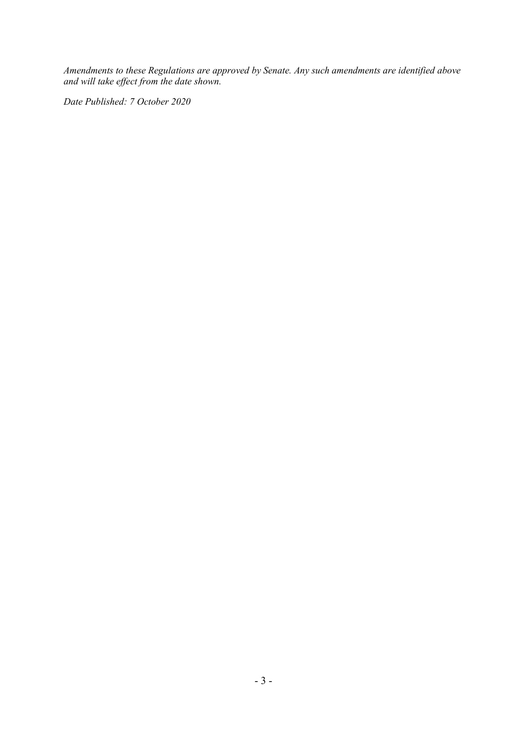*Amendments to these Regulations are approved by Senate. Any such amendments are identified above and will take effect from the date shown.*

*Date Published: 7 October 2020*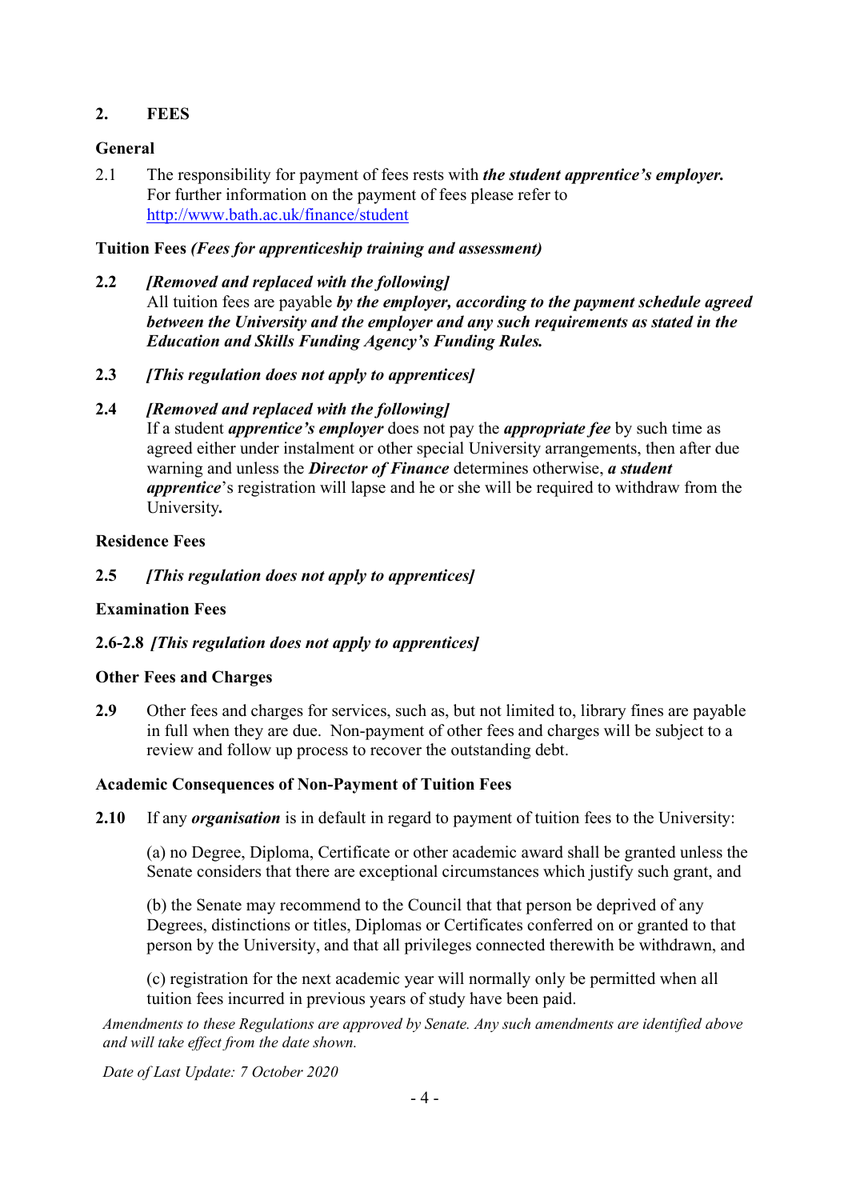## 2. FEES

### General

2.1 The responsibility for payment of fees rests with ***the student apprentice's employer.*** For further information on the payment of fees please refer to http://www.bath.ac.uk/finance/student

### Tuition Fees *(Fees for apprenticeship training and assessment)*

**2.2** ***[Removed and replaced with the following]***
All tuition fees are payable ***by the employer, according to the payment schedule agreed between the University and the employer and any such requirements as stated in the Education and Skills Funding Agency's Funding Rules.***

**2.3** ***[This regulation does not apply to apprentices]***

**2.4** ***[Removed and replaced with the following]***
If a student ***apprentice's employer*** does not pay the ***appropriate fee*** by such time as agreed either under instalment or other special University arrangements, then after due warning and unless the ***Director of Finance*** determines otherwise, ***a student apprentice***'s registration will lapse and he or she will be required to withdraw from the University**.**

### Residence Fees

**2.5** ***[This regulation does not apply to apprentices]***

### Examination Fees

**2.6-2.8** ***[This regulation does not apply to apprentices]***

### Other Fees and Charges

**2.9** Other fees and charges for services, such as, but not limited to, library fines are payable in full when they are due. Non-payment of other fees and charges will be subject to a review and follow up process to recover the outstanding debt.

### Academic Consequences of Non-Payment of Tuition Fees

**2.10** If any ***organisation*** is in default in regard to payment of tuition fees to the University:

(a) no Degree, Diploma, Certificate or other academic award shall be granted unless the Senate considers that there are exceptional circumstances which justify such grant, and

(b) the Senate may recommend to the Council that that person be deprived of any Degrees, distinctions or titles, Diplomas or Certificates conferred on or granted to that person by the University, and that all privileges connected therewith be withdrawn, and

(c) registration for the next academic year will normally only be permitted when all tuition fees incurred in previous years of study have been paid.

*Amendments to these Regulations are approved by Senate. Any such amendments are identified above and will take effect from the date shown.*

*Date of Last Update: 7 October 2020*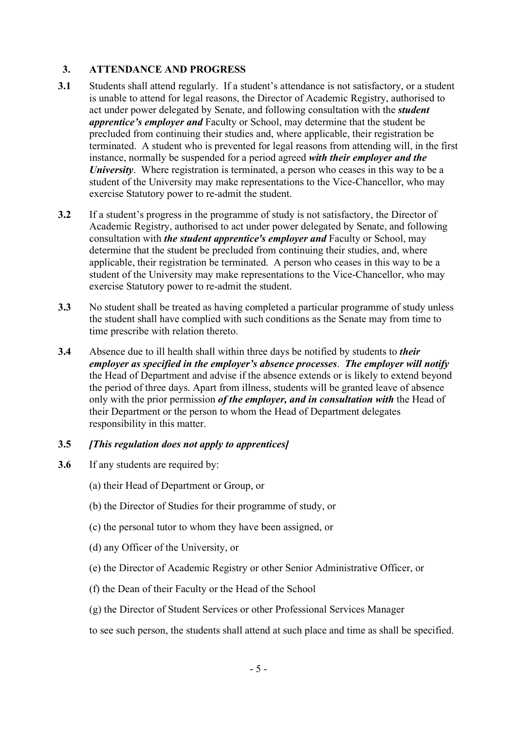## 3. ATTENDANCE AND PROGRESS

**3.1** Students shall attend regularly. If a student's attendance is not satisfactory, or a student is unable to attend for legal reasons, the Director of Academic Registry, authorised to act under power delegated by Senate, and following consultation with the ***student apprentice's employer and*** Faculty or School, may determine that the student be precluded from continuing their studies and, where applicable, their registration be terminated. A student who is prevented for legal reasons from attending will, in the first instance, normally be suspended for a period agreed ***with their employer and the University***. Where registration is terminated, a person who ceases in this way to be a student of the University may make representations to the Vice-Chancellor, who may exercise Statutory power to re-admit the student.

**3.2** If a student's progress in the programme of study is not satisfactory, the Director of Academic Registry, authorised to act under power delegated by Senate, and following consultation with ***the student apprentice's employer and*** Faculty or School, may determine that the student be precluded from continuing their studies, and, where applicable, their registration be terminated. A person who ceases in this way to be a student of the University may make representations to the Vice-Chancellor, who may exercise Statutory power to re-admit the student.

**3.3** No student shall be treated as having completed a particular programme of study unless the student shall have complied with such conditions as the Senate may from time to time prescribe with relation thereto.

**3.4** Absence due to ill health shall within three days be notified by students to ***their employer as specified in the employer's absence processes***. ***The employer will notify*** the Head of Department and advise if the absence extends or is likely to extend beyond the period of three days. Apart from illness, students will be granted leave of absence only with the prior permission ***of the employer, and in consultation with*** the Head of their Department or the person to whom the Head of Department delegates responsibility in this matter.

**3.5** ***[This regulation does not apply to apprentices]***

**3.6** If any students are required by:

(a) their Head of Department or Group, or

(b) the Director of Studies for their programme of study, or

(c) the personal tutor to whom they have been assigned, or

(d) any Officer of the University, or

(e) the Director of Academic Registry or other Senior Administrative Officer, or

(f) the Dean of their Faculty or the Head of the School

(g) the Director of Student Services or other Professional Services Manager

to see such person, the students shall attend at such place and time as shall be specified.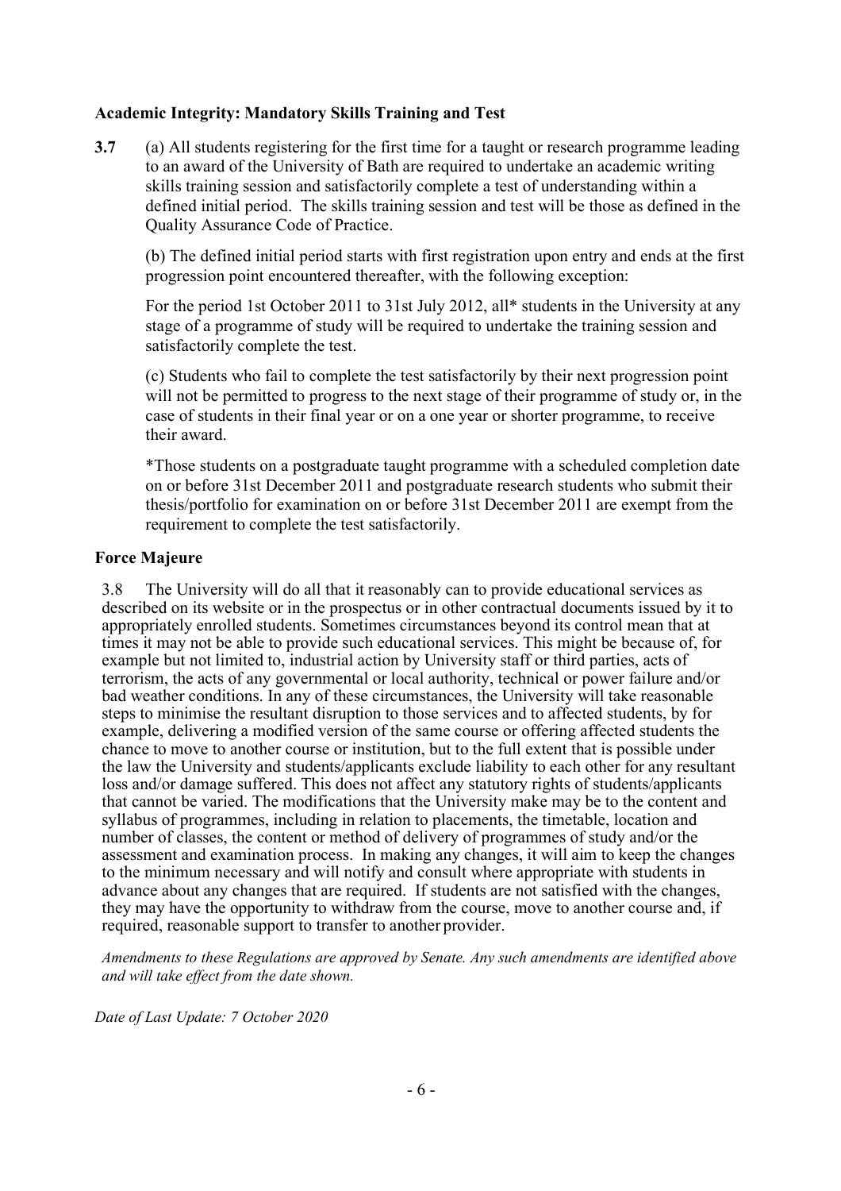**Academic Integrity: Mandatory Skills Training and Test**

**3.7** (a) All students registering for the first time for a taught or research programme leading to an award of the University of Bath are required to undertake an academic writing skills training session and satisfactorily complete a test of understanding within a defined initial period. The skills training session and test will be those as defined in the Quality Assurance Code of Practice.

(b) The defined initial period starts with first registration upon entry and ends at the first progression point encountered thereafter, with the following exception:

For the period 1st October 2011 to 31st July 2012, all* students in the University at any stage of a programme of study will be required to undertake the training session and satisfactorily complete the test.

(c) Students who fail to complete the test satisfactorily by their next progression point will not be permitted to progress to the next stage of their programme of study or, in the case of students in their final year or on a one year or shorter programme, to receive their award.

*Those students on a postgraduate taught programme with a scheduled completion date on or before 31st December 2011 and postgraduate research students who submit their thesis/portfolio for examination on or before 31st December 2011 are exempt from the requirement to complete the test satisfactorily.

**Force Majeure**

3.8 The University will do all that it reasonably can to provide educational services as described on its website or in the prospectus or in other contractual documents issued by it to appropriately enrolled students. Sometimes circumstances beyond its control mean that at times it may not be able to provide such educational services. This might be because of, for example but not limited to, industrial action by University staff or third parties, acts of terrorism, the acts of any governmental or local authority, technical or power failure and/or bad weather conditions. In any of these circumstances, the University will take reasonable steps to minimise the resultant disruption to those services and to affected students, by for example, delivering a modified version of the same course or offering affected students the chance to move to another course or institution, but to the full extent that is possible under the law the University and students/applicants exclude liability to each other for any resultant loss and/or damage suffered. This does not affect any statutory rights of students/applicants that cannot be varied. The modifications that the University make may be to the content and syllabus of programmes, including in relation to placements, the timetable, location and number of classes, the content or method of delivery of programmes of study and/or the assessment and examination process. In making any changes, it will aim to keep the changes to the minimum necessary and will notify and consult where appropriate with students in advance about any changes that are required. If students are not satisfied with the changes, they may have the opportunity to withdraw from the course, move to another course and, if required, reasonable support to transfer to another provider.

*Amendments to these Regulations are approved by Senate. Any such amendments are identified above and will take effect from the date shown.*

*Date of Last Update: 7 October 2020*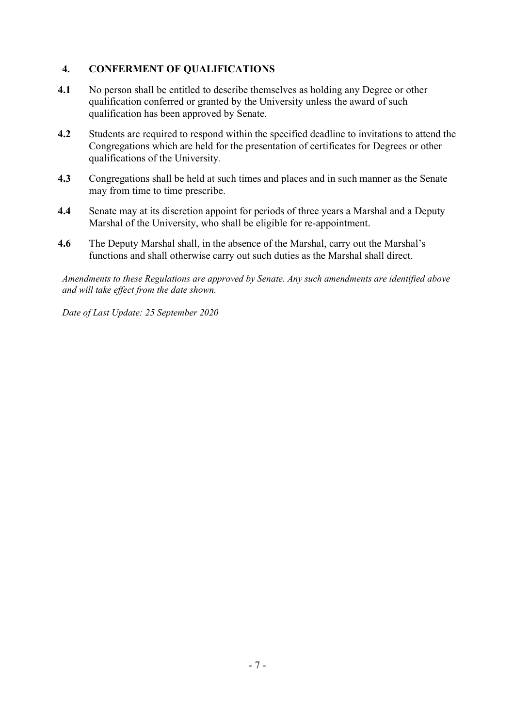## 4. CONFERMENT OF QUALIFICATIONS

**4.1** No person shall be entitled to describe themselves as holding any Degree or other qualification conferred or granted by the University unless the award of such qualification has been approved by Senate.

**4.2** Students are required to respond within the specified deadline to invitations to attend the Congregations which are held for the presentation of certificates for Degrees or other qualifications of the University.

**4.3** Congregations shall be held at such times and places and in such manner as the Senate may from time to time prescribe.

**4.4** Senate may at its discretion appoint for periods of three years a Marshal and a Deputy Marshal of the University, who shall be eligible for re-appointment.

**4.6** The Deputy Marshal shall, in the absence of the Marshal, carry out the Marshal's functions and shall otherwise carry out such duties as the Marshal shall direct.

*Amendments to these Regulations are approved by Senate. Any such amendments are identified above and will take effect from the date shown.*

*Date of Last Update: 25 September 2020*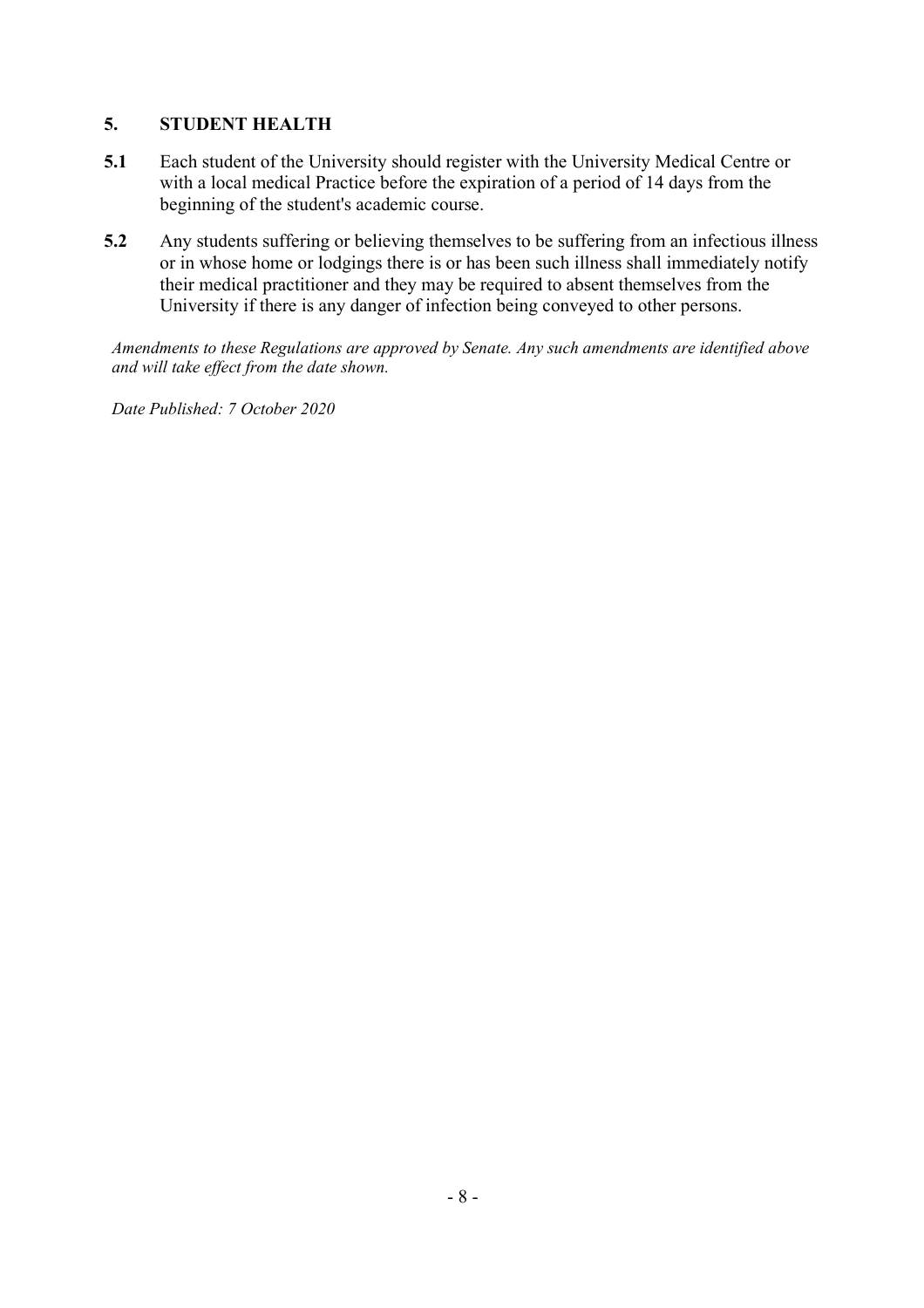## 5. STUDENT HEALTH

**5.1** Each student of the University should register with the University Medical Centre or with a local medical Practice before the expiration of a period of 14 days from the beginning of the student's academic course.

**5.2** Any students suffering or believing themselves to be suffering from an infectious illness or in whose home or lodgings there is or has been such illness shall immediately notify their medical practitioner and they may be required to absent themselves from the University if there is any danger of infection being conveyed to other persons.

*Amendments to these Regulations are approved by Senate. Any such amendments are identified above and will take effect from the date shown.*

*Date Published: 7 October 2020*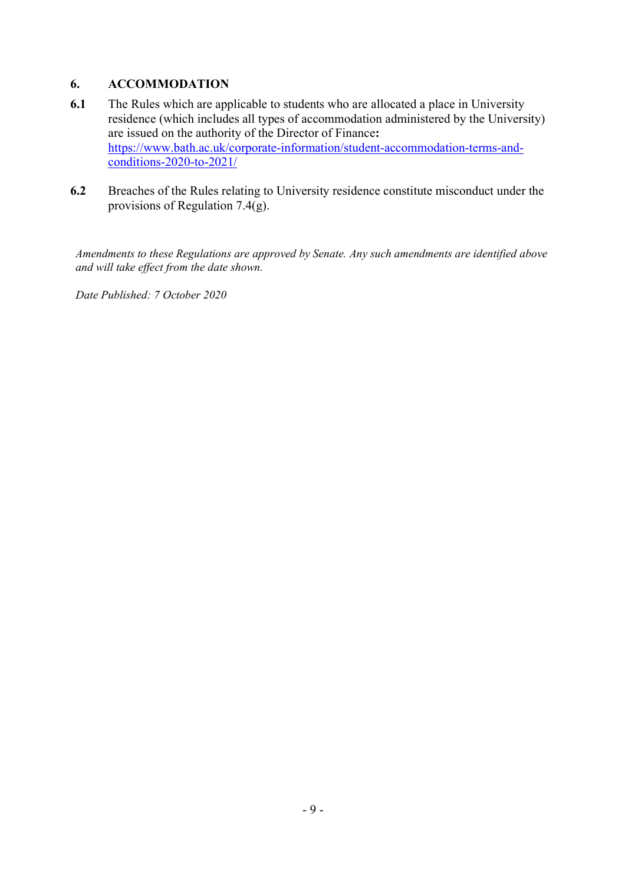## 6. ACCOMMODATION

**6.1** The Rules which are applicable to students who are allocated a place in University residence (which includes all types of accommodation administered by the University) are issued on the authority of the Director of Finance**:** [https://www.bath.ac.uk/corporate-information/student-accommodation-terms-and-conditions-2020-to-2021/](https://www.bath.ac.uk/corporate-information/student-accommodation-terms-and-conditions-2020-to-2021/)

**6.2** Breaches of the Rules relating to University residence constitute misconduct under the provisions of Regulation 7.4(g).

*Amendments to these Regulations are approved by Senate. Any such amendments are identified above and will take effect from the date shown.*

*Date Published: 7 October 2020*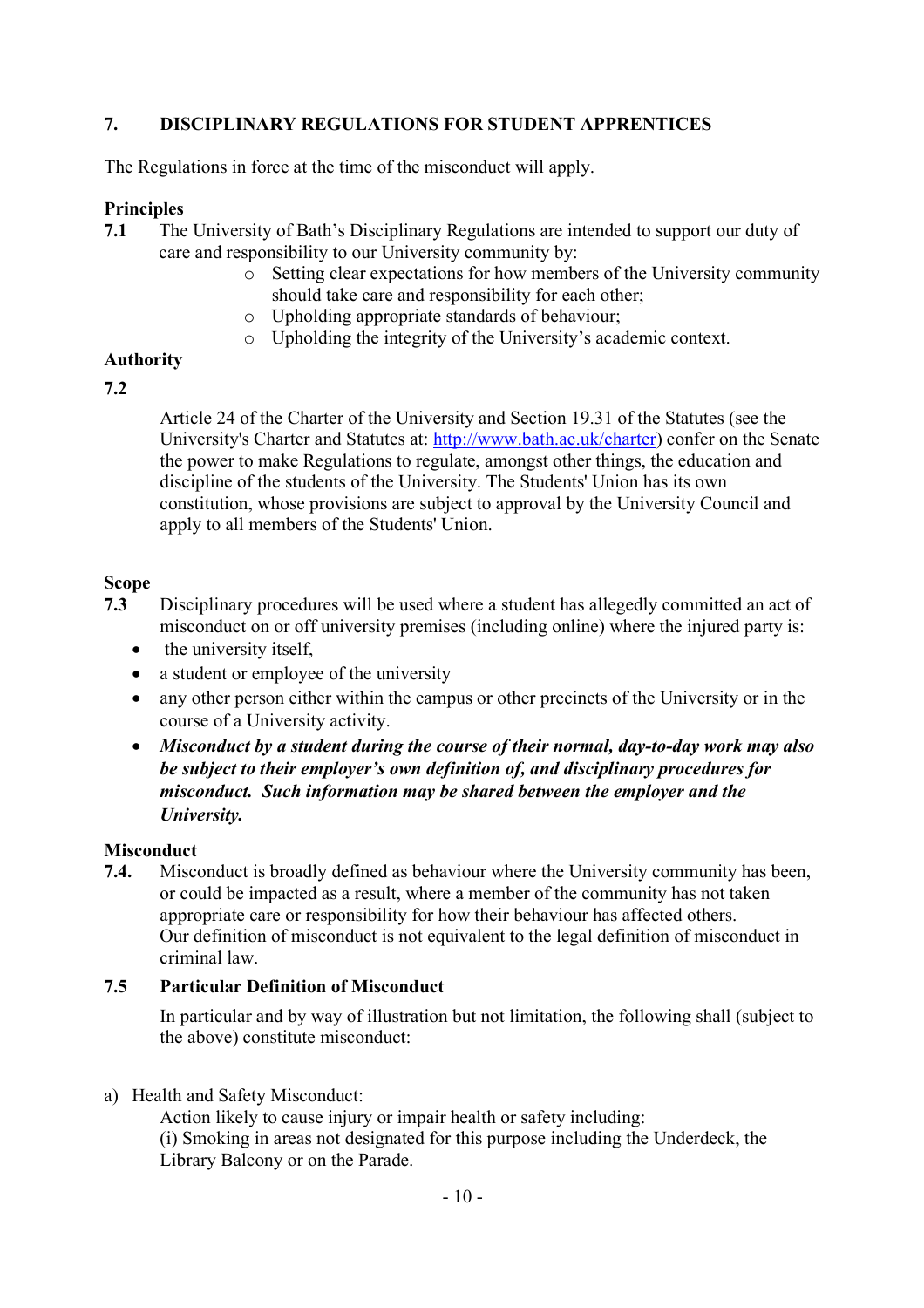## 7. DISCIPLINARY REGULATIONS FOR STUDENT APPRENTICES

The Regulations in force at the time of the misconduct will apply.

### Principles

**7.1** The University of Bath's Disciplinary Regulations are intended to support our duty of care and responsibility to our University community by:

- Setting clear expectations for how members of the University community should take care and responsibility for each other;
- Upholding appropriate standards of behaviour;
- Upholding the integrity of the University's academic context.

### Authority

**7.2**

Article 24 of the Charter of the University and Section 19.31 of the Statutes (see the University's Charter and Statutes at: [http://www.bath.ac.uk/charter](http://www.bath.ac.uk/charter)) confer on the Senate the power to make Regulations to regulate, amongst other things, the education and discipline of the students of the University. The Students' Union has its own constitution, whose provisions are subject to approval by the University Council and apply to all members of the Students' Union.

### Scope

**7.3** Disciplinary procedures will be used where a student has allegedly committed an act of misconduct on or off university premises (including online) where the injured party is:

- the university itself,
- a student or employee of the university
- any other person either within the campus or other precincts of the University or in the course of a University activity.
- ***Misconduct by a student during the course of their normal, day-to-day work may also be subject to their employer's own definition of, and disciplinary procedures for misconduct. Such information may be shared between the employer and the University.***

### Misconduct

**7.4.** Misconduct is broadly defined as behaviour where the University community has been, or could be impacted as a result, where a member of the community has not taken appropriate care or responsibility for how their behaviour has affected others. Our definition of misconduct is not equivalent to the legal definition of misconduct in criminal law.

**7.5 Particular Definition of Misconduct**

In particular and by way of illustration but not limitation, the following shall (subject to the above) constitute misconduct:

a) Health and Safety Misconduct:

Action likely to cause injury or impair health or safety including:

(i) Smoking in areas not designated for this purpose including the Underdeck, the Library Balcony or on the Parade.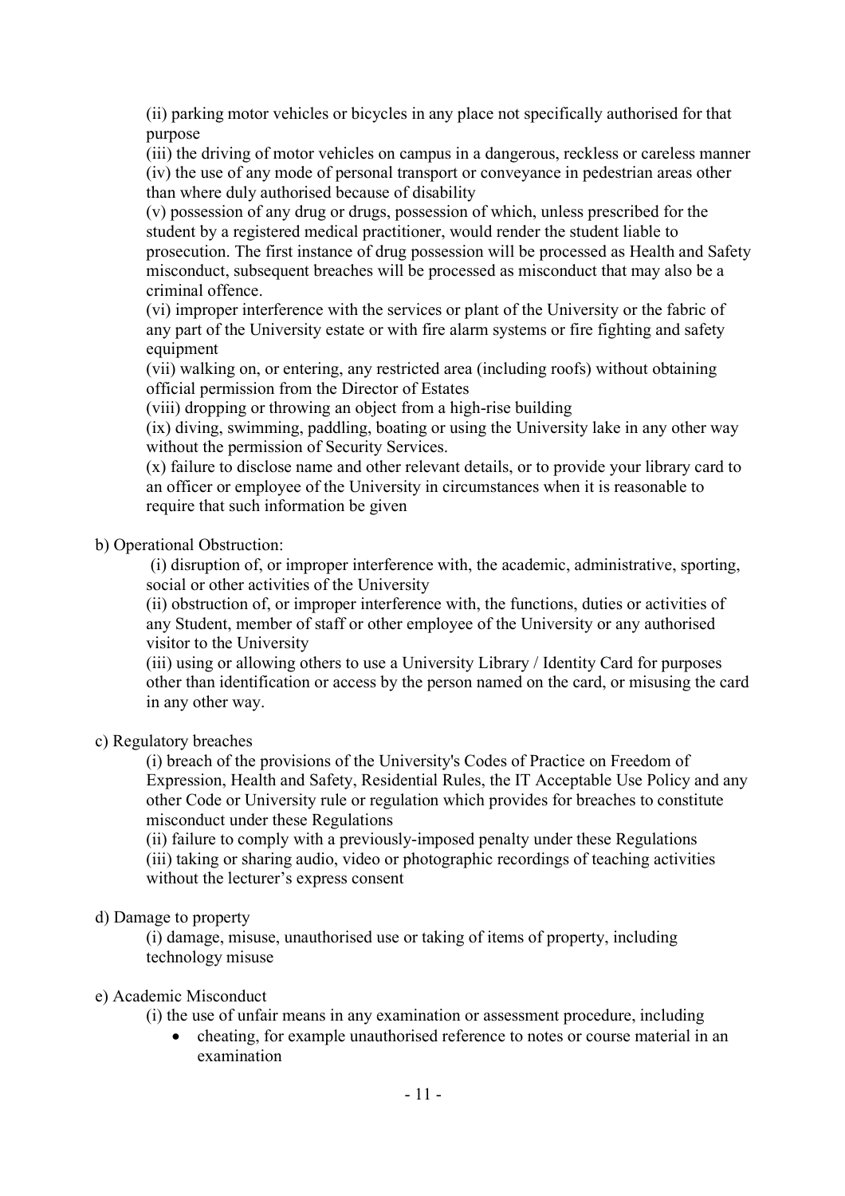(ii) parking motor vehicles or bicycles in any place not specifically authorised for that purpose

(iii) the driving of motor vehicles on campus in a dangerous, reckless or careless manner

(iv) the use of any mode of personal transport or conveyance in pedestrian areas other than where duly authorised because of disability

(v) possession of any drug or drugs, possession of which, unless prescribed for the student by a registered medical practitioner, would render the student liable to prosecution. The first instance of drug possession will be processed as Health and Safety misconduct, subsequent breaches will be processed as misconduct that may also be a criminal offence.

(vi) improper interference with the services or plant of the University or the fabric of any part of the University estate or with fire alarm systems or fire fighting and safety equipment

(vii) walking on, or entering, any restricted area (including roofs) without obtaining official permission from the Director of Estates

(viii) dropping or throwing an object from a high-rise building

(ix) diving, swimming, paddling, boating or using the University lake in any other way without the permission of Security Services.

(x) failure to disclose name and other relevant details, or to provide your library card to an officer or employee of the University in circumstances when it is reasonable to require that such information be given

b) Operational Obstruction:

(i) disruption of, or improper interference with, the academic, administrative, sporting, social or other activities of the University

(ii) obstruction of, or improper interference with, the functions, duties or activities of any Student, member of staff or other employee of the University or any authorised visitor to the University

(iii) using or allowing others to use a University Library / Identity Card for purposes other than identification or access by the person named on the card, or misusing the card in any other way.

c) Regulatory breaches

(i) breach of the provisions of the University's Codes of Practice on Freedom of Expression, Health and Safety, Residential Rules, the IT Acceptable Use Policy and any other Code or University rule or regulation which provides for breaches to constitute misconduct under these Regulations

(ii) failure to comply with a previously-imposed penalty under these Regulations

(iii) taking or sharing audio, video or photographic recordings of teaching activities without the lecturer's express consent

d) Damage to property

(i) damage, misuse, unauthorised use or taking of items of property, including technology misuse

e) Academic Misconduct

(i) the use of unfair means in any examination or assessment procedure, including

- cheating, for example unauthorised reference to notes or course material in an examination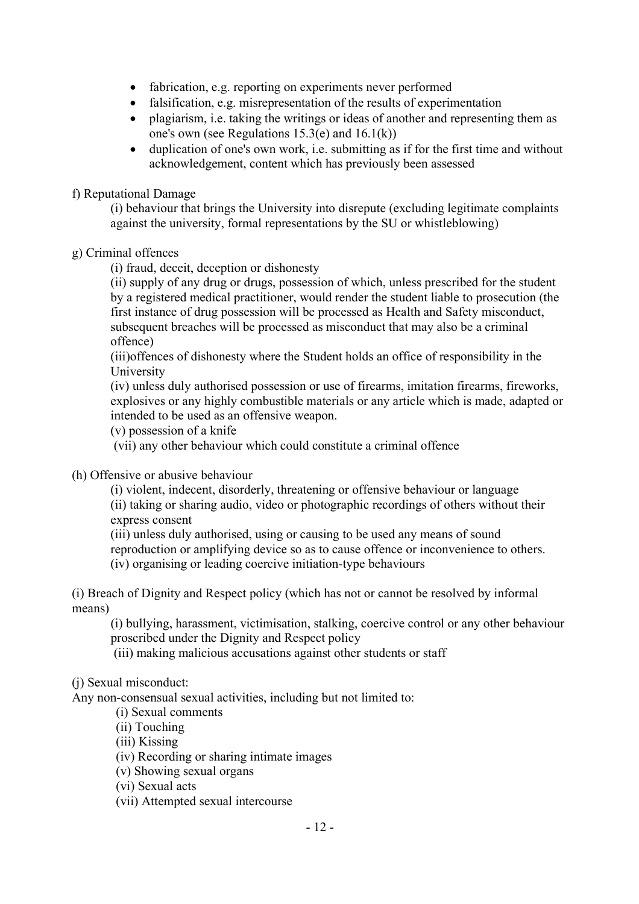- fabrication, e.g. reporting on experiments never performed
- falsification, e.g. misrepresentation of the results of experimentation
- plagiarism, i.e. taking the writings or ideas of another and representing them as one's own (see Regulations 15.3(e) and 16.1(k))
- duplication of one's own work, i.e. submitting as if for the first time and without acknowledgement, content which has previously been assessed

f) Reputational Damage

(i) behaviour that brings the University into disrepute (excluding legitimate complaints against the university, formal representations by the SU or whistleblowing)

g) Criminal offences

(i) fraud, deceit, deception or dishonesty

(ii) supply of any drug or drugs, possession of which, unless prescribed for the student by a registered medical practitioner, would render the student liable to prosecution (the first instance of drug possession will be processed as Health and Safety misconduct, subsequent breaches will be processed as misconduct that may also be a criminal offence)

(iii)offences of dishonesty where the Student holds an office of responsibility in the University

(iv) unless duly authorised possession or use of firearms, imitation firearms, fireworks, explosives or any highly combustible materials or any article which is made, adapted or intended to be used as an offensive weapon.

(v) possession of a knife

(vii) any other behaviour which could constitute a criminal offence

(h) Offensive or abusive behaviour

(i) violent, indecent, disorderly, threatening or offensive behaviour or language

(ii) taking or sharing audio, video or photographic recordings of others without their express consent

(iii) unless duly authorised, using or causing to be used any means of sound reproduction or amplifying device so as to cause offence or inconvenience to others.

(iv) organising or leading coercive initiation-type behaviours

(i) Breach of Dignity and Respect policy (which has not or cannot be resolved by informal means)

(i) bullying, harassment, victimisation, stalking, coercive control or any other behaviour proscribed under the Dignity and Respect policy

(iii) making malicious accusations against other students or staff

(j) Sexual misconduct:

Any non-consensual sexual activities, including but not limited to:

(i) Sexual comments

(ii) Touching

(iii) Kissing

(iv) Recording or sharing intimate images

(v) Showing sexual organs

(vi) Sexual acts

(vii) Attempted sexual intercourse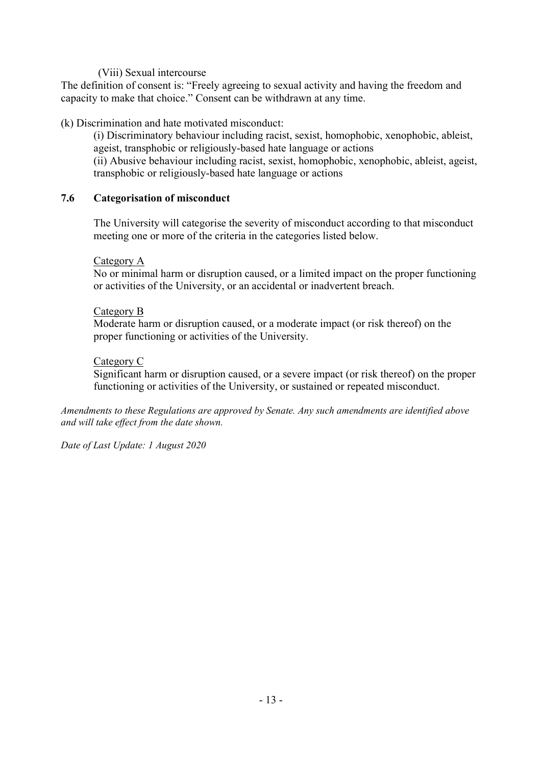(Viii) Sexual intercourse

The definition of consent is: "Freely agreeing to sexual activity and having the freedom and capacity to make that choice." Consent can be withdrawn at any time.

(k) Discrimination and hate motivated misconduct:

(i) Discriminatory behaviour including racist, sexist, homophobic, xenophobic, ableist, ageist, transphobic or religiously-based hate language or actions

(ii) Abusive behaviour including racist, sexist, homophobic, xenophobic, ableist, ageist, transphobic or religiously-based hate language or actions

## 7.6 Categorisation of misconduct

The University will categorise the severity of misconduct according to that misconduct meeting one or more of the criteria in the categories listed below.

Category A

No or minimal harm or disruption caused, or a limited impact on the proper functioning or activities of the University, or an accidental or inadvertent breach.

Category B

Moderate harm or disruption caused, or a moderate impact (or risk thereof) on the proper functioning or activities of the University.

Category C

Significant harm or disruption caused, or a severe impact (or risk thereof) on the proper functioning or activities of the University, or sustained or repeated misconduct.

*Amendments to these Regulations are approved by Senate. Any such amendments are identified above and will take effect from the date shown.*

*Date of Last Update: 1 August 2020*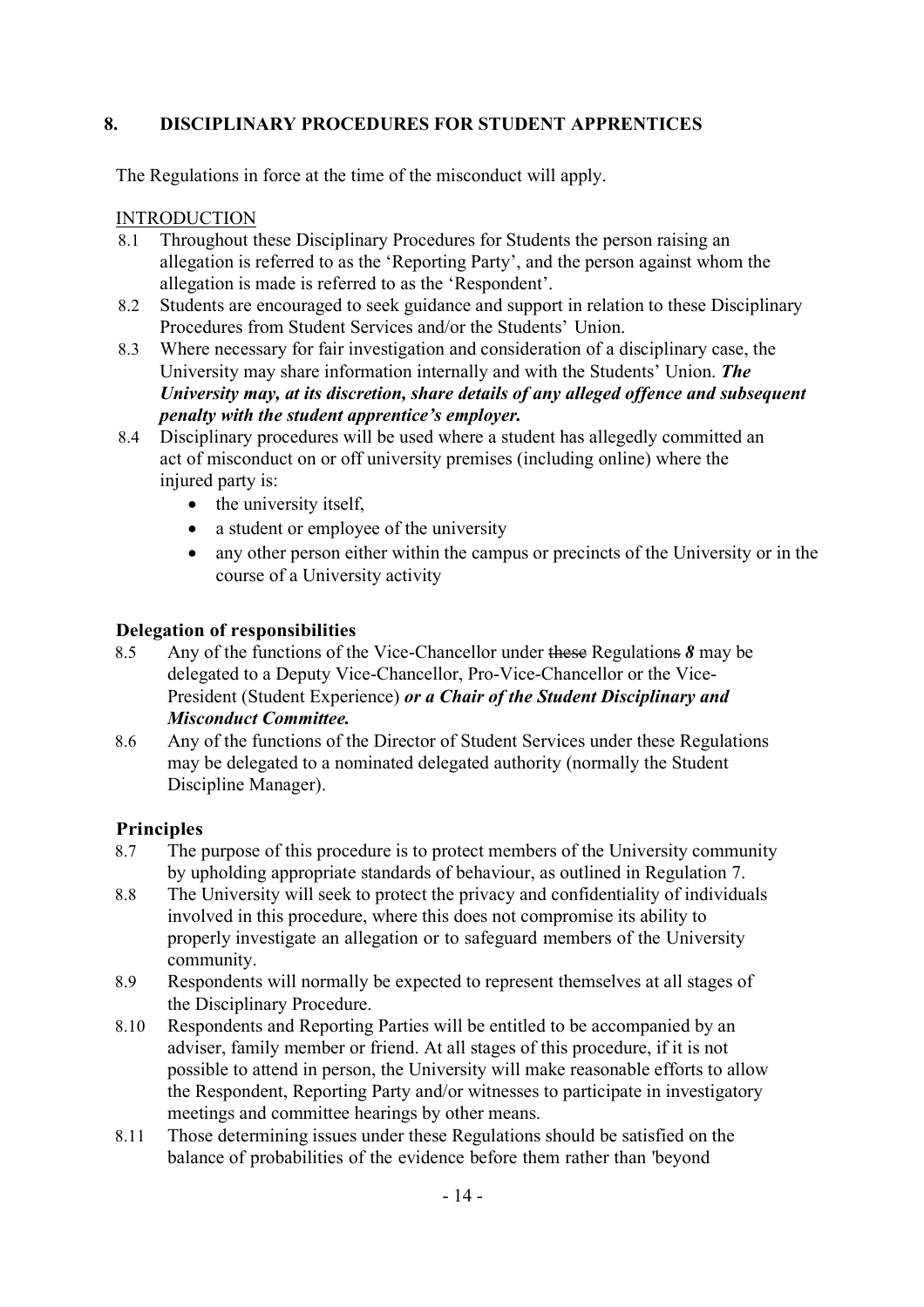## 8. DISCIPLINARY PROCEDURES FOR STUDENT APPRENTICES

The Regulations in force at the time of the misconduct will apply.

INTRODUCTION

8.1 Throughout these Disciplinary Procedures for Students the person raising an allegation is referred to as the 'Reporting Party', and the person against whom the allegation is made is referred to as the 'Respondent'.

8.2 Students are encouraged to seek guidance and support in relation to these Disciplinary Procedures from Student Services and/or the Students' Union.

8.3 Where necessary for fair investigation and consideration of a disciplinary case, the University may share information internally and with the Students' Union. ***The University may, at its discretion, share details of any alleged offence and subsequent penalty with the student apprentice's employer.***

8.4 Disciplinary procedures will be used where a student has allegedly committed an act of misconduct on or off university premises (including online) where the injured party is:

- the university itself,
- a student or employee of the university
- any other person either within the campus or precincts of the University or in the course of a University activity

### Delegation of responsibilities

8.5 Any of the functions of the Vice-Chancellor under ~~these~~ Regulations~~s~~ ***8*** may be delegated to a Deputy Vice-Chancellor, Pro-Vice-Chancellor or the Vice-President (Student Experience) ***or a Chair of the Student Disciplinary and Misconduct Committee.***

8.6 Any of the functions of the Director of Student Services under these Regulations may be delegated to a nominated delegated authority (normally the Student Discipline Manager).

### Principles

8.7 The purpose of this procedure is to protect members of the University community by upholding appropriate standards of behaviour, as outlined in Regulation 7.

8.8 The University will seek to protect the privacy and confidentiality of individuals involved in this procedure, where this does not compromise its ability to properly investigate an allegation or to safeguard members of the University community.

8.9 Respondents will normally be expected to represent themselves at all stages of the Disciplinary Procedure.

8.10 Respondents and Reporting Parties will be entitled to be accompanied by an adviser, family member or friend. At all stages of this procedure, if it is not possible to attend in person, the University will make reasonable efforts to allow the Respondent, Reporting Party and/or witnesses to participate in investigatory meetings and committee hearings by other means.

8.11 Those determining issues under these Regulations should be satisfied on the balance of probabilities of the evidence before them rather than 'beyond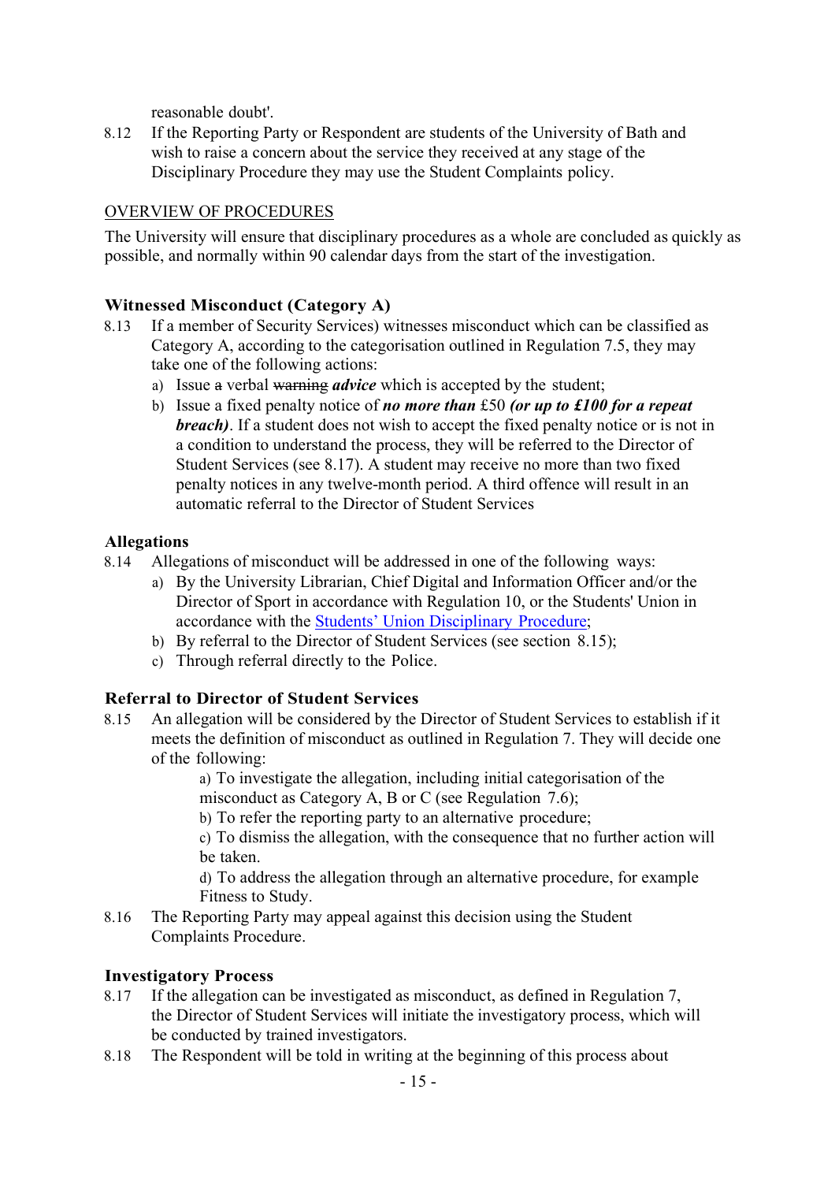reasonable doubt'.

8.12 If the Reporting Party or Respondent are students of the University of Bath and wish to raise a concern about the service they received at any stage of the Disciplinary Procedure they may use the Student Complaints policy.

OVERVIEW OF PROCEDURES

The University will ensure that disciplinary procedures as a whole are concluded as quickly as possible, and normally within 90 calendar days from the start of the investigation.

### Witnessed Misconduct (Category A)

8.13 If a member of Security Services) witnesses misconduct which can be classified as Category A, according to the categorisation outlined in Regulation 7.5, they may take one of the following actions:

a) Issue ~~a~~ verbal ~~warning~~ ***advice*** which is accepted by the student;

b) Issue a fixed penalty notice of ***no more than*** £50 ***(or up to £100 for a repeat breach)***. If a student does not wish to accept the fixed penalty notice or is not in a condition to understand the process, they will be referred to the Director of Student Services (see 8.17). A student may receive no more than two fixed penalty notices in any twelve-month period. A third offence will result in an automatic referral to the Director of Student Services

### Allegations

8.14 Allegations of misconduct will be addressed in one of the following ways:

a) By the University Librarian, Chief Digital and Information Officer and/or the Director of Sport in accordance with Regulation 10, or the Students' Union in accordance with the Students' Union Disciplinary Procedure;

b) By referral to the Director of Student Services (see section 8.15);

c) Through referral directly to the Police.

### Referral to Director of Student Services

8.15 An allegation will be considered by the Director of Student Services to establish if it meets the definition of misconduct as outlined in Regulation 7. They will decide one of the following:

a) To investigate the allegation, including initial categorisation of the misconduct as Category A, B or C (see Regulation 7.6);

b) To refer the reporting party to an alternative procedure;

c) To dismiss the allegation, with the consequence that no further action will be taken.

d) To address the allegation through an alternative procedure, for example Fitness to Study.

8.16 The Reporting Party may appeal against this decision using the Student Complaints Procedure.

### Investigatory Process

8.17 If the allegation can be investigated as misconduct, as defined in Regulation 7, the Director of Student Services will initiate the investigatory process, which will be conducted by trained investigators.

8.18 The Respondent will be told in writing at the beginning of this process about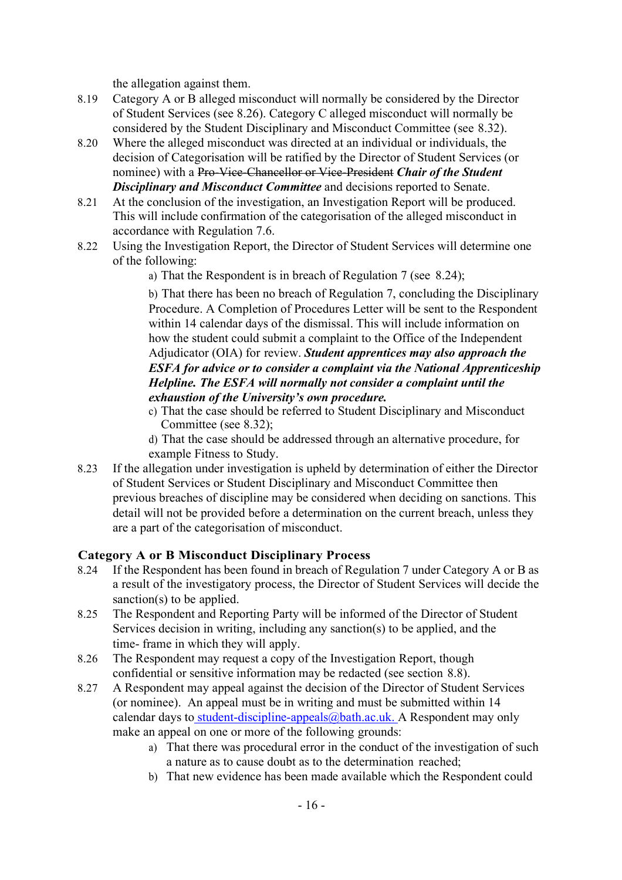the allegation against them.

8.19 Category A or B alleged misconduct will normally be considered by the Director of Student Services (see 8.26). Category C alleged misconduct will normally be considered by the Student Disciplinary and Misconduct Committee (see 8.32).

8.20 Where the alleged misconduct was directed at an individual or individuals, the decision of Categorisation will be ratified by the Director of Student Services (or nominee) with a ~~Pro-Vice-Chancellor or Vice-President~~ ***Chair of the Student Disciplinary and Misconduct Committee*** and decisions reported to Senate.

8.21 At the conclusion of the investigation, an Investigation Report will be produced. This will include confirmation of the categorisation of the alleged misconduct in accordance with Regulation 7.6.

8.22 Using the Investigation Report, the Director of Student Services will determine one of the following:

a) That the Respondent is in breach of Regulation 7 (see 8.24);

b) That there has been no breach of Regulation 7, concluding the Disciplinary Procedure. A Completion of Procedures Letter will be sent to the Respondent within 14 calendar days of the dismissal. This will include information on how the student could submit a complaint to the Office of the Independent Adjudicator (OIA) for review. ***Student apprentices may also approach the ESFA for advice or to consider a complaint via the National Apprenticeship Helpline. The ESFA will normally not consider a complaint until the exhaustion of the University's own procedure.***

c) That the case should be referred to Student Disciplinary and Misconduct Committee (see 8.32);

d) That the case should be addressed through an alternative procedure, for example Fitness to Study.

8.23 If the allegation under investigation is upheld by determination of either the Director of Student Services or Student Disciplinary and Misconduct Committee then previous breaches of discipline may be considered when deciding on sanctions. This detail will not be provided before a determination on the current breach, unless they are a part of the categorisation of misconduct.

## Category A or B Misconduct Disciplinary Process

8.24 If the Respondent has been found in breach of Regulation 7 under Category A or B as a result of the investigatory process, the Director of Student Services will decide the sanction(s) to be applied.

8.25 The Respondent and Reporting Party will be informed of the Director of Student Services decision in writing, including any sanction(s) to be applied, and the time- frame in which they will apply.

8.26 The Respondent may request a copy of the Investigation Report, though confidential or sensitive information may be redacted (see section 8.8).

8.27 A Respondent may appeal against the decision of the Director of Student Services (or nominee). An appeal must be in writing and must be submitted within 14 calendar days to student-discipline-appeals@bath.ac.uk. A Respondent may only make an appeal on one or more of the following grounds:

a) That there was procedural error in the conduct of the investigation of such a nature as to cause doubt as to the determination reached;

b) That new evidence has been made available which the Respondent could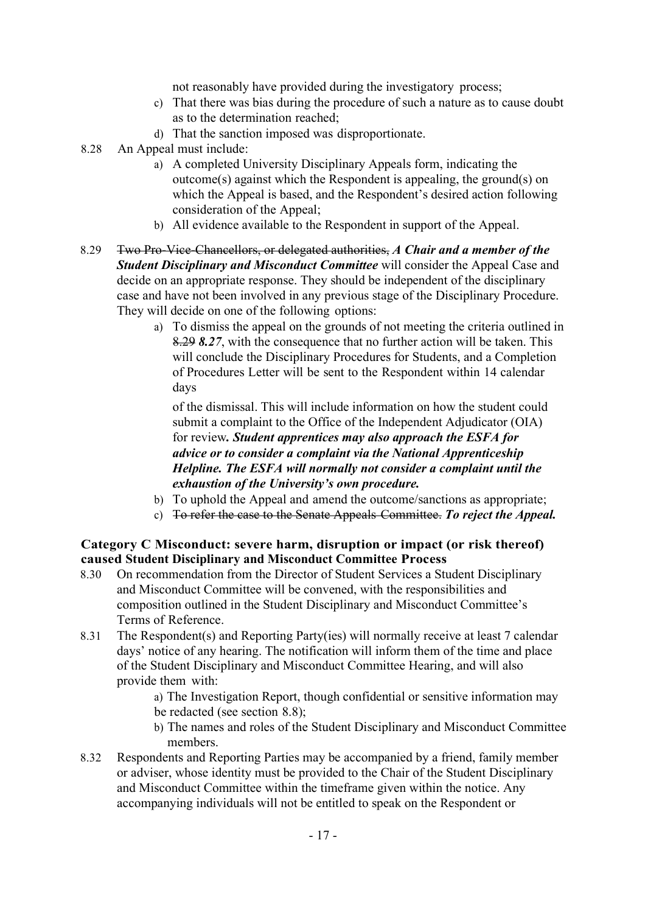not reasonably have provided during the investigatory process;

c) That there was bias during the procedure of such a nature as to cause doubt as to the determination reached;

d) That the sanction imposed was disproportionate.

8.28 An Appeal must include:

a) A completed University Disciplinary Appeals form, indicating the outcome(s) against which the Respondent is appealing, the ground(s) on which the Appeal is based, and the Respondent's desired action following consideration of the Appeal;

b) All evidence available to the Respondent in support of the Appeal.

8.29 ~~Two Pro-Vice-Chancellors, or delegated authorities,~~ ***A Chair and a member of the Student Disciplinary and Misconduct Committee*** will consider the Appeal Case and decide on an appropriate response. They should be independent of the disciplinary case and have not been involved in any previous stage of the Disciplinary Procedure. They will decide on one of the following options:

a) To dismiss the appeal on the grounds of not meeting the criteria outlined in ~~8.29~~ ***8.27***, with the consequence that no further action will be taken. This will conclude the Disciplinary Procedures for Students, and a Completion of Procedures Letter will be sent to the Respondent within 14 calendar days

of the dismissal. This will include information on how the student could submit a complaint to the Office of the Independent Adjudicator (OIA) for review***. Student apprentices may also approach the ESFA for advice or to consider a complaint via the National Apprenticeship Helpline. The ESFA will normally not consider a complaint until the exhaustion of the University's own procedure.***

b) To uphold the Appeal and amend the outcome/sanctions as appropriate;

c) ~~To refer the case to the Senate Appeals Committee.~~ ***To reject the Appeal.***

**Category C Misconduct: severe harm, disruption or impact (or risk thereof) caused Student Disciplinary and Misconduct Committee Process**

8.30 On recommendation from the Director of Student Services a Student Disciplinary and Misconduct Committee will be convened, with the responsibilities and composition outlined in the Student Disciplinary and Misconduct Committee's Terms of Reference.

8.31 The Respondent(s) and Reporting Party(ies) will normally receive at least 7 calendar days' notice of any hearing. The notification will inform them of the time and place of the Student Disciplinary and Misconduct Committee Hearing, and will also provide them with:

a) The Investigation Report, though confidential or sensitive information may be redacted (see section 8.8);

b) The names and roles of the Student Disciplinary and Misconduct Committee members.

8.32 Respondents and Reporting Parties may be accompanied by a friend, family member or adviser, whose identity must be provided to the Chair of the Student Disciplinary and Misconduct Committee within the timeframe given within the notice. Any accompanying individuals will not be entitled to speak on the Respondent or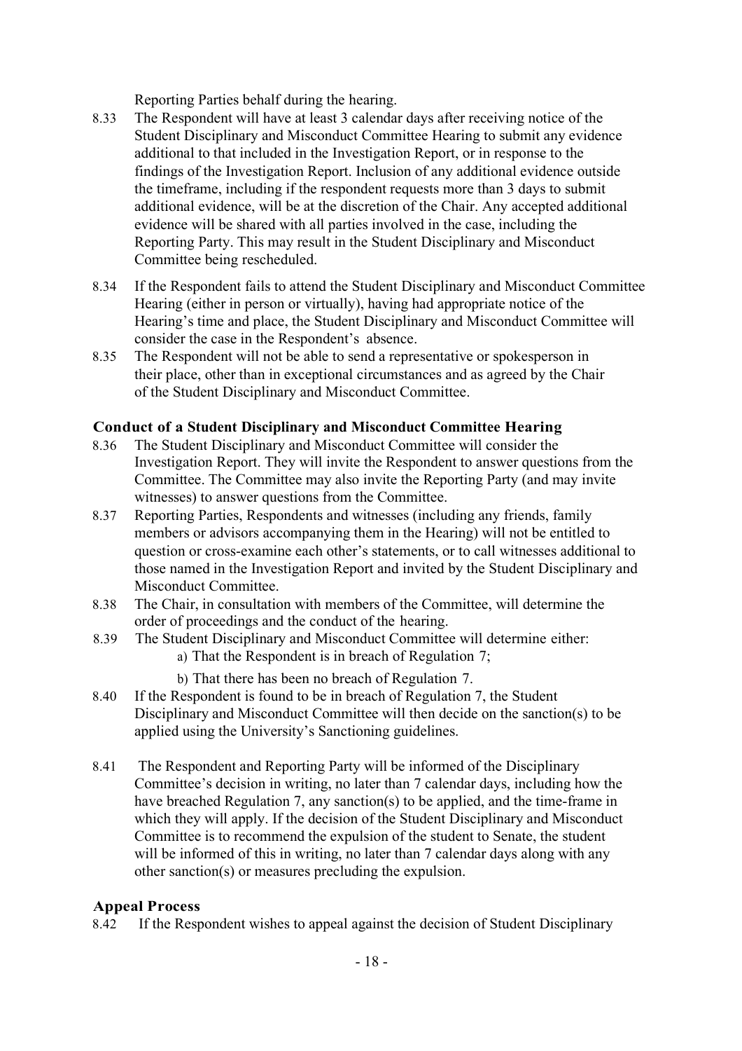Reporting Parties behalf during the hearing.

8.33 The Respondent will have at least 3 calendar days after receiving notice of the Student Disciplinary and Misconduct Committee Hearing to submit any evidence additional to that included in the Investigation Report, or in response to the findings of the Investigation Report. Inclusion of any additional evidence outside the timeframe, including if the respondent requests more than 3 days to submit additional evidence, will be at the discretion of the Chair. Any accepted additional evidence will be shared with all parties involved in the case, including the Reporting Party. This may result in the Student Disciplinary and Misconduct Committee being rescheduled.

8.34 If the Respondent fails to attend the Student Disciplinary and Misconduct Committee Hearing (either in person or virtually), having had appropriate notice of the Hearing's time and place, the Student Disciplinary and Misconduct Committee will consider the case in the Respondent's absence.

8.35 The Respondent will not be able to send a representative or spokesperson in their place, other than in exceptional circumstances and as agreed by the Chair of the Student Disciplinary and Misconduct Committee.

### Conduct of a Student Disciplinary and Misconduct Committee Hearing

8.36 The Student Disciplinary and Misconduct Committee will consider the Investigation Report. They will invite the Respondent to answer questions from the Committee. The Committee may also invite the Reporting Party (and may invite witnesses) to answer questions from the Committee.

8.37 Reporting Parties, Respondents and witnesses (including any friends, family members or advisors accompanying them in the Hearing) will not be entitled to question or cross-examine each other's statements, or to call witnesses additional to those named in the Investigation Report and invited by the Student Disciplinary and Misconduct Committee.

8.38 The Chair, in consultation with members of the Committee, will determine the order of proceedings and the conduct of the hearing.

8.39 The Student Disciplinary and Misconduct Committee will determine either:

a) That the Respondent is in breach of Regulation 7;

b) That there has been no breach of Regulation 7.

8.40 If the Respondent is found to be in breach of Regulation 7, the Student Disciplinary and Misconduct Committee will then decide on the sanction(s) to be applied using the University's Sanctioning guidelines.

8.41 The Respondent and Reporting Party will be informed of the Disciplinary Committee's decision in writing, no later than 7 calendar days, including how the have breached Regulation 7, any sanction(s) to be applied, and the time-frame in which they will apply. If the decision of the Student Disciplinary and Misconduct Committee is to recommend the expulsion of the student to Senate, the student will be informed of this in writing, no later than 7 calendar days along with any other sanction(s) or measures precluding the expulsion.

### Appeal Process

8.42 If the Respondent wishes to appeal against the decision of Student Disciplinary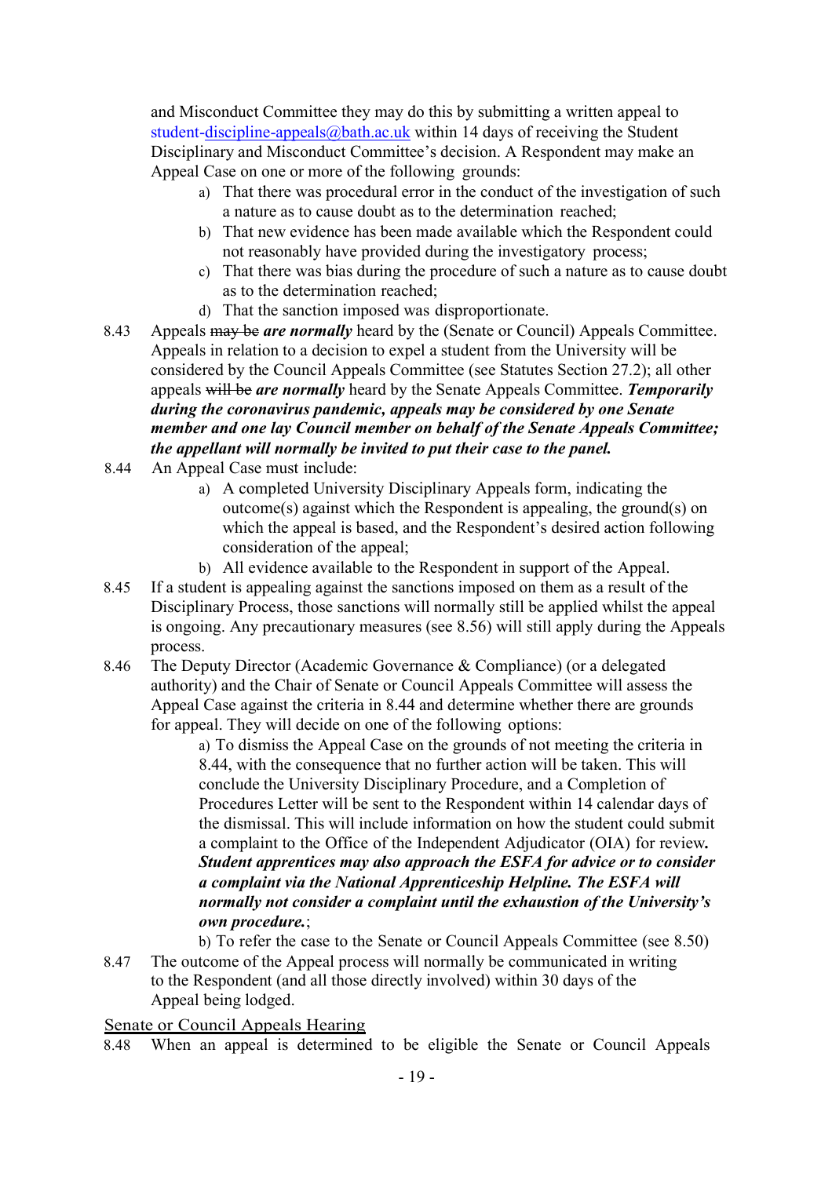and Misconduct Committee they may do this by submitting a written appeal to student-discipline-appeals@bath.ac.uk within 14 days of receiving the Student Disciplinary and Misconduct Committee's decision. A Respondent may make an Appeal Case on one or more of the following grounds:

a) That there was procedural error in the conduct of the investigation of such a nature as to cause doubt as to the determination reached;
b) That new evidence has been made available which the Respondent could not reasonably have provided during the investigatory process;
c) That there was bias during the procedure of such a nature as to cause doubt as to the determination reached;
d) That the sanction imposed was disproportionate.

8.43 Appeals ~~may be~~ ***are normally*** heard by the (Senate or Council) Appeals Committee. Appeals in relation to a decision to expel a student from the University will be considered by the Council Appeals Committee (see Statutes Section 27.2); all other appeals ~~will be~~ ***are normally*** heard by the Senate Appeals Committee. ***Temporarily during the coronavirus pandemic, appeals may be considered by one Senate member and one lay Council member on behalf of the Senate Appeals Committee; the appellant will normally be invited to put their case to the panel.***

8.44 An Appeal Case must include:

a) A completed University Disciplinary Appeals form, indicating the outcome(s) against which the Respondent is appealing, the ground(s) on which the appeal is based, and the Respondent's desired action following consideration of the appeal;
b) All evidence available to the Respondent in support of the Appeal.

8.45 If a student is appealing against the sanctions imposed on them as a result of the Disciplinary Process, those sanctions will normally still be applied whilst the appeal is ongoing. Any precautionary measures (see 8.56) will still apply during the Appeals process.

8.46 The Deputy Director (Academic Governance & Compliance) (or a delegated authority) and the Chair of Senate or Council Appeals Committee will assess the Appeal Case against the criteria in 8.44 and determine whether there are grounds for appeal. They will decide on one of the following options:

a) To dismiss the Appeal Case on the grounds of not meeting the criteria in 8.44, with the consequence that no further action will be taken. This will conclude the University Disciplinary Procedure, and a Completion of Procedures Letter will be sent to the Respondent within 14 calendar days of the dismissal. This will include information on how the student could submit a complaint to the Office of the Independent Adjudicator (OIA) for review**.** ***Student apprentices may also approach the ESFA for advice or to consider a complaint via the National Apprenticeship Helpline. The ESFA will normally not consider a complaint until the exhaustion of the University's own procedure.***;
b) To refer the case to the Senate or Council Appeals Committee (see 8.50)

8.47 The outcome of the Appeal process will normally be communicated in writing to the Respondent (and all those directly involved) within 30 days of the Appeal being lodged.

<u>Senate or Council Appeals Hearing</u>

8.48 When an appeal is determined to be eligible the Senate or Council Appeals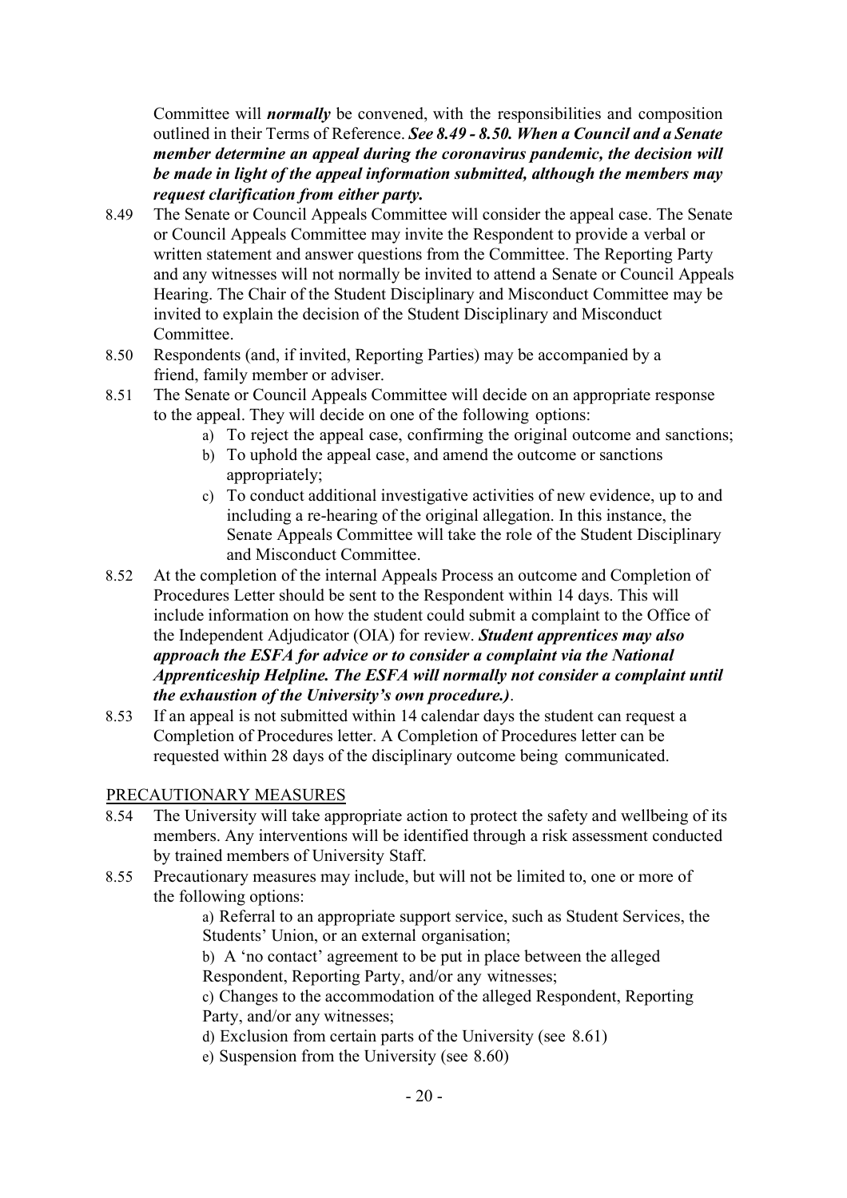Committee will ***normally*** be convened, with the responsibilities and composition outlined in their Terms of Reference. ***See 8.49 - 8.50. When a Council and a Senate member determine an appeal during the coronavirus pandemic, the decision will be made in light of the appeal information submitted, although the members may request clarification from either party.***

8.49 The Senate or Council Appeals Committee will consider the appeal case. The Senate or Council Appeals Committee may invite the Respondent to provide a verbal or written statement and answer questions from the Committee. The Reporting Party and any witnesses will not normally be invited to attend a Senate or Council Appeals Hearing. The Chair of the Student Disciplinary and Misconduct Committee may be invited to explain the decision of the Student Disciplinary and Misconduct Committee.

8.50 Respondents (and, if invited, Reporting Parties) may be accompanied by a friend, family member or adviser.

8.51 The Senate or Council Appeals Committee will decide on an appropriate response to the appeal. They will decide on one of the following options:

a) To reject the appeal case, confirming the original outcome and sanctions;
b) To uphold the appeal case, and amend the outcome or sanctions appropriately;
c) To conduct additional investigative activities of new evidence, up to and including a re-hearing of the original allegation. In this instance, the Senate Appeals Committee will take the role of the Student Disciplinary and Misconduct Committee.

8.52 At the completion of the internal Appeals Process an outcome and Completion of Procedures Letter should be sent to the Respondent within 14 days. This will include information on how the student could submit a complaint to the Office of the Independent Adjudicator (OIA) for review. ***Student apprentices may also approach the ESFA for advice or to consider a complaint via the National Apprenticeship Helpline. The ESFA will normally not consider a complaint until the exhaustion of the University's own procedure.)***.

8.53 If an appeal is not submitted within 14 calendar days the student can request a Completion of Procedures letter. A Completion of Procedures letter can be requested within 28 days of the disciplinary outcome being communicated.

PRECAUTIONARY MEASURES

8.54 The University will take appropriate action to protect the safety and wellbeing of its members. Any interventions will be identified through a risk assessment conducted by trained members of University Staff.

8.55 Precautionary measures may include, but will not be limited to, one or more of the following options:

a) Referral to an appropriate support service, such as Student Services, the Students' Union, or an external organisation;
b) A 'no contact' agreement to be put in place between the alleged Respondent, Reporting Party, and/or any witnesses;
c) Changes to the accommodation of the alleged Respondent, Reporting Party, and/or any witnesses;
d) Exclusion from certain parts of the University (see 8.61)
e) Suspension from the University (see 8.60)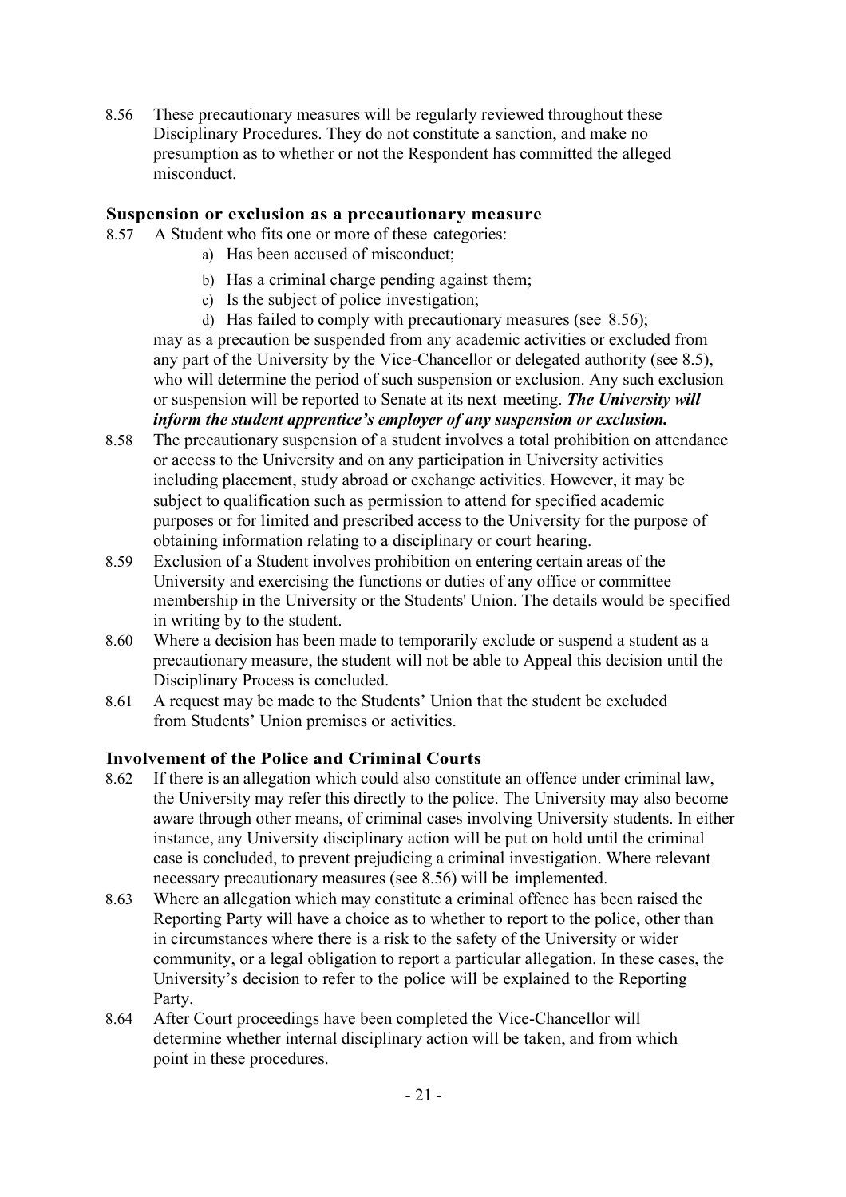8.56 These precautionary measures will be regularly reviewed throughout these Disciplinary Procedures. They do not constitute a sanction, and make no presumption as to whether or not the Respondent has committed the alleged misconduct.

### Suspension or exclusion as a precautionary measure

8.57 A Student who fits one or more of these categories:

a) Has been accused of misconduct;

b) Has a criminal charge pending against them;

c) Is the subject of police investigation;

d) Has failed to comply with precautionary measures (see 8.56);

may as a precaution be suspended from any academic activities or excluded from any part of the University by the Vice-Chancellor or delegated authority (see 8.5), who will determine the period of such suspension or exclusion. Any such exclusion or suspension will be reported to Senate at its next meeting. ***The University will inform the student apprentice's employer of any suspension or exclusion.***

8.58 The precautionary suspension of a student involves a total prohibition on attendance or access to the University and on any participation in University activities including placement, study abroad or exchange activities. However, it may be subject to qualification such as permission to attend for specified academic purposes or for limited and prescribed access to the University for the purpose of obtaining information relating to a disciplinary or court hearing.

8.59 Exclusion of a Student involves prohibition on entering certain areas of the University and exercising the functions or duties of any office or committee membership in the University or the Students' Union. The details would be specified in writing by to the student.

8.60 Where a decision has been made to temporarily exclude or suspend a student as a precautionary measure, the student will not be able to Appeal this decision until the Disciplinary Process is concluded.

8.61 A request may be made to the Students' Union that the student be excluded from Students' Union premises or activities.

### Involvement of the Police and Criminal Courts

8.62 If there is an allegation which could also constitute an offence under criminal law, the University may refer this directly to the police. The University may also become aware through other means, of criminal cases involving University students. In either instance, any University disciplinary action will be put on hold until the criminal case is concluded, to prevent prejudicing a criminal investigation. Where relevant necessary precautionary measures (see 8.56) will be implemented.

8.63 Where an allegation which may constitute a criminal offence has been raised the Reporting Party will have a choice as to whether to report to the police, other than in circumstances where there is a risk to the safety of the University or wider community, or a legal obligation to report a particular allegation. In these cases, the University's decision to refer to the police will be explained to the Reporting Party.

8.64 After Court proceedings have been completed the Vice-Chancellor will determine whether internal disciplinary action will be taken, and from which point in these procedures.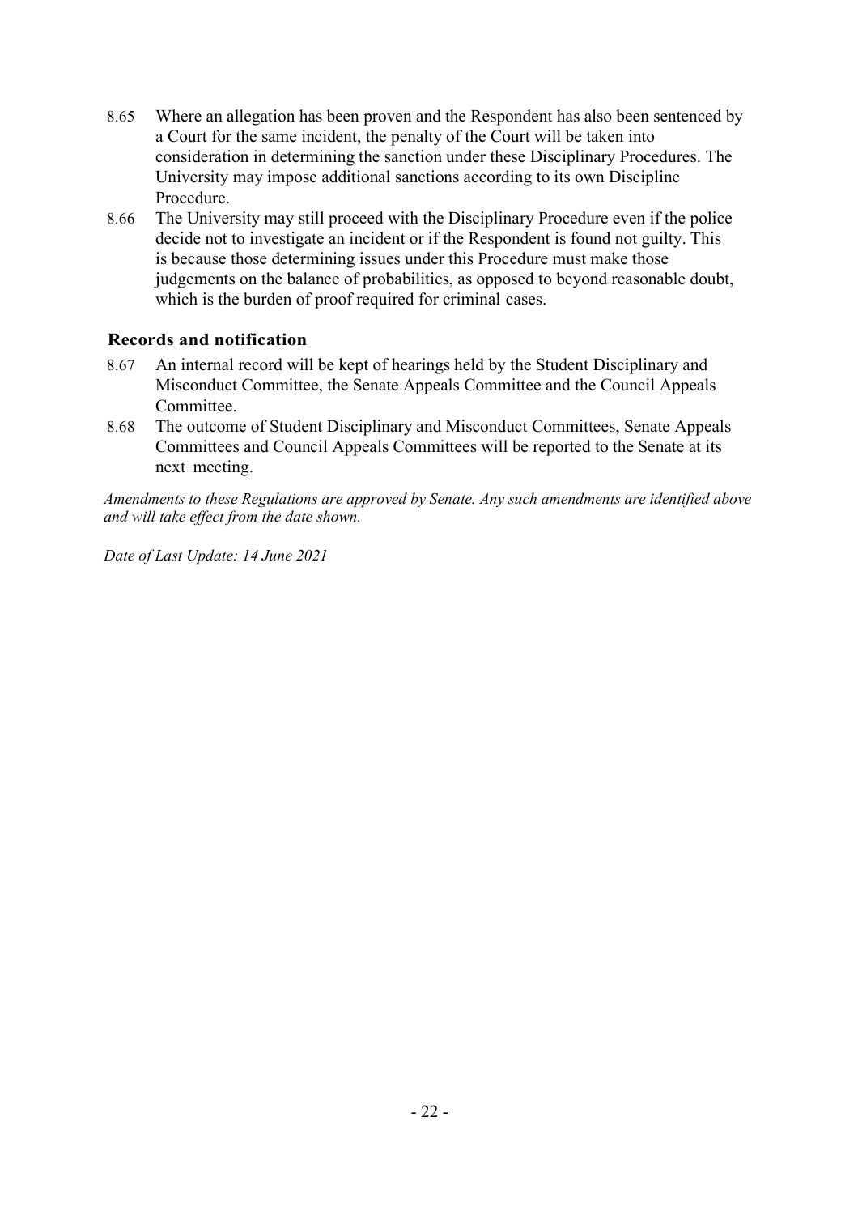8.65 Where an allegation has been proven and the Respondent has also been sentenced by a Court for the same incident, the penalty of the Court will be taken into consideration in determining the sanction under these Disciplinary Procedures. The University may impose additional sanctions according to its own Discipline Procedure.

8.66 The University may still proceed with the Disciplinary Procedure even if the police decide not to investigate an incident or if the Respondent is found not guilty. This is because those determining issues under this Procedure must make those judgements on the balance of probabilities, as opposed to beyond reasonable doubt, which is the burden of proof required for criminal cases.

### Records and notification

8.67 An internal record will be kept of hearings held by the Student Disciplinary and Misconduct Committee, the Senate Appeals Committee and the Council Appeals Committee.

8.68 The outcome of Student Disciplinary and Misconduct Committees, Senate Appeals Committees and Council Appeals Committees will be reported to the Senate at its next meeting.

*Amendments to these Regulations are approved by Senate. Any such amendments are identified above and will take effect from the date shown.*

*Date of Last Update: 14 June 2021*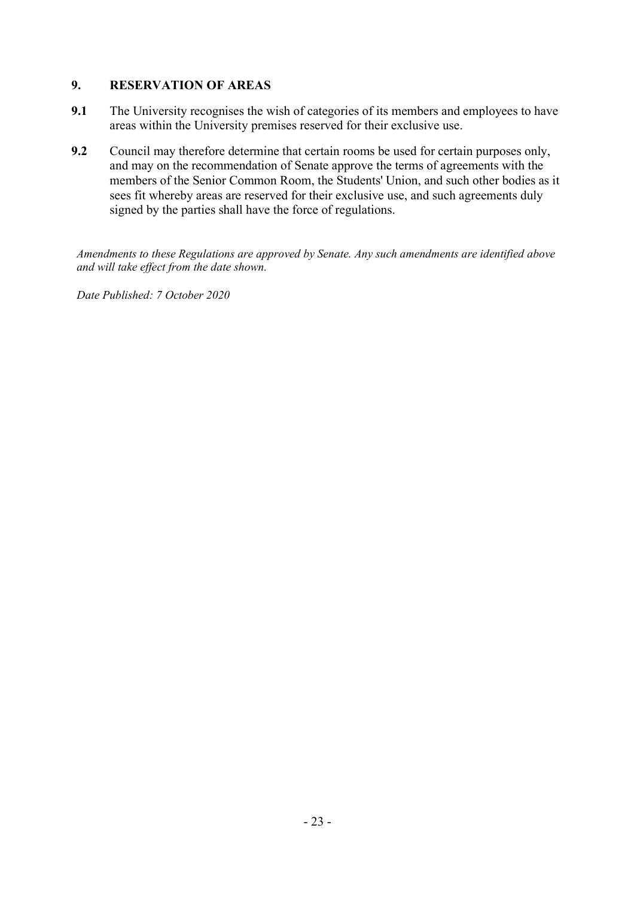## 9. RESERVATION OF AREAS

**9.1** The University recognises the wish of categories of its members and employees to have areas within the University premises reserved for their exclusive use.

**9.2** Council may therefore determine that certain rooms be used for certain purposes only, and may on the recommendation of Senate approve the terms of agreements with the members of the Senior Common Room, the Students' Union, and such other bodies as it sees fit whereby areas are reserved for their exclusive use, and such agreements duly signed by the parties shall have the force of regulations.

*Amendments to these Regulations are approved by Senate. Any such amendments are identified above and will take effect from the date shown.*

*Date Published: 7 October 2020*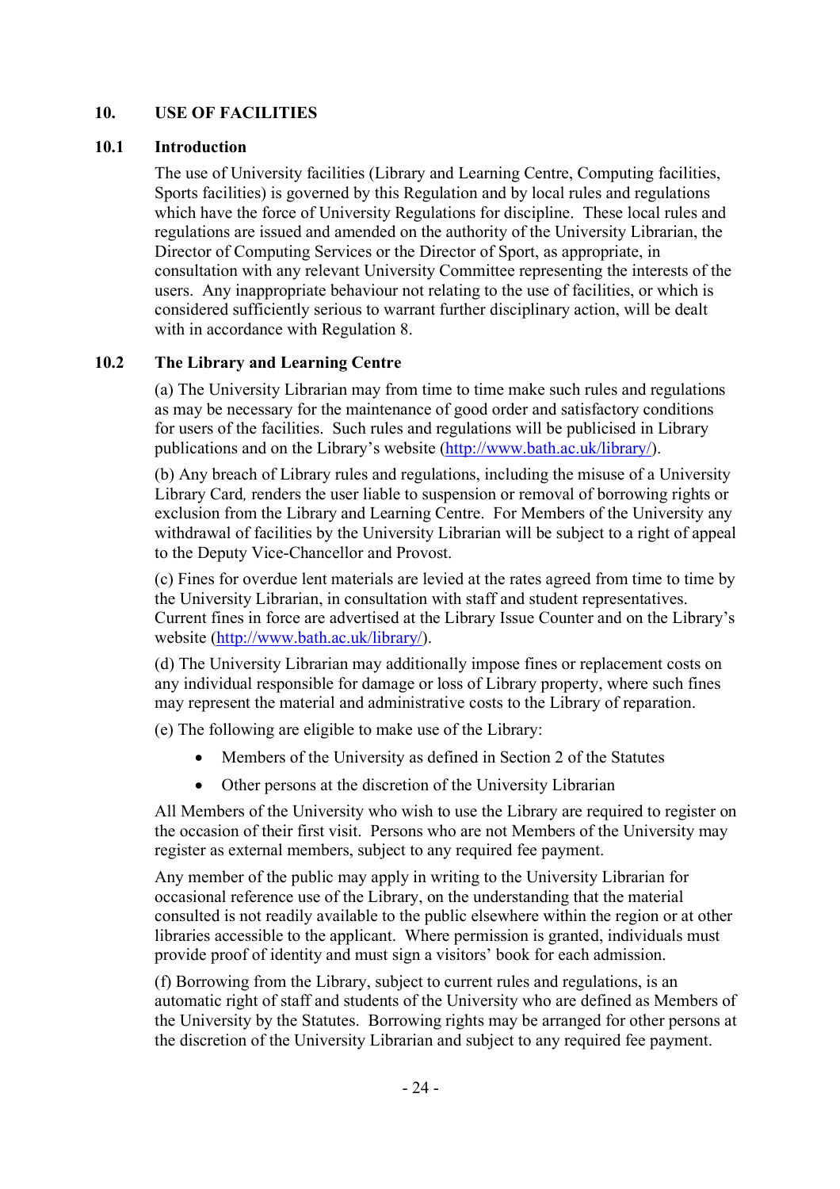## 10. USE OF FACILITIES

### 10.1 Introduction

The use of University facilities (Library and Learning Centre, Computing facilities, Sports facilities) is governed by this Regulation and by local rules and regulations which have the force of University Regulations for discipline. These local rules and regulations are issued and amended on the authority of the University Librarian, the Director of Computing Services or the Director of Sport, as appropriate, in consultation with any relevant University Committee representing the interests of the users. Any inappropriate behaviour not relating to the use of facilities, or which is considered sufficiently serious to warrant further disciplinary action, will be dealt with in accordance with Regulation 8.

### 10.2 The Library and Learning Centre

(a) The University Librarian may from time to time make such rules and regulations as may be necessary for the maintenance of good order and satisfactory conditions for users of the facilities. Such rules and regulations will be publicised in Library publications and on the Library's website (http://www.bath.ac.uk/library/).

(b) Any breach of Library rules and regulations, including the misuse of a University Library Card*,* renders the user liable to suspension or removal of borrowing rights or exclusion from the Library and Learning Centre. For Members of the University any withdrawal of facilities by the University Librarian will be subject to a right of appeal to the Deputy Vice-Chancellor and Provost.

(c) Fines for overdue lent materials are levied at the rates agreed from time to time by the University Librarian, in consultation with staff and student representatives. Current fines in force are advertised at the Library Issue Counter and on the Library's website (http://www.bath.ac.uk/library/).

(d) The University Librarian may additionally impose fines or replacement costs on any individual responsible for damage or loss of Library property, where such fines may represent the material and administrative costs to the Library of reparation.

(e) The following are eligible to make use of the Library:

- Members of the University as defined in Section 2 of the Statutes
- Other persons at the discretion of the University Librarian

All Members of the University who wish to use the Library are required to register on the occasion of their first visit. Persons who are not Members of the University may register as external members, subject to any required fee payment.

Any member of the public may apply in writing to the University Librarian for occasional reference use of the Library, on the understanding that the material consulted is not readily available to the public elsewhere within the region or at other libraries accessible to the applicant. Where permission is granted, individuals must provide proof of identity and must sign a visitors' book for each admission.

(f) Borrowing from the Library, subject to current rules and regulations, is an automatic right of staff and students of the University who are defined as Members of the University by the Statutes. Borrowing rights may be arranged for other persons at the discretion of the University Librarian and subject to any required fee payment.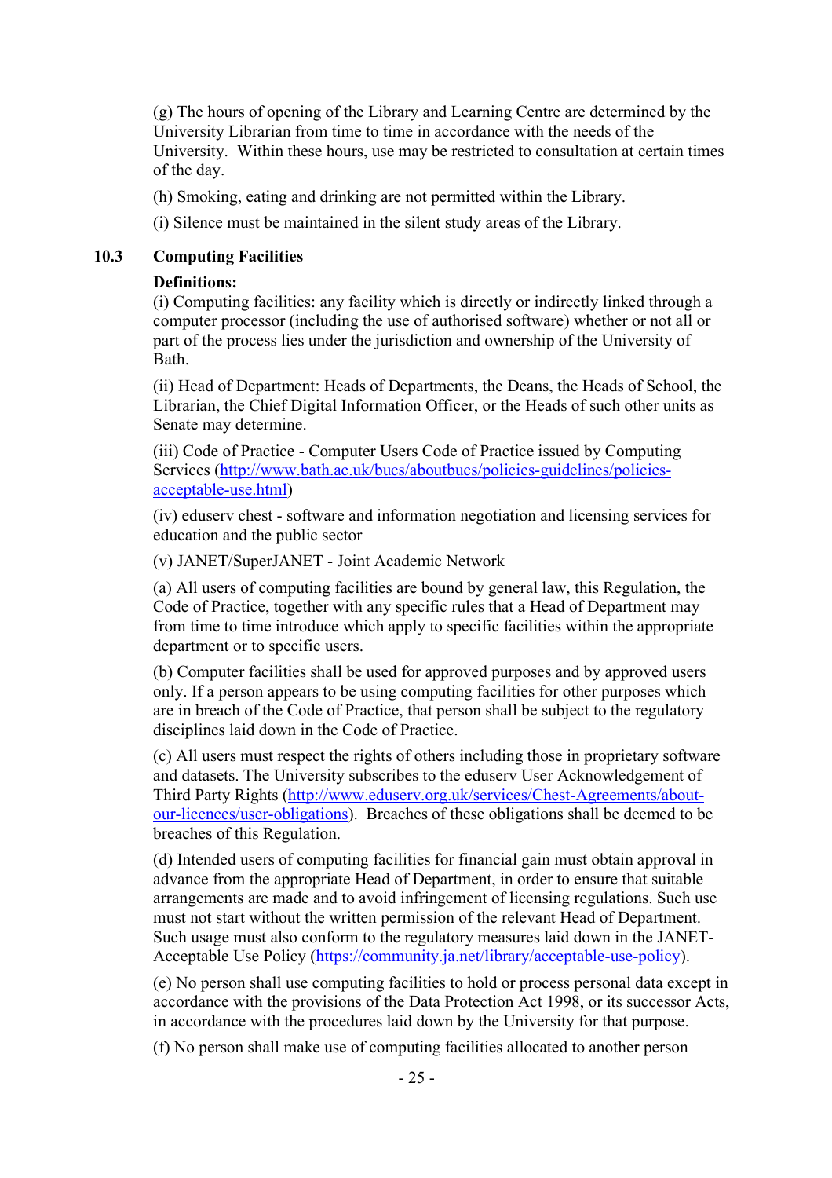(g) The hours of opening of the Library and Learning Centre are determined by the University Librarian from time to time in accordance with the needs of the University. Within these hours, use may be restricted to consultation at certain times of the day.

(h) Smoking, eating and drinking are not permitted within the Library.

(i) Silence must be maintained in the silent study areas of the Library.

### 10.3 Computing Facilities

**Definitions:**

(i) Computing facilities: any facility which is directly or indirectly linked through a computer processor (including the use of authorised software) whether or not all or part of the process lies under the jurisdiction and ownership of the University of Bath.

(ii) Head of Department: Heads of Departments, the Deans, the Heads of School, the Librarian, the Chief Digital Information Officer, or the Heads of such other units as Senate may determine.

(iii) Code of Practice - Computer Users Code of Practice issued by Computing Services (http://www.bath.ac.uk/bucs/aboutbucs/policies-guidelines/policies-acceptable-use.html)

(iv) eduserv chest - software and information negotiation and licensing services for education and the public sector

(v) JANET/SuperJANET - Joint Academic Network

(a) All users of computing facilities are bound by general law, this Regulation, the Code of Practice, together with any specific rules that a Head of Department may from time to time introduce which apply to specific facilities within the appropriate department or to specific users.

(b) Computer facilities shall be used for approved purposes and by approved users only. If a person appears to be using computing facilities for other purposes which are in breach of the Code of Practice, that person shall be subject to the regulatory disciplines laid down in the Code of Practice.

(c) All users must respect the rights of others including those in proprietary software and datasets. The University subscribes to the eduserv User Acknowledgement of Third Party Rights (http://www.eduserv.org.uk/services/Chest-Agreements/about-our-licences/user-obligations). Breaches of these obligations shall be deemed to be breaches of this Regulation.

(d) Intended users of computing facilities for financial gain must obtain approval in advance from the appropriate Head of Department, in order to ensure that suitable arrangements are made and to avoid infringement of licensing regulations. Such use must not start without the written permission of the relevant Head of Department. Such usage must also conform to the regulatory measures laid down in the JANET-Acceptable Use Policy (https://community.ja.net/library/acceptable-use-policy).

(e) No person shall use computing facilities to hold or process personal data except in accordance with the provisions of the Data Protection Act 1998, or its successor Acts, in accordance with the procedures laid down by the University for that purpose.

(f) No person shall make use of computing facilities allocated to another person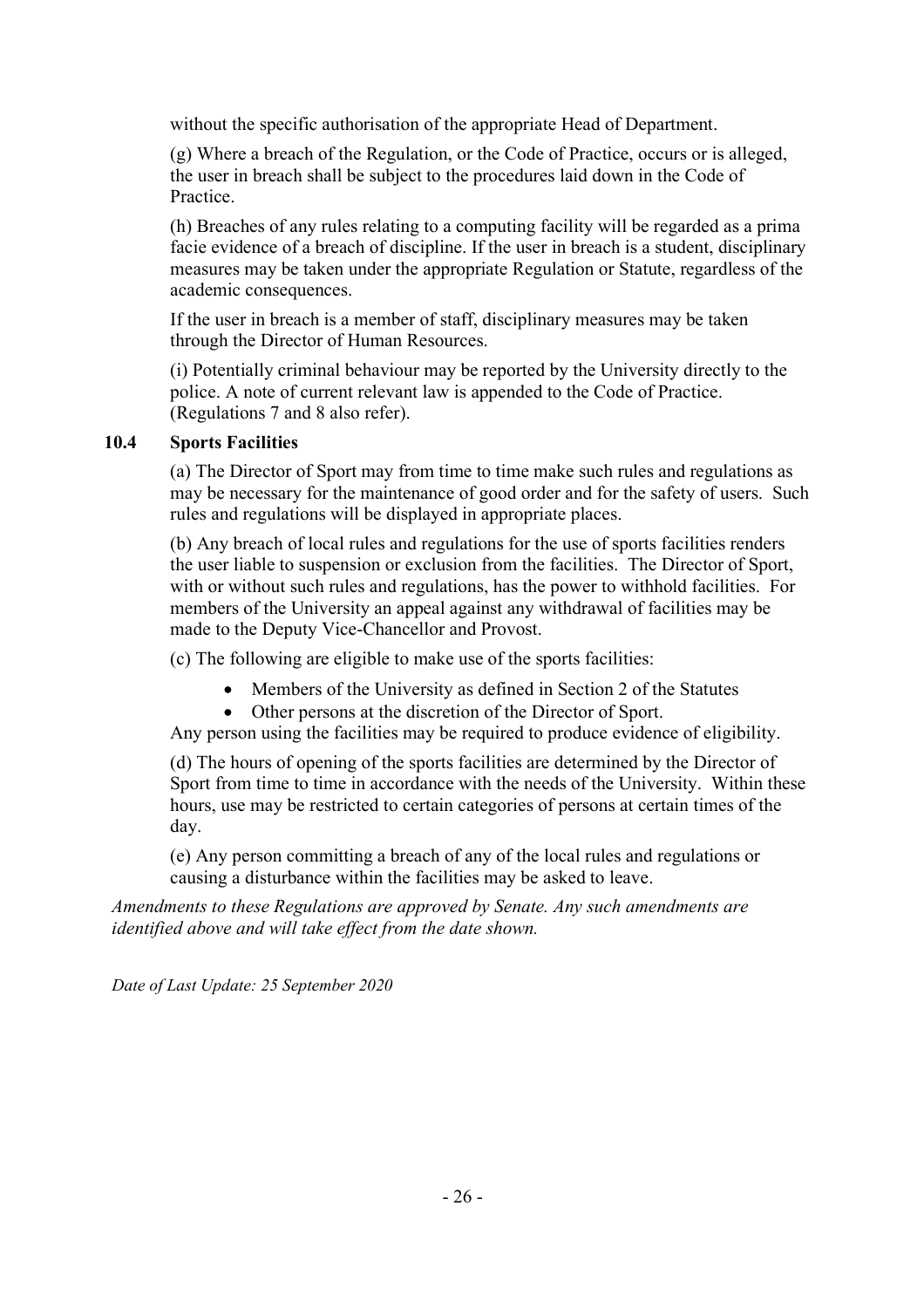without the specific authorisation of the appropriate Head of Department.

(g) Where a breach of the Regulation, or the Code of Practice, occurs or is alleged, the user in breach shall be subject to the procedures laid down in the Code of Practice.

(h) Breaches of any rules relating to a computing facility will be regarded as a prima facie evidence of a breach of discipline. If the user in breach is a student, disciplinary measures may be taken under the appropriate Regulation or Statute, regardless of the academic consequences.

If the user in breach is a member of staff, disciplinary measures may be taken through the Director of Human Resources.

(i) Potentially criminal behaviour may be reported by the University directly to the police. A note of current relevant law is appended to the Code of Practice. (Regulations 7 and 8 also refer).

### 10.4 Sports Facilities

(a) The Director of Sport may from time to time make such rules and regulations as may be necessary for the maintenance of good order and for the safety of users. Such rules and regulations will be displayed in appropriate places.

(b) Any breach of local rules and regulations for the use of sports facilities renders the user liable to suspension or exclusion from the facilities. The Director of Sport, with or without such rules and regulations, has the power to withhold facilities. For members of the University an appeal against any withdrawal of facilities may be made to the Deputy Vice-Chancellor and Provost.

(c) The following are eligible to make use of the sports facilities:

- Members of the University as defined in Section 2 of the Statutes
- Other persons at the discretion of the Director of Sport.

Any person using the facilities may be required to produce evidence of eligibility.

(d) The hours of opening of the sports facilities are determined by the Director of Sport from time to time in accordance with the needs of the University. Within these hours, use may be restricted to certain categories of persons at certain times of the day.

(e) Any person committing a breach of any of the local rules and regulations or causing a disturbance within the facilities may be asked to leave.

*Amendments to these Regulations are approved by Senate. Any such amendments are identified above and will take effect from the date shown.*

*Date of Last Update: 25 September 2020*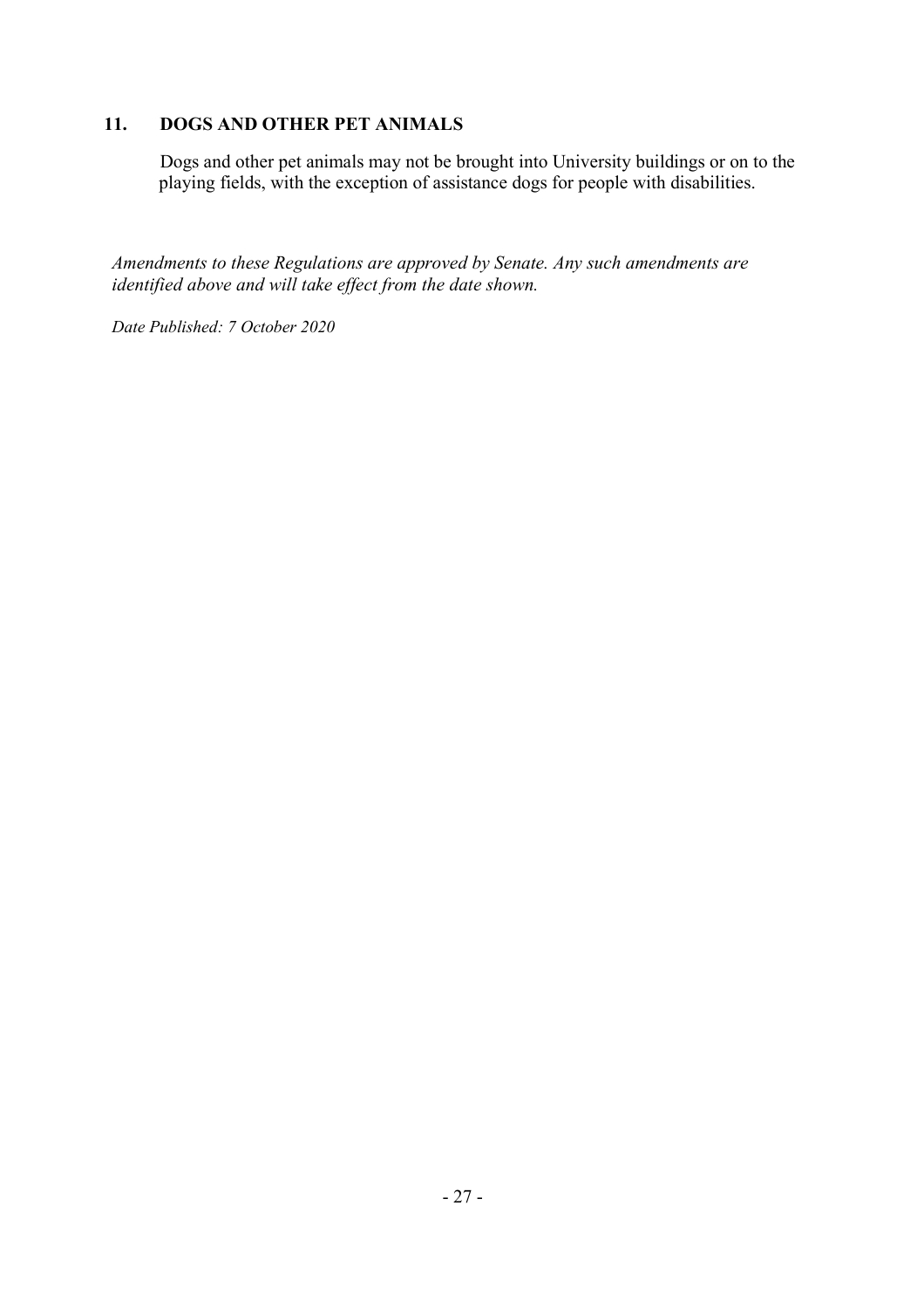## 11. DOGS AND OTHER PET ANIMALS

Dogs and other pet animals may not be brought into University buildings or on to the playing fields, with the exception of assistance dogs for people with disabilities.

*Amendments to these Regulations are approved by Senate. Any such amendments are identified above and will take effect from the date shown.*

*Date Published: 7 October 2020*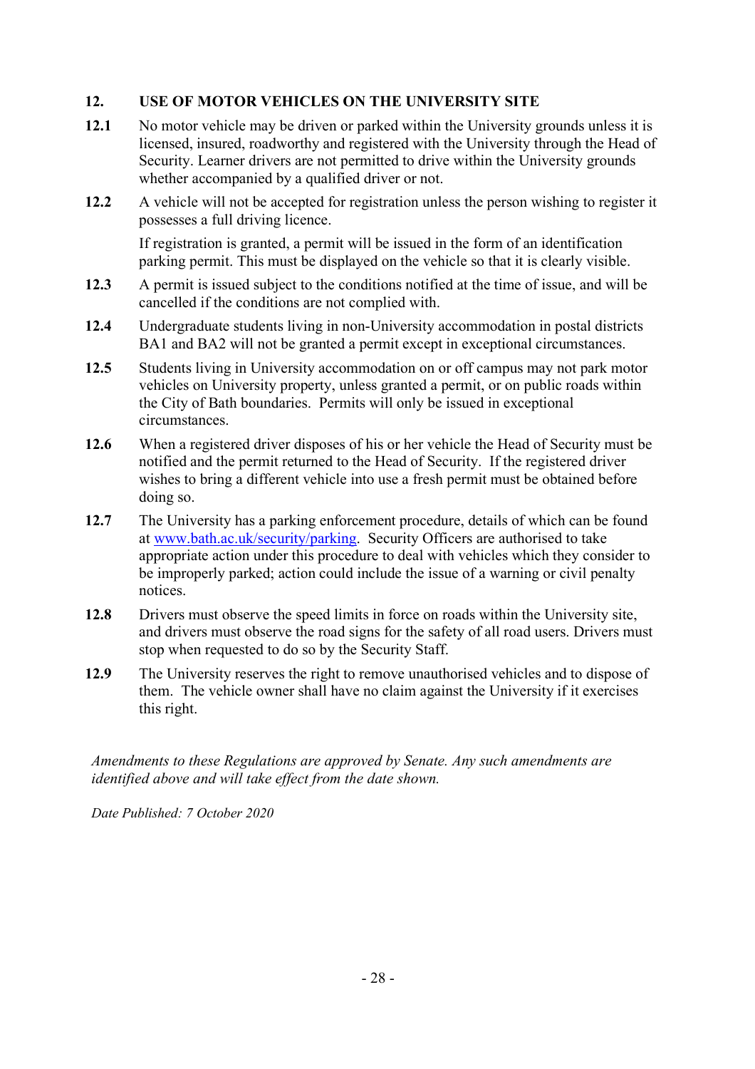## 12. USE OF MOTOR VEHICLES ON THE UNIVERSITY SITE

**12.1** No motor vehicle may be driven or parked within the University grounds unless it is licensed, insured, roadworthy and registered with the University through the Head of Security. Learner drivers are not permitted to drive within the University grounds whether accompanied by a qualified driver or not.

**12.2** A vehicle will not be accepted for registration unless the person wishing to register it possesses a full driving licence.

If registration is granted, a permit will be issued in the form of an identification parking permit. This must be displayed on the vehicle so that it is clearly visible.

**12.3** A permit is issued subject to the conditions notified at the time of issue, and will be cancelled if the conditions are not complied with.

**12.4** Undergraduate students living in non-University accommodation in postal districts BA1 and BA2 will not be granted a permit except in exceptional circumstances.

**12.5** Students living in University accommodation on or off campus may not park motor vehicles on University property, unless granted a permit, or on public roads within the City of Bath boundaries. Permits will only be issued in exceptional circumstances.

**12.6** When a registered driver disposes of his or her vehicle the Head of Security must be notified and the permit returned to the Head of Security. If the registered driver wishes to bring a different vehicle into use a fresh permit must be obtained before doing so.

**12.7** The University has a parking enforcement procedure, details of which can be found at [www.bath.ac.uk/security/parking](http://www.bath.ac.uk/security/parking). Security Officers are authorised to take appropriate action under this procedure to deal with vehicles which they consider to be improperly parked; action could include the issue of a warning or civil penalty notices.

**12.8** Drivers must observe the speed limits in force on roads within the University site, and drivers must observe the road signs for the safety of all road users. Drivers must stop when requested to do so by the Security Staff.

**12.9** The University reserves the right to remove unauthorised vehicles and to dispose of them. The vehicle owner shall have no claim against the University if it exercises this right.

*Amendments to these Regulations are approved by Senate. Any such amendments are identified above and will take effect from the date shown.*

*Date Published: 7 October 2020*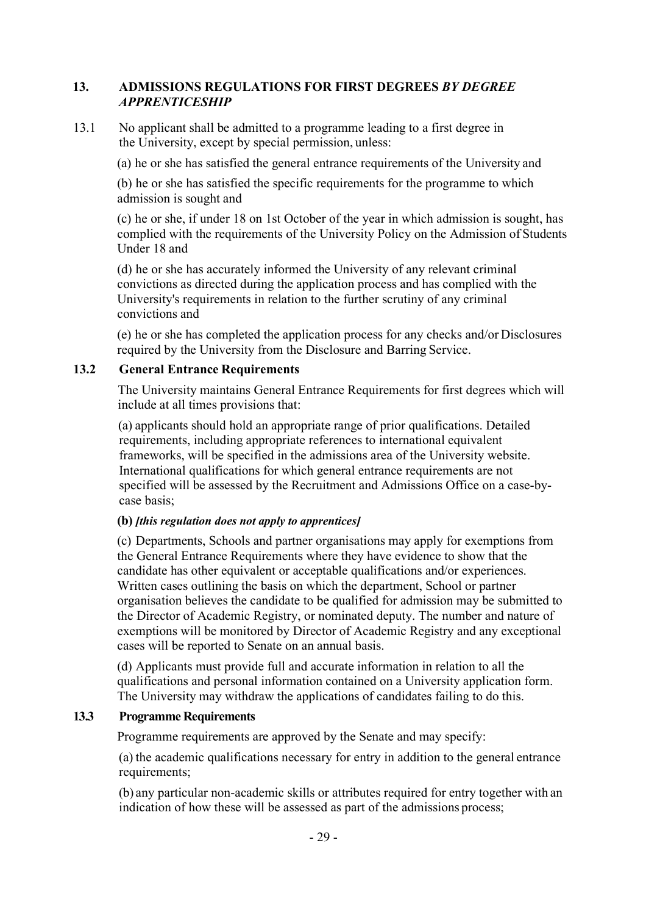## 13. ADMISSIONS REGULATIONS FOR FIRST DEGREES *BY DEGREE APPRENTICESHIP*

13.1 No applicant shall be admitted to a programme leading to a first degree in the University, except by special permission, unless:

(a) he or she has satisfied the general entrance requirements of the University and

(b) he or she has satisfied the specific requirements for the programme to which admission is sought and

(c) he or she, if under 18 on 1st October of the year in which admission is sought, has complied with the requirements of the University Policy on the Admission of Students Under 18 and

(d) he or she has accurately informed the University of any relevant criminal convictions as directed during the application process and has complied with the University's requirements in relation to the further scrutiny of any criminal convictions and

(e) he or she has completed the application process for any checks and/or Disclosures required by the University from the Disclosure and Barring Service.

### 13.2 General Entrance Requirements

The University maintains General Entrance Requirements for first degrees which will include at all times provisions that:

(a) applicants should hold an appropriate range of prior qualifications. Detailed requirements, including appropriate references to international equivalent frameworks, will be specified in the admissions area of the University website. International qualifications for which general entrance requirements are not specified will be assessed by the Recruitment and Admissions Office on a case-by-case basis;

**(b)** ***[this regulation does not apply to apprentices]***

(c) Departments, Schools and partner organisations may apply for exemptions from the General Entrance Requirements where they have evidence to show that the candidate has other equivalent or acceptable qualifications and/or experiences. Written cases outlining the basis on which the department, School or partner organisation believes the candidate to be qualified for admission may be submitted to the Director of Academic Registry, or nominated deputy. The number and nature of exemptions will be monitored by Director of Academic Registry and any exceptional cases will be reported to Senate on an annual basis.

(d) Applicants must provide full and accurate information in relation to all the qualifications and personal information contained on a University application form. The University may withdraw the applications of candidates failing to do this.

### 13.3 Programme Requirements

Programme requirements are approved by the Senate and may specify:

(a) the academic qualifications necessary for entry in addition to the general entrance requirements;

(b) any particular non-academic skills or attributes required for entry together with an indication of how these will be assessed as part of the admissions process;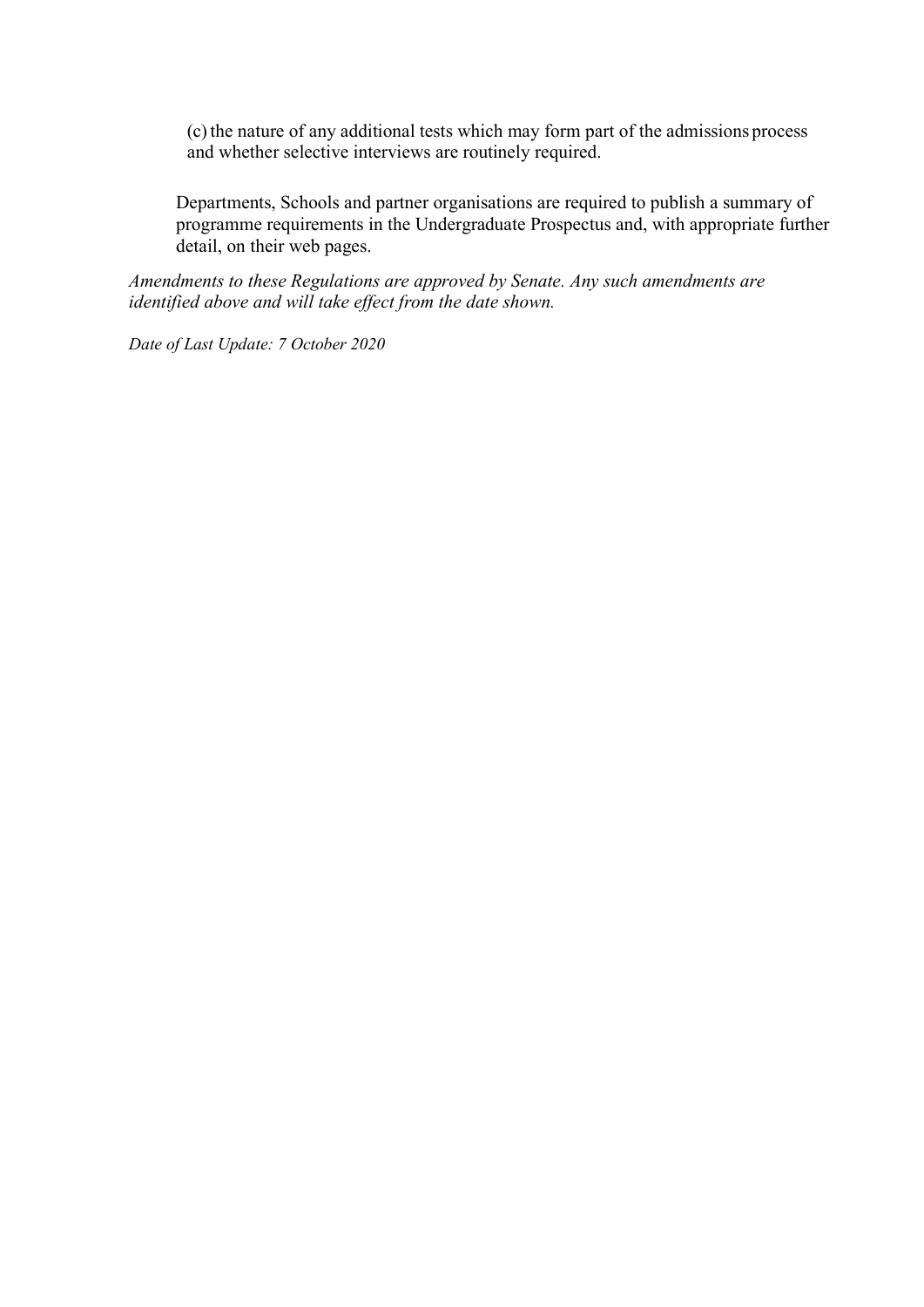(c) the nature of any additional tests which may form part of the admissions process and whether selective interviews are routinely required.

Departments, Schools and partner organisations are required to publish a summary of programme requirements in the Undergraduate Prospectus and, with appropriate further detail, on their web pages.

*Amendments to these Regulations are approved by Senate. Any such amendments are identified above and will take effect from the date shown.*

*Date of Last Update: 7 October 2020*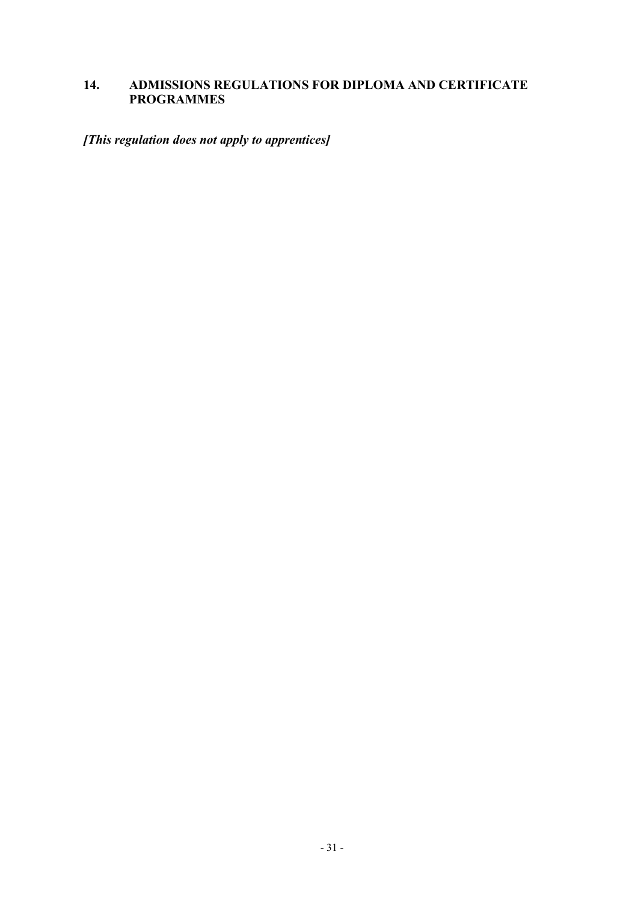## 14. ADMISSIONS REGULATIONS FOR DIPLOMA AND CERTIFICATE PROGRAMMES

***[This regulation does not apply to apprentices]***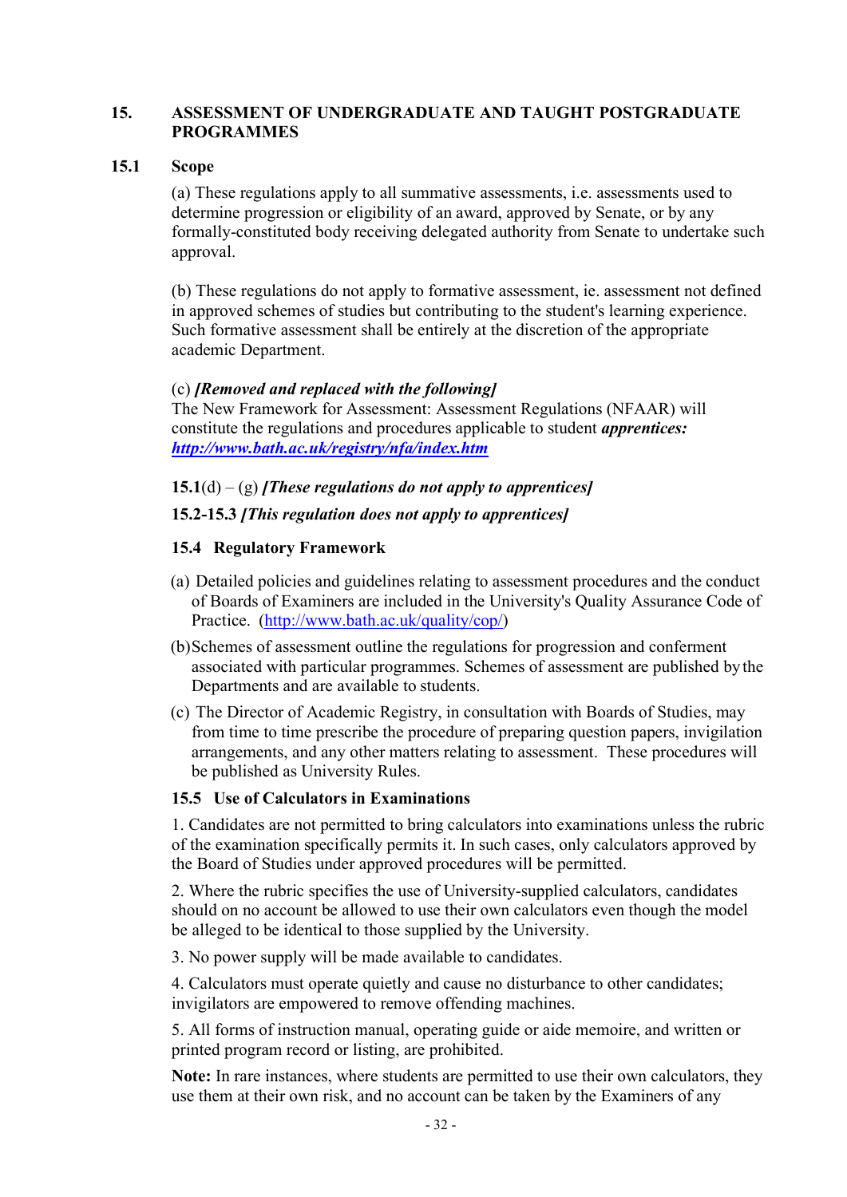## 15. ASSESSMENT OF UNDERGRADUATE AND TAUGHT POSTGRADUATE PROGRAMMES

### 15.1 Scope

(a) These regulations apply to all summative assessments, i.e. assessments used to determine progression or eligibility of an award, approved by Senate, or by any formally-constituted body receiving delegated authority from Senate to undertake such approval.

(b) These regulations do not apply to formative assessment, ie. assessment not defined in approved schemes of studies but contributing to the student's learning experience. Such formative assessment shall be entirely at the discretion of the appropriate academic Department.

(c) ***[Removed and replaced with the following]***
The New Framework for Assessment: Assessment Regulations (NFAAR) will constitute the regulations and procedures applicable to student ***apprentices:*** ***http://www.bath.ac.uk/registry/nfa/index.htm***

**15.1**(d) – (g) ***[These regulations do not apply to apprentices]***

**15.2-15.3** ***[This regulation does not apply to apprentices]***

### 15.4 Regulatory Framework

(a) Detailed policies and guidelines relating to assessment procedures and the conduct of Boards of Examiners are included in the University's Quality Assurance Code of Practice. (http://www.bath.ac.uk/quality/cop/)

(b) Schemes of assessment outline the regulations for progression and conferment associated with particular programmes. Schemes of assessment are published by the Departments and are available to students.

(c) The Director of Academic Registry, in consultation with Boards of Studies, may from time to time prescribe the procedure of preparing question papers, invigilation arrangements, and any other matters relating to assessment. These procedures will be published as University Rules.

### 15.5 Use of Calculators in Examinations

1. Candidates are not permitted to bring calculators into examinations unless the rubric of the examination specifically permits it. In such cases, only calculators approved by the Board of Studies under approved procedures will be permitted.

2. Where the rubric specifies the use of University-supplied calculators, candidates should on no account be allowed to use their own calculators even though the model be alleged to be identical to those supplied by the University.

3. No power supply will be made available to candidates.

4. Calculators must operate quietly and cause no disturbance to other candidates; invigilators are empowered to remove offending machines.

5. All forms of instruction manual, operating guide or aide memoire, and written or printed program record or listing, are prohibited.

**Note:** In rare instances, where students are permitted to use their own calculators, they use them at their own risk, and no account can be taken by the Examiners of any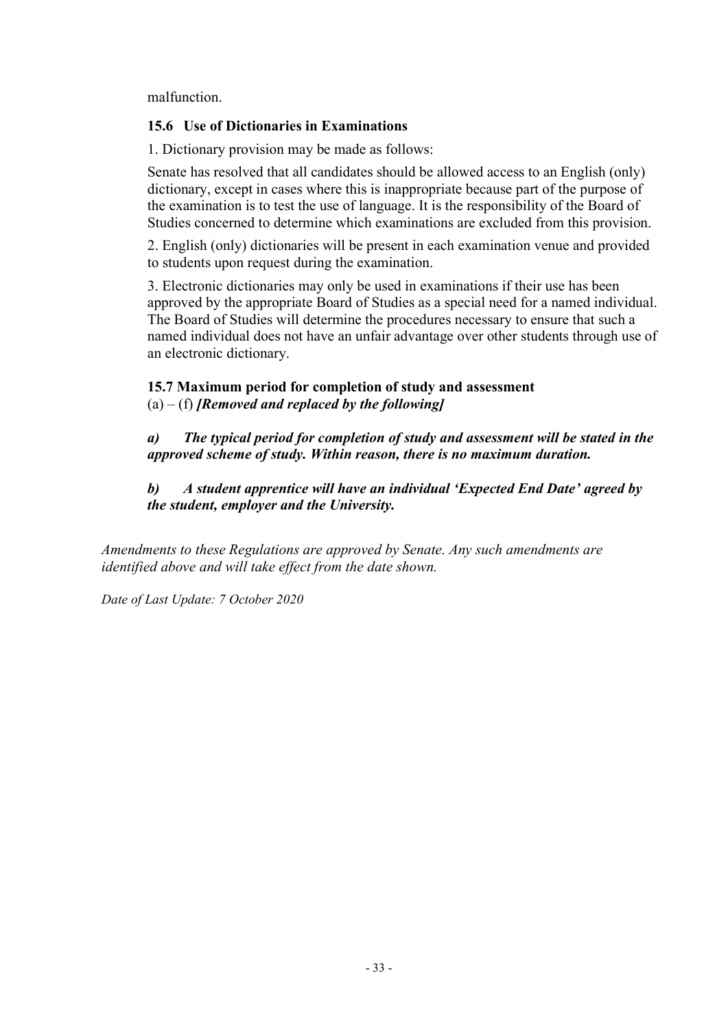malfunction.

### 15.6 Use of Dictionaries in Examinations

1. Dictionary provision may be made as follows:

Senate has resolved that all candidates should be allowed access to an English (only) dictionary, except in cases where this is inappropriate because part of the purpose of the examination is to test the use of language. It is the responsibility of the Board of Studies concerned to determine which examinations are excluded from this provision.

2. English (only) dictionaries will be present in each examination venue and provided to students upon request during the examination.

3. Electronic dictionaries may only be used in examinations if their use has been approved by the appropriate Board of Studies as a special need for a named individual. The Board of Studies will determine the procedures necessary to ensure that such a named individual does not have an unfair advantage over other students through use of an electronic dictionary.

### 15.7 Maximum period for completion of study and assessment

(a) – (f) ***[Removed and replaced by the following]***

***a) The typical period for completion of study and assessment will be stated in the approved scheme of study. Within reason, there is no maximum duration.***

***b) A student apprentice will have an individual 'Expected End Date' agreed by the student, employer and the University.***

*Amendments to these Regulations are approved by Senate. Any such amendments are identified above and will take effect from the date shown.*

*Date of Last Update: 7 October 2020*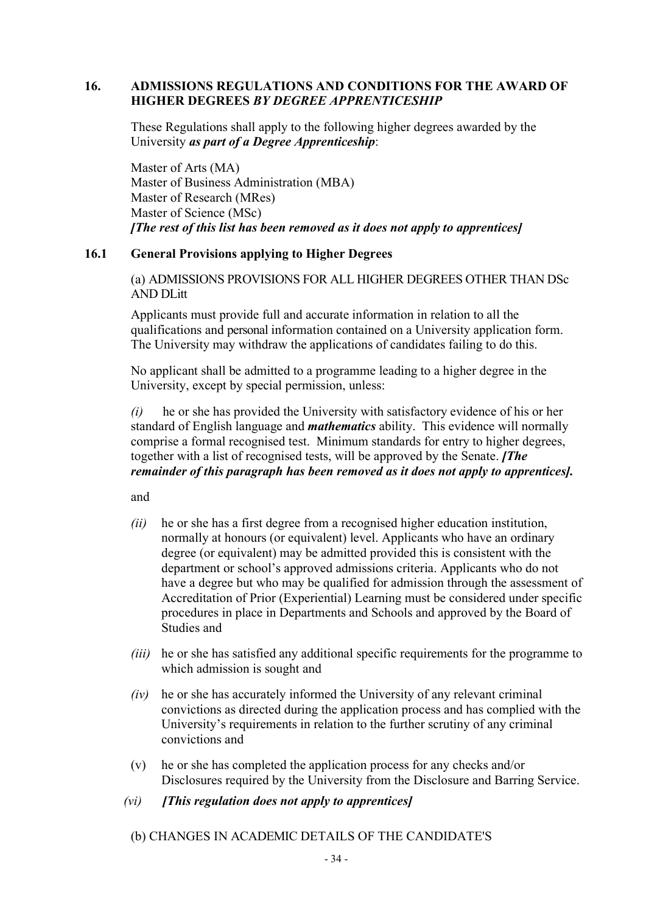## 16. ADMISSIONS REGULATIONS AND CONDITIONS FOR THE AWARD OF HIGHER DEGREES *BY DEGREE APPRENTICESHIP*

These Regulations shall apply to the following higher degrees awarded by the University ***as part of a Degree Apprenticeship***:

Master of Arts (MA)
Master of Business Administration (MBA)
Master of Research (MRes)
Master of Science (MSc)
***[The rest of this list has been removed as it does not apply to apprentices]***

### 16.1 General Provisions applying to Higher Degrees

(a) ADMISSIONS PROVISIONS FOR ALL HIGHER DEGREES OTHER THAN DSc AND DLitt

Applicants must provide full and accurate information in relation to all the qualifications and personal information contained on a University application form. The University may withdraw the applications of candidates failing to do this.

No applicant shall be admitted to a programme leading to a higher degree in the University, except by special permission, unless:

*(i)* he or she has provided the University with satisfactory evidence of his or her standard of English language and ***mathematics*** ability. This evidence will normally comprise a formal recognised test. Minimum standards for entry to higher degrees, together with a list of recognised tests, will be approved by the Senate. ***[The remainder of this paragraph has been removed as it does not apply to apprentices].***

and

*(ii)* he or she has a first degree from a recognised higher education institution, normally at honours (or equivalent) level. Applicants who have an ordinary degree (or equivalent) may be admitted provided this is consistent with the department or school's approved admissions criteria. Applicants who do not have a degree but who may be qualified for admission through the assessment of Accreditation of Prior (Experiential) Learning must be considered under specific procedures in place in Departments and Schools and approved by the Board of Studies and

*(iii)* he or she has satisfied any additional specific requirements for the programme to which admission is sought and

*(iv)* he or she has accurately informed the University of any relevant criminal convictions as directed during the application process and has complied with the University's requirements in relation to the further scrutiny of any criminal convictions and

(v) he or she has completed the application process for any checks and/or Disclosures required by the University from the Disclosure and Barring Service.

*(vi)* ***[This regulation does not apply to apprentices]***

(b) CHANGES IN ACADEMIC DETAILS OF THE CANDIDATE'S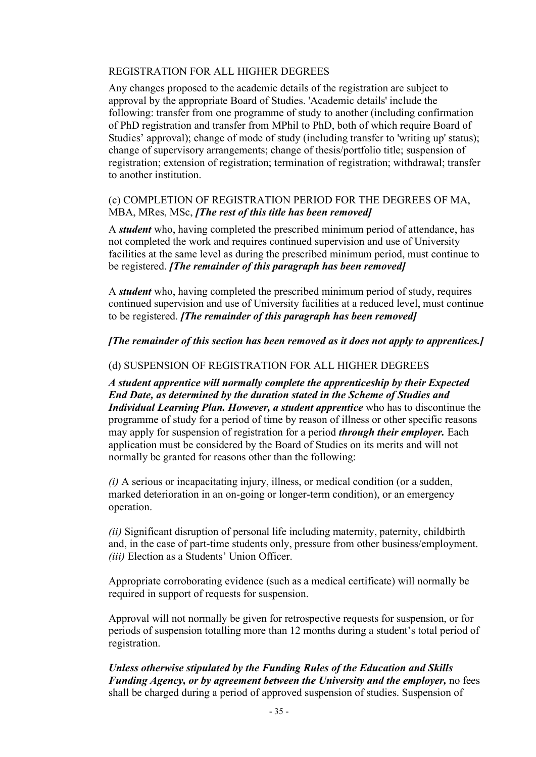REGISTRATION FOR ALL HIGHER DEGREES

Any changes proposed to the academic details of the registration are subject to approval by the appropriate Board of Studies. 'Academic details' include the following: transfer from one programme of study to another (including confirmation of PhD registration and transfer from MPhil to PhD, both of which require Board of Studies' approval); change of mode of study (including transfer to 'writing up' status); change of supervisory arrangements; change of thesis/portfolio title; suspension of registration; extension of registration; termination of registration; withdrawal; transfer to another institution.

(c) COMPLETION OF REGISTRATION PERIOD FOR THE DEGREES OF MA, MBA, MRes, MSc, ***[The rest of this title has been removed]***

A ***student*** who, having completed the prescribed minimum period of attendance, has not completed the work and requires continued supervision and use of University facilities at the same level as during the prescribed minimum period, must continue to be registered. ***[The remainder of this paragraph has been removed]***

A ***student*** who, having completed the prescribed minimum period of study, requires continued supervision and use of University facilities at a reduced level, must continue to be registered. ***[The remainder of this paragraph has been removed]***

***[The remainder of this section has been removed as it does not apply to apprentices.]***

(d) SUSPENSION OF REGISTRATION FOR ALL HIGHER DEGREES

***A student apprentice will normally complete the apprenticeship by their Expected End Date, as determined by the duration stated in the Scheme of Studies and Individual Learning Plan. However, a student apprentice*** who has to discontinue the programme of study for a period of time by reason of illness or other specific reasons may apply for suspension of registration for a period ***through their employer.*** Each application must be considered by the Board of Studies on its merits and will not normally be granted for reasons other than the following:

*(i)* A serious or incapacitating injury, illness, or medical condition (or a sudden, marked deterioration in an on-going or longer-term condition), or an emergency operation.

*(ii)* Significant disruption of personal life including maternity, paternity, childbirth and, in the case of part-time students only, pressure from other business/employment.
*(iii)* Election as a Students' Union Officer.

Appropriate corroborating evidence (such as a medical certificate) will normally be required in support of requests for suspension.

Approval will not normally be given for retrospective requests for suspension, or for periods of suspension totalling more than 12 months during a student's total period of registration.

***Unless otherwise stipulated by the Funding Rules of the Education and Skills Funding Agency, or by agreement between the University and the employer,*** no fees shall be charged during a period of approved suspension of studies. Suspension of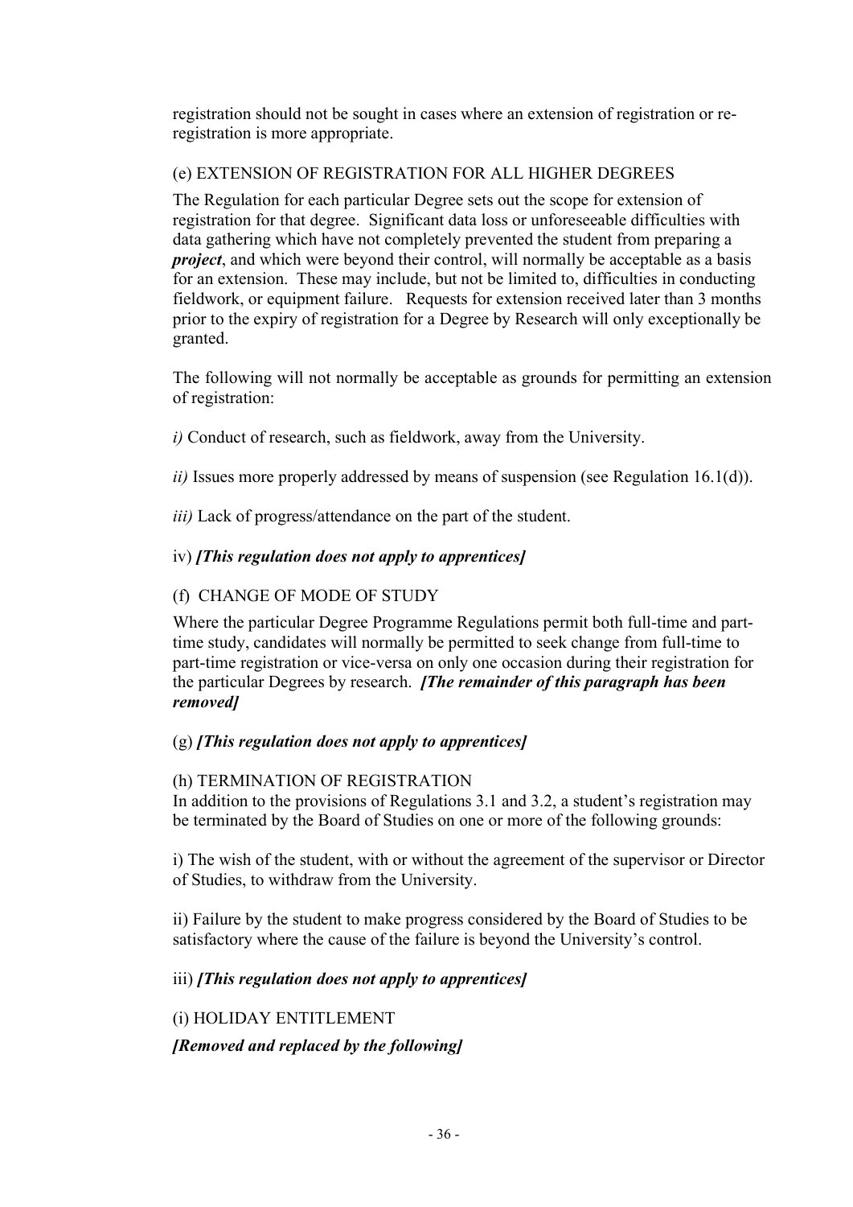registration should not be sought in cases where an extension of registration or re-registration is more appropriate.

(e) EXTENSION OF REGISTRATION FOR ALL HIGHER DEGREES

The Regulation for each particular Degree sets out the scope for extension of registration for that degree. Significant data loss or unforeseeable difficulties with data gathering which have not completely prevented the student from preparing a ***project***, and which were beyond their control, will normally be acceptable as a basis for an extension. These may include, but not be limited to, difficulties in conducting fieldwork, or equipment failure. Requests for extension received later than 3 months prior to the expiry of registration for a Degree by Research will only exceptionally be granted.

The following will not normally be acceptable as grounds for permitting an extension of registration:

*i)* Conduct of research, such as fieldwork, away from the University.

*ii)* Issues more properly addressed by means of suspension (see Regulation 16.1(d)).

*iii)* Lack of progress/attendance on the part of the student.

iv) ***[This regulation does not apply to apprentices]***

(f) CHANGE OF MODE OF STUDY

Where the particular Degree Programme Regulations permit both full-time and part-time study, candidates will normally be permitted to seek change from full-time to part-time registration or vice-versa on only one occasion during their registration for the particular Degrees by research. ***[The remainder of this paragraph has been removed]***

(g) ***[This regulation does not apply to apprentices]***

(h) TERMINATION OF REGISTRATION

In addition to the provisions of Regulations 3.1 and 3.2, a student's registration may be terminated by the Board of Studies on one or more of the following grounds:

i) The wish of the student, with or without the agreement of the supervisor or Director of Studies, to withdraw from the University.

ii) Failure by the student to make progress considered by the Board of Studies to be satisfactory where the cause of the failure is beyond the University's control.

iii) ***[This regulation does not apply to apprentices]***

(i) HOLIDAY ENTITLEMENT

***[Removed and replaced by the following]***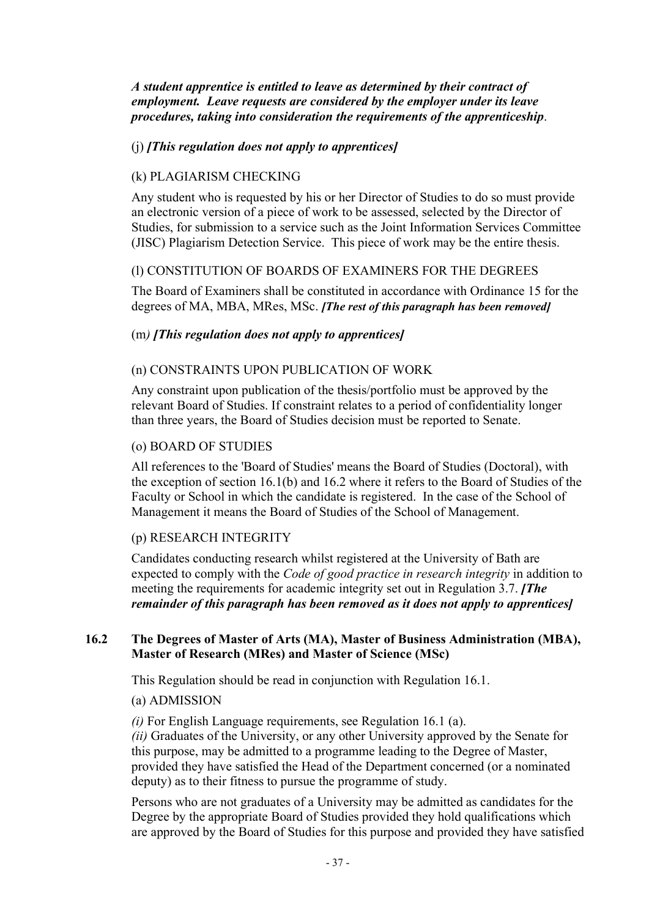***A student apprentice is entitled to leave as determined by their contract of employment. Leave requests are considered by the employer under its leave procedures, taking into consideration the requirements of the apprenticeship***.

(j) ***[This regulation does not apply to apprentices]***

(k) PLAGIARISM CHECKING

Any student who is requested by his or her Director of Studies to do so must provide an electronic version of a piece of work to be assessed, selected by the Director of Studies, for submission to a service such as the Joint Information Services Committee (JISC) Plagiarism Detection Service. This piece of work may be the entire thesis.

(l) CONSTITUTION OF BOARDS OF EXAMINERS FOR THE DEGREES

The Board of Examiners shall be constituted in accordance with Ordinance 15 for the degrees of MA, MBA, MRes, MSc. ***[The rest of this paragraph has been removed]***

(m*) **[This regulation does not apply to apprentices]***

(n) CONSTRAINTS UPON PUBLICATION OF WORK

Any constraint upon publication of the thesis/portfolio must be approved by the relevant Board of Studies. If constraint relates to a period of confidentiality longer than three years, the Board of Studies decision must be reported to Senate.

(o) BOARD OF STUDIES

All references to the 'Board of Studies' means the Board of Studies (Doctoral), with the exception of section 16.1(b) and 16.2 where it refers to the Board of Studies of the Faculty or School in which the candidate is registered. In the case of the School of Management it means the Board of Studies of the School of Management.

(p) RESEARCH INTEGRITY

Candidates conducting research whilst registered at the University of Bath are expected to comply with the *Code of good practice in research integrity* in addition to meeting the requirements for academic integrity set out in Regulation 3.7. ***[The remainder of this paragraph has been removed as it does not apply to apprentices]***

## 16.2 The Degrees of Master of Arts (MA), Master of Business Administration (MBA), Master of Research (MRes) and Master of Science (MSc)

This Regulation should be read in conjunction with Regulation 16.1.

(a) ADMISSION

*(i)* For English Language requirements, see Regulation 16.1 (a).
*(ii)* Graduates of the University, or any other University approved by the Senate for this purpose, may be admitted to a programme leading to the Degree of Master, provided they have satisfied the Head of the Department concerned (or a nominated deputy) as to their fitness to pursue the programme of study.

Persons who are not graduates of a University may be admitted as candidates for the Degree by the appropriate Board of Studies provided they hold qualifications which are approved by the Board of Studies for this purpose and provided they have satisfied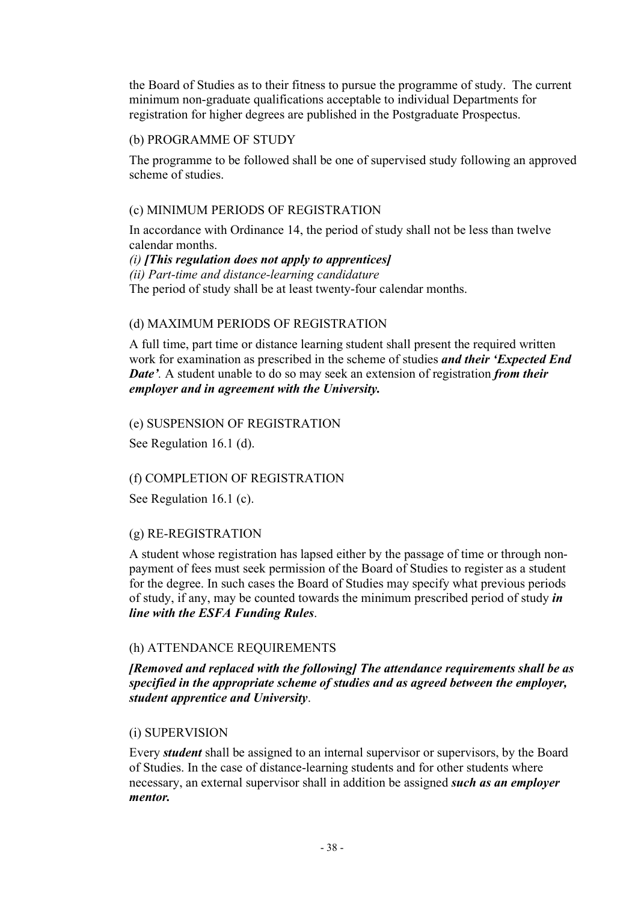the Board of Studies as to their fitness to pursue the programme of study. The current minimum non-graduate qualifications acceptable to individual Departments for registration for higher degrees are published in the Postgraduate Prospectus.

(b) PROGRAMME OF STUDY

The programme to be followed shall be one of supervised study following an approved scheme of studies.

(c) MINIMUM PERIODS OF REGISTRATION

In accordance with Ordinance 14, the period of study shall not be less than twelve calendar months.

*(i)* ***[This regulation does not apply to apprentices]***

*(ii) Part-time and distance-learning candidature*

The period of study shall be at least twenty-four calendar months.

(d) MAXIMUM PERIODS OF REGISTRATION

A full time, part time or distance learning student shall present the required written work for examination as prescribed in the scheme of studies ***and their 'Expected End Date'***. A student unable to do so may seek an extension of registration ***from their employer and in agreement with the University.***

(e) SUSPENSION OF REGISTRATION

See Regulation 16.1 (d).

(f) COMPLETION OF REGISTRATION

See Regulation 16.1 (c).

(g) RE-REGISTRATION

A student whose registration has lapsed either by the passage of time or through non-payment of fees must seek permission of the Board of Studies to register as a student for the degree. In such cases the Board of Studies may specify what previous periods of study, if any, may be counted towards the minimum prescribed period of study ***in line with the ESFA Funding Rules***.

(h) ATTENDANCE REQUIREMENTS

***[Removed and replaced with the following] The attendance requirements shall be as specified in the appropriate scheme of studies and as agreed between the employer, student apprentice and University***.

(i) SUPERVISION

Every ***student*** shall be assigned to an internal supervisor or supervisors, by the Board of Studies. In the case of distance-learning students and for other students where necessary, an external supervisor shall in addition be assigned ***such as an employer mentor.***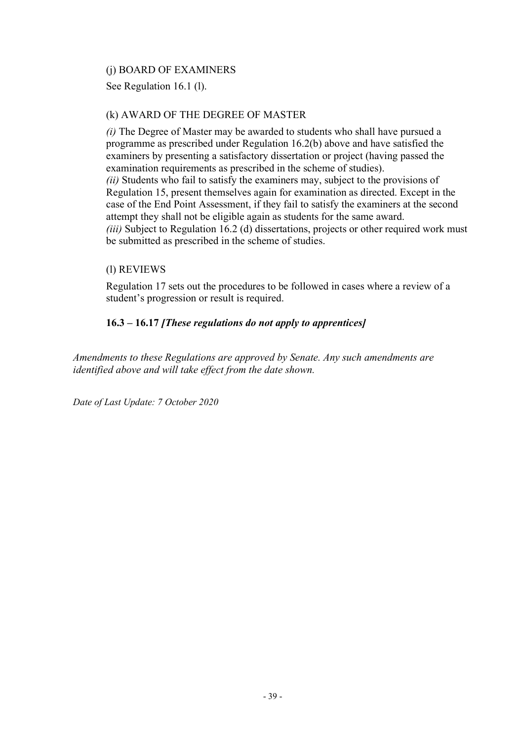(j) BOARD OF EXAMINERS

See Regulation 16.1 (l).

(k) AWARD OF THE DEGREE OF MASTER

*(i)* The Degree of Master may be awarded to students who shall have pursued a programme as prescribed under Regulation 16.2(b) above and have satisfied the examiners by presenting a satisfactory dissertation or project (having passed the examination requirements as prescribed in the scheme of studies).
*(ii)* Students who fail to satisfy the examiners may, subject to the provisions of Regulation 15, present themselves again for examination as directed. Except in the case of the End Point Assessment, if they fail to satisfy the examiners at the second attempt they shall not be eligible again as students for the same award.
*(iii)* Subject to Regulation 16.2 (d) dissertations, projects or other required work must be submitted as prescribed in the scheme of studies.

(l) REVIEWS

Regulation 17 sets out the procedures to be followed in cases where a review of a student's progression or result is required.

**16.3 – 16.17 *[These regulations do not apply to apprentices]***

*Amendments to these Regulations are approved by Senate. Any such amendments are identified above and will take effect from the date shown.*

*Date of Last Update: 7 October 2020*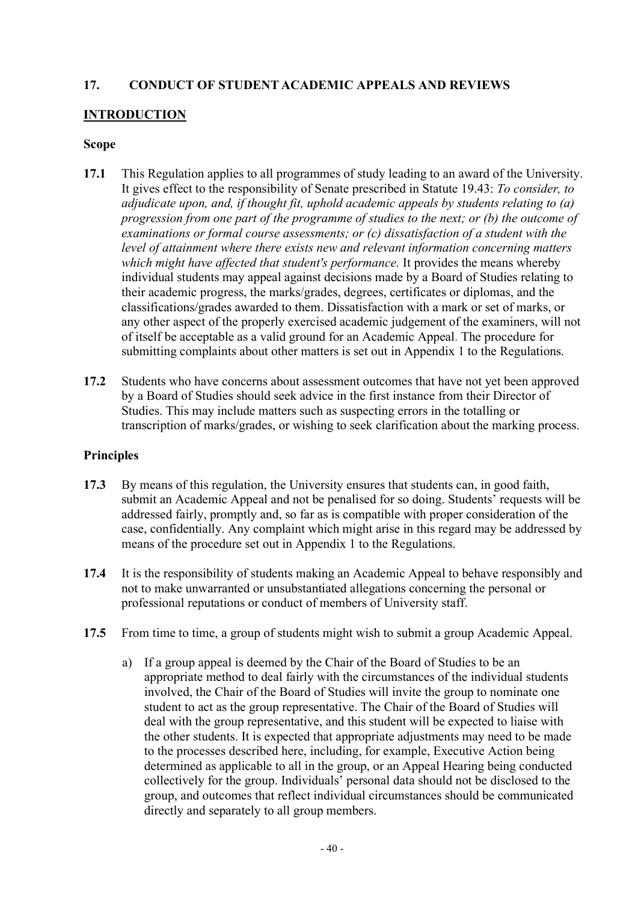## 17. CONDUCT OF STUDENT ACADEMIC APPEALS AND REVIEWS

### INTRODUCTION

#### Scope

**17.1** This Regulation applies to all programmes of study leading to an award of the University. It gives effect to the responsibility of Senate prescribed in Statute 19.43: *To consider, to adjudicate upon, and, if thought fit, uphold academic appeals by students relating to (a) progression from one part of the programme of studies to the next; or (b) the outcome of examinations or formal course assessments; or (c) dissatisfaction of a student with the level of attainment where there exists new and relevant information concerning matters which might have affected that student's performance.* It provides the means whereby individual students may appeal against decisions made by a Board of Studies relating to their academic progress, the marks/grades, degrees, certificates or diplomas, and the classifications/grades awarded to them. Dissatisfaction with a mark or set of marks, or any other aspect of the properly exercised academic judgement of the examiners, will not of itself be acceptable as a valid ground for an Academic Appeal. The procedure for submitting complaints about other matters is set out in Appendix 1 to the Regulations.

**17.2** Students who have concerns about assessment outcomes that have not yet been approved by a Board of Studies should seek advice in the first instance from their Director of Studies. This may include matters such as suspecting errors in the totalling or transcription of marks/grades, or wishing to seek clarification about the marking process.

#### Principles

**17.3** By means of this regulation, the University ensures that students can, in good faith, submit an Academic Appeal and not be penalised for so doing. Students' requests will be addressed fairly, promptly and, so far as is compatible with proper consideration of the case, confidentially. Any complaint which might arise in this regard may be addressed by means of the procedure set out in Appendix 1 to the Regulations.

**17.4** It is the responsibility of students making an Academic Appeal to behave responsibly and not to make unwarranted or unsubstantiated allegations concerning the personal or professional reputations or conduct of members of University staff.

**17.5** From time to time, a group of students might wish to submit a group Academic Appeal.

a) If a group appeal is deemed by the Chair of the Board of Studies to be an appropriate method to deal fairly with the circumstances of the individual students involved, the Chair of the Board of Studies will invite the group to nominate one student to act as the group representative. The Chair of the Board of Studies will deal with the group representative, and this student will be expected to liaise with the other students. It is expected that appropriate adjustments may need to be made to the processes described here, including, for example, Executive Action being determined as applicable to all in the group, or an Appeal Hearing being conducted collectively for the group. Individuals' personal data should not be disclosed to the group, and outcomes that reflect individual circumstances should be communicated directly and separately to all group members.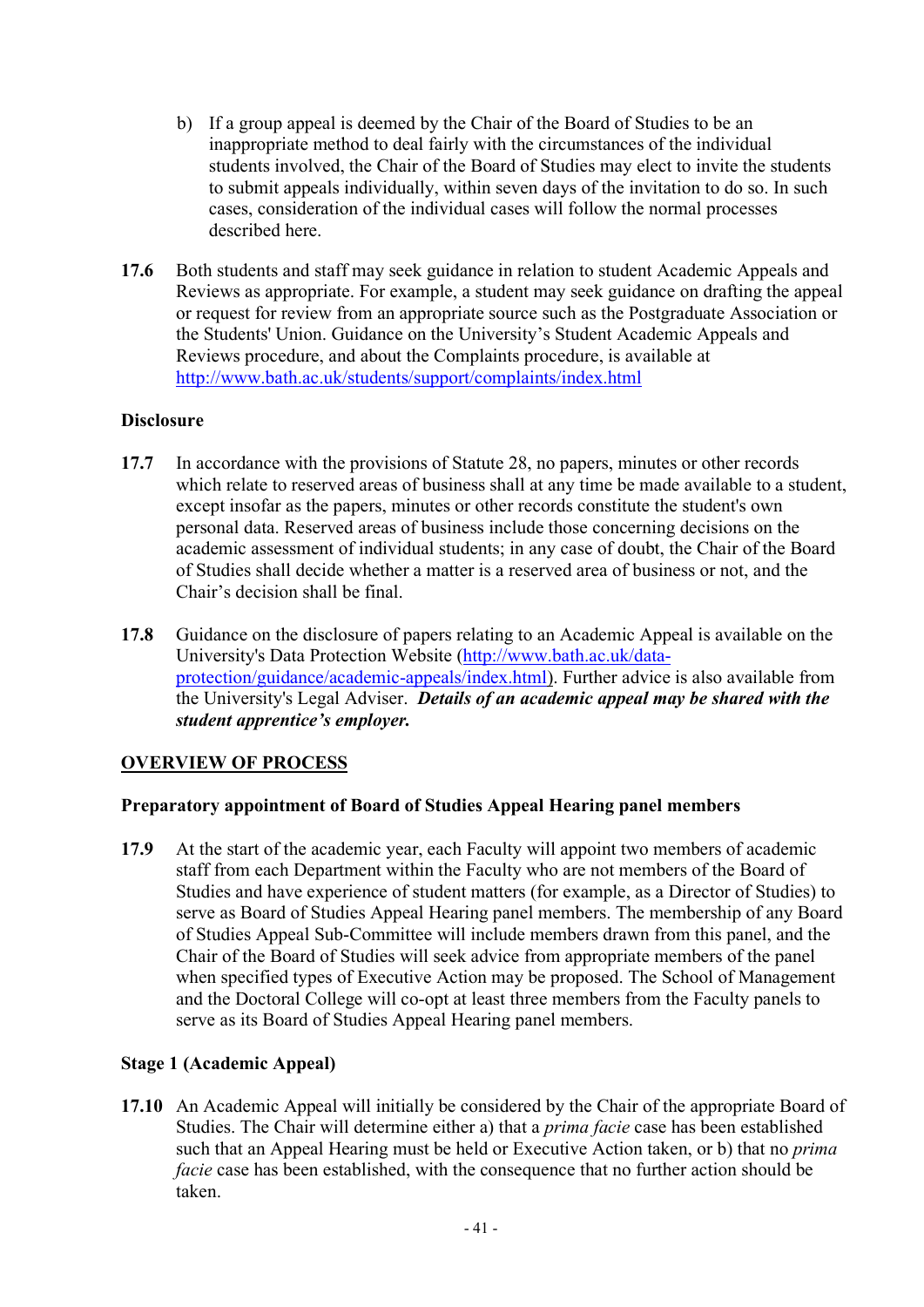b) If a group appeal is deemed by the Chair of the Board of Studies to be an inappropriate method to deal fairly with the circumstances of the individual students involved, the Chair of the Board of Studies may elect to invite the students to submit appeals individually, within seven days of the invitation to do so. In such cases, consideration of the individual cases will follow the normal processes described here.

**17.6** Both students and staff may seek guidance in relation to student Academic Appeals and Reviews as appropriate. For example, a student may seek guidance on drafting the appeal or request for review from an appropriate source such as the Postgraduate Association or the Students' Union. Guidance on the University's Student Academic Appeals and Reviews procedure, and about the Complaints procedure, is available at http://www.bath.ac.uk/students/support/complaints/index.html

**Disclosure**

**17.7** In accordance with the provisions of Statute 28, no papers, minutes or other records which relate to reserved areas of business shall at any time be made available to a student, except insofar as the papers, minutes or other records constitute the student's own personal data. Reserved areas of business include those concerning decisions on the academic assessment of individual students; in any case of doubt, the Chair of the Board of Studies shall decide whether a matter is a reserved area of business or not, and the Chair's decision shall be final.

**17.8** Guidance on the disclosure of papers relating to an Academic Appeal is available on the University's Data Protection Website (http://www.bath.ac.uk/data-protection/guidance/academic-appeals/index.html). Further advice is also available from the University's Legal Adviser. ***Details of an academic appeal may be shared with the student apprentice's employer.***

## OVERVIEW OF PROCESS

**Preparatory appointment of Board of Studies Appeal Hearing panel members**

**17.9** At the start of the academic year, each Faculty will appoint two members of academic staff from each Department within the Faculty who are not members of the Board of Studies and have experience of student matters (for example, as a Director of Studies) to serve as Board of Studies Appeal Hearing panel members. The membership of any Board of Studies Appeal Sub-Committee will include members drawn from this panel, and the Chair of the Board of Studies will seek advice from appropriate members of the panel when specified types of Executive Action may be proposed. The School of Management and the Doctoral College will co-opt at least three members from the Faculty panels to serve as its Board of Studies Appeal Hearing panel members.

**Stage 1 (Academic Appeal)**

**17.10** An Academic Appeal will initially be considered by the Chair of the appropriate Board of Studies. The Chair will determine either a) that a *prima facie* case has been established such that an Appeal Hearing must be held or Executive Action taken, or b) that no *prima facie* case has been established, with the consequence that no further action should be taken.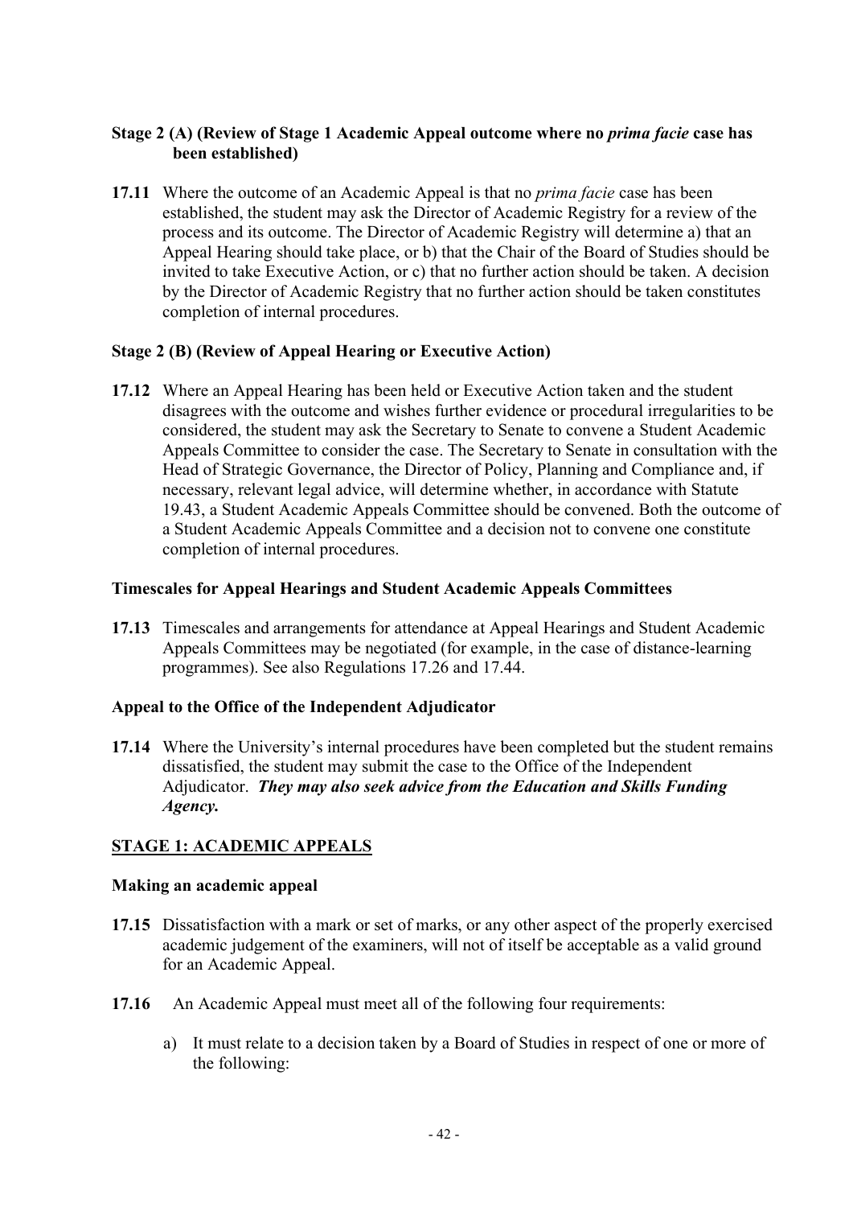### Stage 2 (A) (Review of Stage 1 Academic Appeal outcome where no *prima facie* case has been established)

**17.11** Where the outcome of an Academic Appeal is that no *prima facie* case has been established, the student may ask the Director of Academic Registry for a review of the process and its outcome. The Director of Academic Registry will determine a) that an Appeal Hearing should take place, or b) that the Chair of the Board of Studies should be invited to take Executive Action, or c) that no further action should be taken. A decision by the Director of Academic Registry that no further action should be taken constitutes completion of internal procedures.

### Stage 2 (B) (Review of Appeal Hearing or Executive Action)

**17.12** Where an Appeal Hearing has been held or Executive Action taken and the student disagrees with the outcome and wishes further evidence or procedural irregularities to be considered, the student may ask the Secretary to Senate to convene a Student Academic Appeals Committee to consider the case. The Secretary to Senate in consultation with the Head of Strategic Governance, the Director of Policy, Planning and Compliance and, if necessary, relevant legal advice, will determine whether, in accordance with Statute 19.43, a Student Academic Appeals Committee should be convened. Both the outcome of a Student Academic Appeals Committee and a decision not to convene one constitute completion of internal procedures.

### Timescales for Appeal Hearings and Student Academic Appeals Committees

**17.13** Timescales and arrangements for attendance at Appeal Hearings and Student Academic Appeals Committees may be negotiated (for example, in the case of distance-learning programmes). See also Regulations 17.26 and 17.44.

### Appeal to the Office of the Independent Adjudicator

**17.14** Where the University's internal procedures have been completed but the student remains dissatisfied, the student may submit the case to the Office of the Independent Adjudicator. ***They may also seek advice from the Education and Skills Funding Agency.***

## STAGE 1: ACADEMIC APPEALS

### Making an academic appeal

**17.15** Dissatisfaction with a mark or set of marks, or any other aspect of the properly exercised academic judgement of the examiners, will not of itself be acceptable as a valid ground for an Academic Appeal.

**17.16** An Academic Appeal must meet all of the following four requirements:

a) It must relate to a decision taken by a Board of Studies in respect of one or more of the following: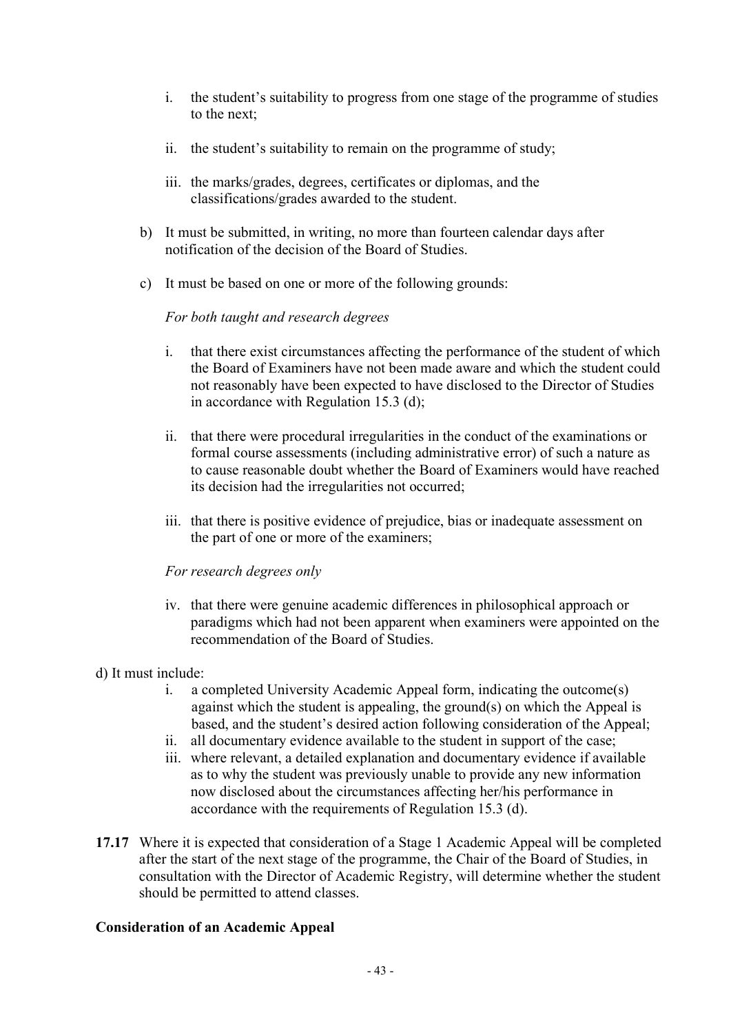i. the student's suitability to progress from one stage of the programme of studies to the next;

ii. the student's suitability to remain on the programme of study;

iii. the marks/grades, degrees, certificates or diplomas, and the classifications/grades awarded to the student.

b) It must be submitted, in writing, no more than fourteen calendar days after notification of the decision of the Board of Studies.

c) It must be based on one or more of the following grounds:

*For both taught and research degrees*

i. that there exist circumstances affecting the performance of the student of which the Board of Examiners have not been made aware and which the student could not reasonably have been expected to have disclosed to the Director of Studies in accordance with Regulation 15.3 (d);

ii. that there were procedural irregularities in the conduct of the examinations or formal course assessments (including administrative error) of such a nature as to cause reasonable doubt whether the Board of Examiners would have reached its decision had the irregularities not occurred;

iii. that there is positive evidence of prejudice, bias or inadequate assessment on the part of one or more of the examiners;

*For research degrees only*

iv. that there were genuine academic differences in philosophical approach or paradigms which had not been apparent when examiners were appointed on the recommendation of the Board of Studies.

d) It must include:

i. a completed University Academic Appeal form, indicating the outcome(s) against which the student is appealing, the ground(s) on which the Appeal is based, and the student's desired action following consideration of the Appeal;
ii. all documentary evidence available to the student in support of the case;
iii. where relevant, a detailed explanation and documentary evidence if available as to why the student was previously unable to provide any new information now disclosed about the circumstances affecting her/his performance in accordance with the requirements of Regulation 15.3 (d).

**17.17** Where it is expected that consideration of a Stage 1 Academic Appeal will be completed after the start of the next stage of the programme, the Chair of the Board of Studies, in consultation with the Director of Academic Registry, will determine whether the student should be permitted to attend classes.

**Consideration of an Academic Appeal**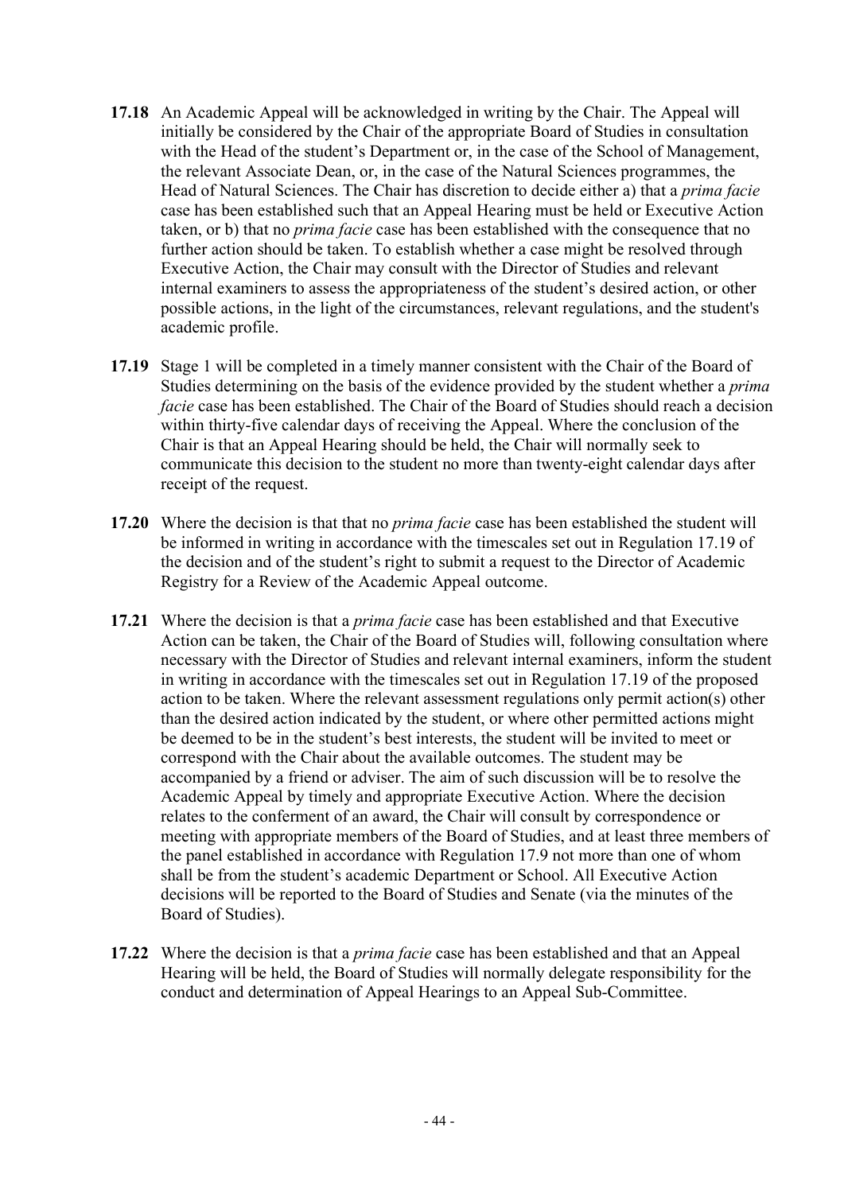**17.18** An Academic Appeal will be acknowledged in writing by the Chair. The Appeal will initially be considered by the Chair of the appropriate Board of Studies in consultation with the Head of the student's Department or, in the case of the School of Management, the relevant Associate Dean, or, in the case of the Natural Sciences programmes, the Head of Natural Sciences. The Chair has discretion to decide either a) that a *prima facie* case has been established such that an Appeal Hearing must be held or Executive Action taken, or b) that no *prima facie* case has been established with the consequence that no further action should be taken. To establish whether a case might be resolved through Executive Action, the Chair may consult with the Director of Studies and relevant internal examiners to assess the appropriateness of the student's desired action, or other possible actions, in the light of the circumstances, relevant regulations, and the student's academic profile.

**17.19** Stage 1 will be completed in a timely manner consistent with the Chair of the Board of Studies determining on the basis of the evidence provided by the student whether a *prima facie* case has been established. The Chair of the Board of Studies should reach a decision within thirty-five calendar days of receiving the Appeal. Where the conclusion of the Chair is that an Appeal Hearing should be held, the Chair will normally seek to communicate this decision to the student no more than twenty-eight calendar days after receipt of the request.

**17.20** Where the decision is that that no *prima facie* case has been established the student will be informed in writing in accordance with the timescales set out in Regulation 17.19 of the decision and of the student's right to submit a request to the Director of Academic Registry for a Review of the Academic Appeal outcome.

**17.21** Where the decision is that a *prima facie* case has been established and that Executive Action can be taken, the Chair of the Board of Studies will, following consultation where necessary with the Director of Studies and relevant internal examiners, inform the student in writing in accordance with the timescales set out in Regulation 17.19 of the proposed action to be taken. Where the relevant assessment regulations only permit action(s) other than the desired action indicated by the student, or where other permitted actions might be deemed to be in the student's best interests, the student will be invited to meet or correspond with the Chair about the available outcomes. The student may be accompanied by a friend or adviser. The aim of such discussion will be to resolve the Academic Appeal by timely and appropriate Executive Action. Where the decision relates to the conferment of an award, the Chair will consult by correspondence or meeting with appropriate members of the Board of Studies, and at least three members of the panel established in accordance with Regulation 17.9 not more than one of whom shall be from the student's academic Department or School. All Executive Action decisions will be reported to the Board of Studies and Senate (via the minutes of the Board of Studies).

**17.22** Where the decision is that a *prima facie* case has been established and that an Appeal Hearing will be held, the Board of Studies will normally delegate responsibility for the conduct and determination of Appeal Hearings to an Appeal Sub-Committee.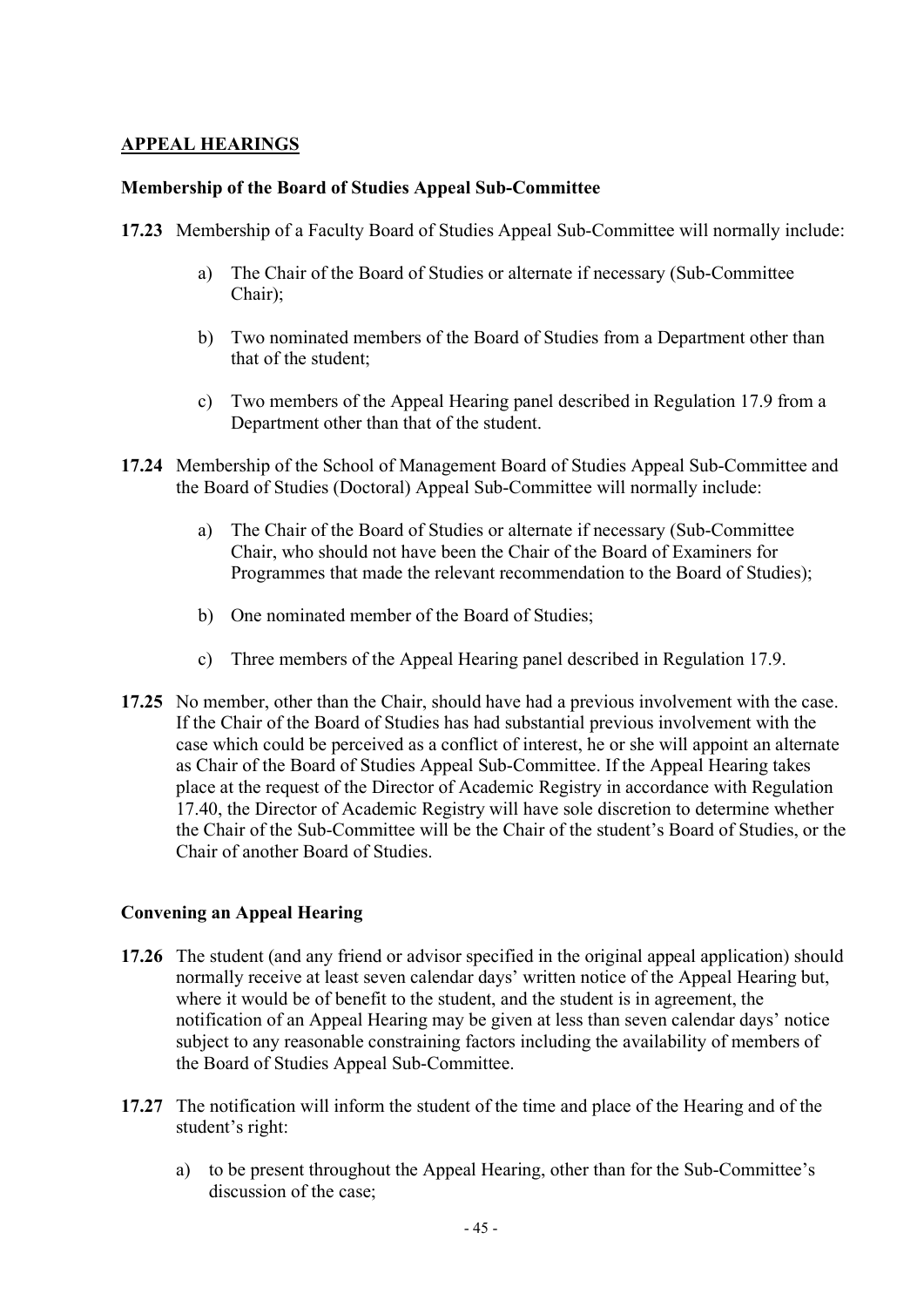## APPEAL HEARINGS

### Membership of the Board of Studies Appeal Sub-Committee

**17.23** Membership of a Faculty Board of Studies Appeal Sub-Committee will normally include:

a) The Chair of the Board of Studies or alternate if necessary (Sub-Committee Chair);

b) Two nominated members of the Board of Studies from a Department other than that of the student;

c) Two members of the Appeal Hearing panel described in Regulation 17.9 from a Department other than that of the student.

**17.24** Membership of the School of Management Board of Studies Appeal Sub-Committee and the Board of Studies (Doctoral) Appeal Sub-Committee will normally include:

a) The Chair of the Board of Studies or alternate if necessary (Sub-Committee Chair, who should not have been the Chair of the Board of Examiners for Programmes that made the relevant recommendation to the Board of Studies);

b) One nominated member of the Board of Studies;

c) Three members of the Appeal Hearing panel described in Regulation 17.9.

**17.25** No member, other than the Chair, should have had a previous involvement with the case. If the Chair of the Board of Studies has had substantial previous involvement with the case which could be perceived as a conflict of interest, he or she will appoint an alternate as Chair of the Board of Studies Appeal Sub-Committee. If the Appeal Hearing takes place at the request of the Director of Academic Registry in accordance with Regulation 17.40, the Director of Academic Registry will have sole discretion to determine whether the Chair of the Sub-Committee will be the Chair of the student's Board of Studies, or the Chair of another Board of Studies.

### Convening an Appeal Hearing

**17.26** The student (and any friend or advisor specified in the original appeal application) should normally receive at least seven calendar days' written notice of the Appeal Hearing but, where it would be of benefit to the student, and the student is in agreement, the notification of an Appeal Hearing may be given at less than seven calendar days' notice subject to any reasonable constraining factors including the availability of members of the Board of Studies Appeal Sub-Committee.

**17.27** The notification will inform the student of the time and place of the Hearing and of the student's right:

a) to be present throughout the Appeal Hearing, other than for the Sub-Committee's discussion of the case;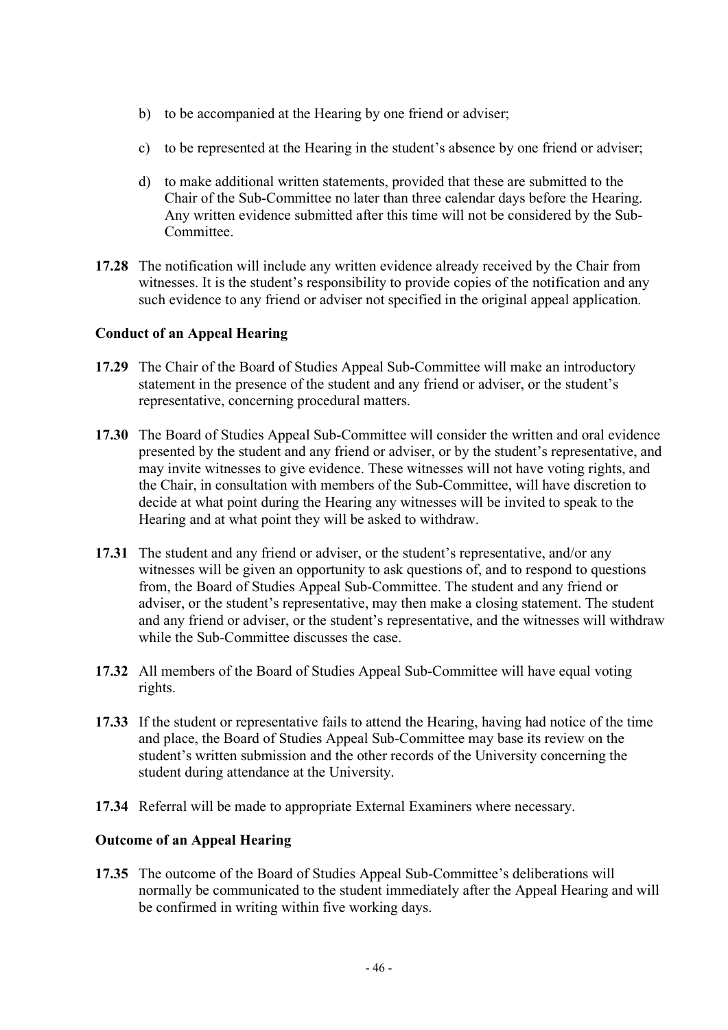b) to be accompanied at the Hearing by one friend or adviser;

c) to be represented at the Hearing in the student's absence by one friend or adviser;

d) to make additional written statements, provided that these are submitted to the Chair of the Sub-Committee no later than three calendar days before the Hearing. Any written evidence submitted after this time will not be considered by the Sub-Committee.

**17.28** The notification will include any written evidence already received by the Chair from witnesses. It is the student's responsibility to provide copies of the notification and any such evidence to any friend or adviser not specified in the original appeal application.

### Conduct of an Appeal Hearing

**17.29** The Chair of the Board of Studies Appeal Sub-Committee will make an introductory statement in the presence of the student and any friend or adviser, or the student's representative, concerning procedural matters.

**17.30** The Board of Studies Appeal Sub-Committee will consider the written and oral evidence presented by the student and any friend or adviser, or by the student's representative, and may invite witnesses to give evidence. These witnesses will not have voting rights, and the Chair, in consultation with members of the Sub-Committee, will have discretion to decide at what point during the Hearing any witnesses will be invited to speak to the Hearing and at what point they will be asked to withdraw.

**17.31** The student and any friend or adviser, or the student's representative, and/or any witnesses will be given an opportunity to ask questions of, and to respond to questions from, the Board of Studies Appeal Sub-Committee. The student and any friend or adviser, or the student's representative, may then make a closing statement. The student and any friend or adviser, or the student's representative, and the witnesses will withdraw while the Sub-Committee discusses the case.

**17.32** All members of the Board of Studies Appeal Sub-Committee will have equal voting rights.

**17.33** If the student or representative fails to attend the Hearing, having had notice of the time and place, the Board of Studies Appeal Sub-Committee may base its review on the student's written submission and the other records of the University concerning the student during attendance at the University.

**17.34** Referral will be made to appropriate External Examiners where necessary.

### Outcome of an Appeal Hearing

**17.35** The outcome of the Board of Studies Appeal Sub-Committee's deliberations will normally be communicated to the student immediately after the Appeal Hearing and will be confirmed in writing within five working days.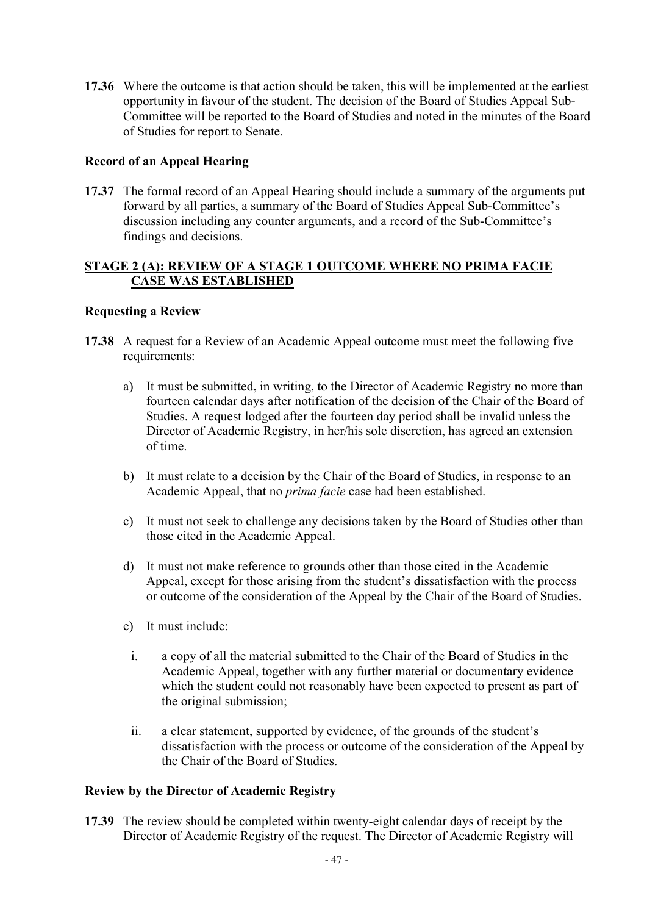**17.36** Where the outcome is that action should be taken, this will be implemented at the earliest opportunity in favour of the student. The decision of the Board of Studies Appeal Sub-Committee will be reported to the Board of Studies and noted in the minutes of the Board of Studies for report to Senate.

### Record of an Appeal Hearing

**17.37** The formal record of an Appeal Hearing should include a summary of the arguments put forward by all parties, a summary of the Board of Studies Appeal Sub-Committee's discussion including any counter arguments, and a record of the Sub-Committee's findings and decisions.

## STAGE 2 (A): REVIEW OF A STAGE 1 OUTCOME WHERE NO PRIMA FACIE CASE WAS ESTABLISHED

### Requesting a Review

**17.38** A request for a Review of an Academic Appeal outcome must meet the following five requirements:

a) It must be submitted, in writing, to the Director of Academic Registry no more than fourteen calendar days after notification of the decision of the Chair of the Board of Studies. A request lodged after the fourteen day period shall be invalid unless the Director of Academic Registry, in her/his sole discretion, has agreed an extension of time.

b) It must relate to a decision by the Chair of the Board of Studies, in response to an Academic Appeal, that no *prima facie* case had been established.

c) It must not seek to challenge any decisions taken by the Board of Studies other than those cited in the Academic Appeal.

d) It must not make reference to grounds other than those cited in the Academic Appeal, except for those arising from the student's dissatisfaction with the process or outcome of the consideration of the Appeal by the Chair of the Board of Studies.

e) It must include:

   i. a copy of all the material submitted to the Chair of the Board of Studies in the Academic Appeal, together with any further material or documentary evidence which the student could not reasonably have been expected to present as part of the original submission;

   ii. a clear statement, supported by evidence, of the grounds of the student's dissatisfaction with the process or outcome of the consideration of the Appeal by the Chair of the Board of Studies.

### Review by the Director of Academic Registry

**17.39** The review should be completed within twenty-eight calendar days of receipt by the Director of Academic Registry of the request. The Director of Academic Registry will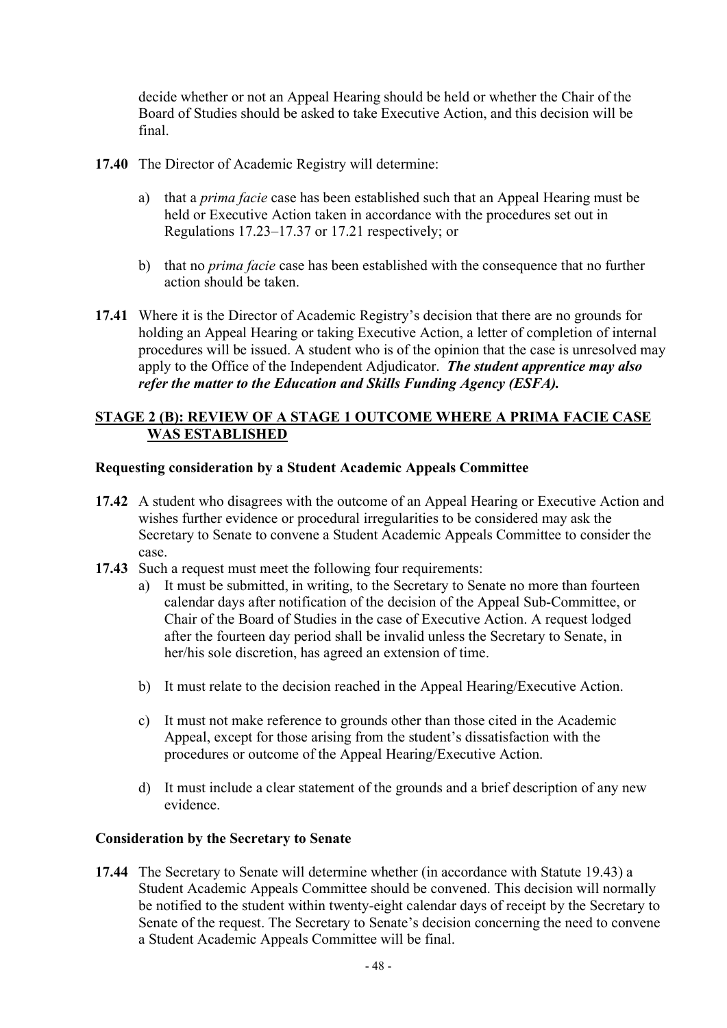decide whether or not an Appeal Hearing should be held or whether the Chair of the Board of Studies should be asked to take Executive Action, and this decision will be final.

**17.40** The Director of Academic Registry will determine:

a) that a *prima facie* case has been established such that an Appeal Hearing must be held or Executive Action taken in accordance with the procedures set out in Regulations 17.23–17.37 or 17.21 respectively; or

b) that no *prima facie* case has been established with the consequence that no further action should be taken.

**17.41** Where it is the Director of Academic Registry's decision that there are no grounds for holding an Appeal Hearing or taking Executive Action, a letter of completion of internal procedures will be issued. A student who is of the opinion that the case is unresolved may apply to the Office of the Independent Adjudicator. ***The student apprentice may also refer the matter to the Education and Skills Funding Agency (ESFA).***

## STAGE 2 (B): REVIEW OF A STAGE 1 OUTCOME WHERE A PRIMA FACIE CASE WAS ESTABLISHED

### Requesting consideration by a Student Academic Appeals Committee

**17.42** A student who disagrees with the outcome of an Appeal Hearing or Executive Action and wishes further evidence or procedural irregularities to be considered may ask the Secretary to Senate to convene a Student Academic Appeals Committee to consider the case.

**17.43** Such a request must meet the following four requirements:

a) It must be submitted, in writing, to the Secretary to Senate no more than fourteen calendar days after notification of the decision of the Appeal Sub-Committee, or Chair of the Board of Studies in the case of Executive Action. A request lodged after the fourteen day period shall be invalid unless the Secretary to Senate, in her/his sole discretion, has agreed an extension of time.

b) It must relate to the decision reached in the Appeal Hearing/Executive Action.

c) It must not make reference to grounds other than those cited in the Academic Appeal, except for those arising from the student's dissatisfaction with the procedures or outcome of the Appeal Hearing/Executive Action.

d) It must include a clear statement of the grounds and a brief description of any new evidence.

### Consideration by the Secretary to Senate

**17.44** The Secretary to Senate will determine whether (in accordance with Statute 19.43) a Student Academic Appeals Committee should be convened. This decision will normally be notified to the student within twenty-eight calendar days of receipt by the Secretary to Senate of the request. The Secretary to Senate's decision concerning the need to convene a Student Academic Appeals Committee will be final.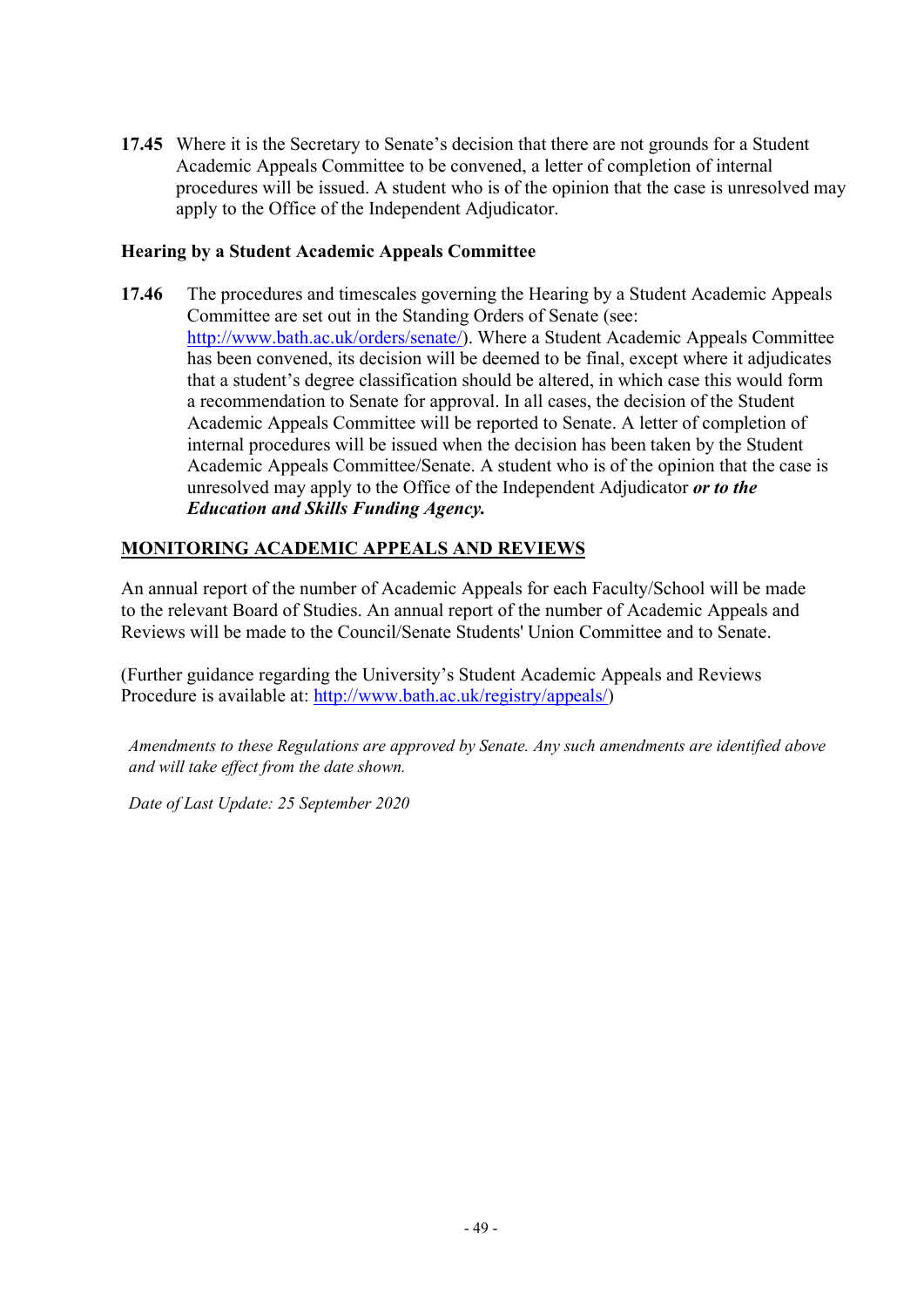**17.45** Where it is the Secretary to Senate's decision that there are not grounds for a Student Academic Appeals Committee to be convened, a letter of completion of internal procedures will be issued. A student who is of the opinion that the case is unresolved may apply to the Office of the Independent Adjudicator.

### Hearing by a Student Academic Appeals Committee

**17.46** The procedures and timescales governing the Hearing by a Student Academic Appeals Committee are set out in the Standing Orders of Senate (see: [http://www.bath.ac.uk/orders/senate/](http://www.bath.ac.uk/orders/senate/)). Where a Student Academic Appeals Committee has been convened, its decision will be deemed to be final, except where it adjudicates that a student's degree classification should be altered, in which case this would form a recommendation to Senate for approval. In all cases, the decision of the Student Academic Appeals Committee will be reported to Senate. A letter of completion of internal procedures will be issued when the decision has been taken by the Student Academic Appeals Committee/Senate. A student who is of the opinion that the case is unresolved may apply to the Office of the Independent Adjudicator ***or to the Education and Skills Funding Agency.***

## MONITORING ACADEMIC APPEALS AND REVIEWS

An annual report of the number of Academic Appeals for each Faculty/School will be made to the relevant Board of Studies. An annual report of the number of Academic Appeals and Reviews will be made to the Council/Senate Students' Union Committee and to Senate.

(Further guidance regarding the University's Student Academic Appeals and Reviews Procedure is available at: [http://www.bath.ac.uk/registry/appeals/](http://www.bath.ac.uk/registry/appeals/))

*Amendments to these Regulations are approved by Senate. Any such amendments are identified above and will take effect from the date shown.*

*Date of Last Update: 25 September 2020*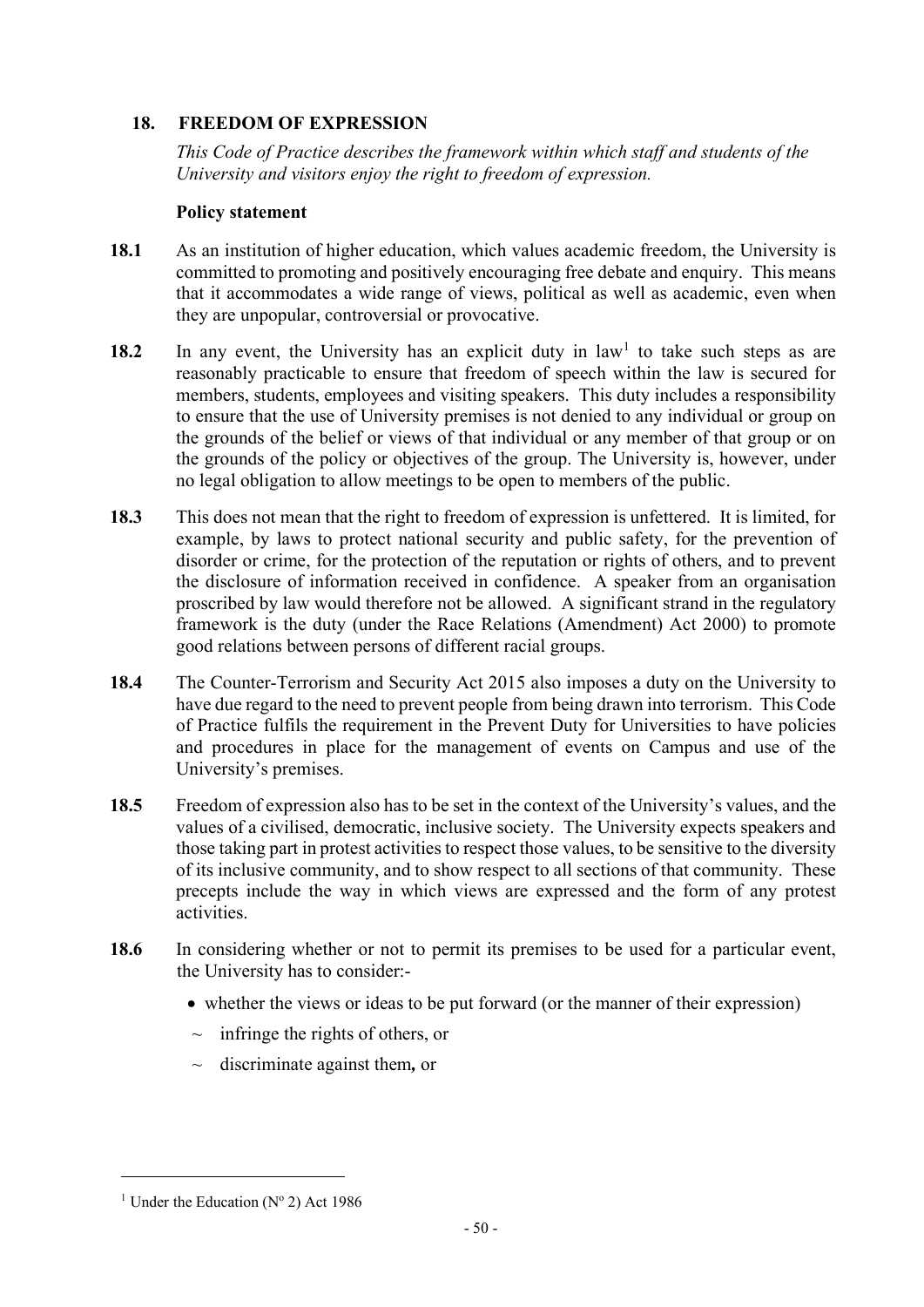## 18. FREEDOM OF EXPRESSION

*This Code of Practice describes the framework within which staff and students of the University and visitors enjoy the right to freedom of expression.*

**Policy statement**

**18.1** As an institution of higher education, which values academic freedom, the University is committed to promoting and positively encouraging free debate and enquiry. This means that it accommodates a wide range of views, political as well as academic, even when they are unpopular, controversial or provocative.

**18.2** In any event, the University has an explicit duty in law[1] to take such steps as are reasonably practicable to ensure that freedom of speech within the law is secured for members, students, employees and visiting speakers. This duty includes a responsibility to ensure that the use of University premises is not denied to any individual or group on the grounds of the belief or views of that individual or any member of that group or on the grounds of the policy or objectives of the group. The University is, however, under no legal obligation to allow meetings to be open to members of the public.

**18.3** This does not mean that the right to freedom of expression is unfettered. It is limited, for example, by laws to protect national security and public safety, for the prevention of disorder or crime, for the protection of the reputation or rights of others, and to prevent the disclosure of information received in confidence. A speaker from an organisation proscribed by law would therefore not be allowed. A significant strand in the regulatory framework is the duty (under the Race Relations (Amendment) Act 2000) to promote good relations between persons of different racial groups.

**18.4** The Counter-Terrorism and Security Act 2015 also imposes a duty on the University to have due regard to the need to prevent people from being drawn into terrorism. This Code of Practice fulfils the requirement in the Prevent Duty for Universities to have policies and procedures in place for the management of events on Campus and use of the University's premises.

**18.5** Freedom of expression also has to be set in the context of the University's values, and the values of a civilised, democratic, inclusive society. The University expects speakers and those taking part in protest activities to respect those values, to be sensitive to the diversity of its inclusive community, and to show respect to all sections of that community. These precepts include the way in which views are expressed and the form of any protest activities.

**18.6** In considering whether or not to permit its premises to be used for a particular event, the University has to consider:-

- whether the views or ideas to be put forward (or the manner of their expression)
  - ~ infringe the rights of others, or
  - ~ discriminate against them**,** or

[1] Under the Education (Nº 2) Act 1986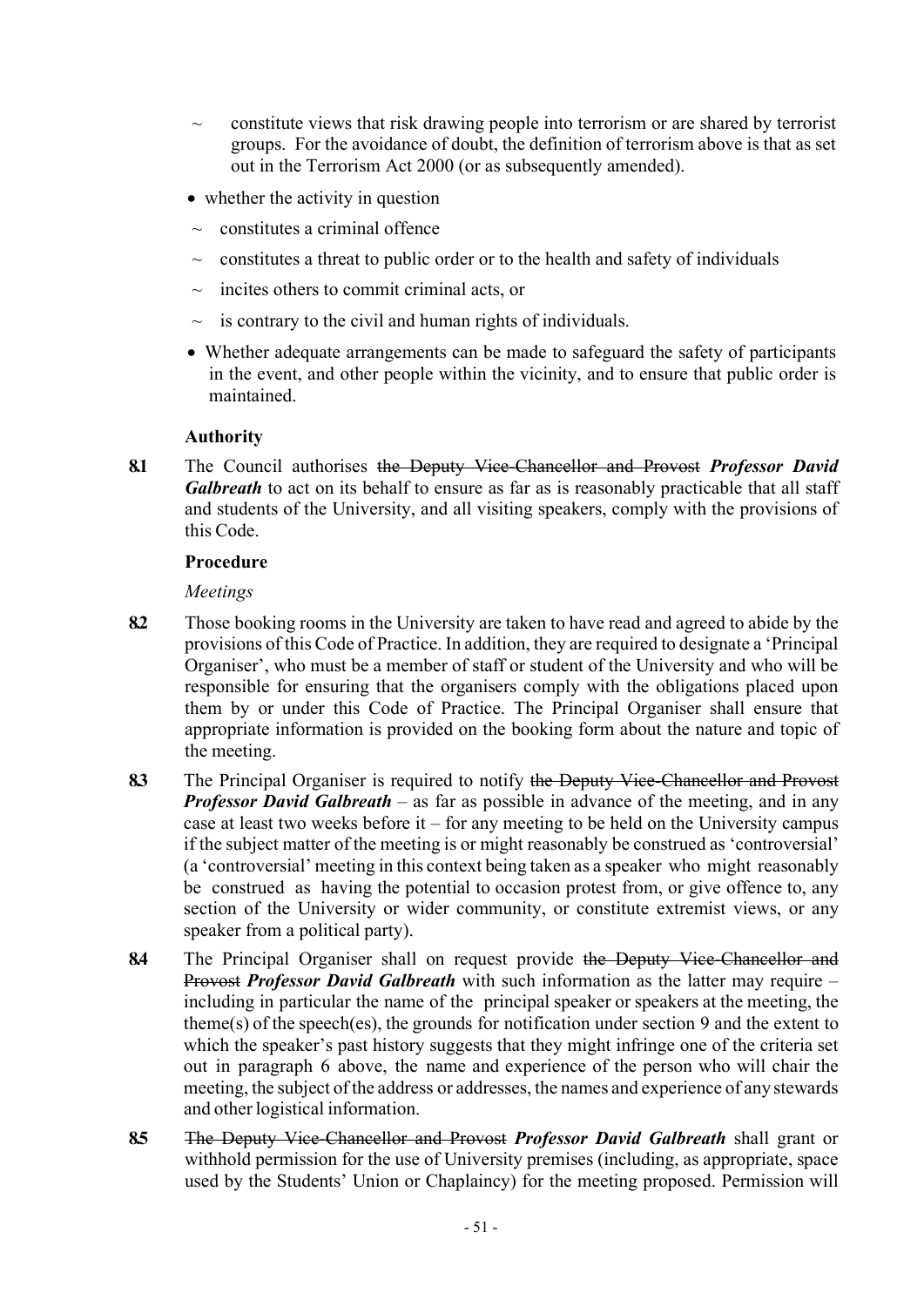- ~ constitute views that risk drawing people into terrorism or are shared by terrorist groups. For the avoidance of doubt, the definition of terrorism above is that as set out in the Terrorism Act 2000 (or as subsequently amended).

- whether the activity in question
  - ~ constitutes a criminal offence
  - ~ constitutes a threat to public order or to the health and safety of individuals
  - ~ incites others to commit criminal acts, or
  - ~ is contrary to the civil and human rights of individuals.
- Whether adequate arrangements can be made to safeguard the safety of participants in the event, and other people within the vicinity, and to ensure that public order is maintained.

**Authority**

**8.1** The Council authorises ~~the Deputy Vice-Chancellor and Provost~~ ***Professor David Galbreath*** to act on its behalf to ensure as far as is reasonably practicable that all staff and students of the University, and all visiting speakers, comply with the provisions of this Code.

**Procedure**

*Meetings*

**8.2** Those booking rooms in the University are taken to have read and agreed to abide by the provisions of this Code of Practice. In addition, they are required to designate a 'Principal Organiser', who must be a member of staff or student of the University and who will be responsible for ensuring that the organisers comply with the obligations placed upon them by or under this Code of Practice. The Principal Organiser shall ensure that appropriate information is provided on the booking form about the nature and topic of the meeting.

**8.3** The Principal Organiser is required to notify ~~the Deputy Vice-Chancellor and Provost~~ ***Professor David Galbreath*** – as far as possible in advance of the meeting, and in any case at least two weeks before it – for any meeting to be held on the University campus if the subject matter of the meeting is or might reasonably be construed as 'controversial' (a 'controversial' meeting in this context being taken as a speaker who might reasonably be construed as having the potential to occasion protest from, or give offence to, any section of the University or wider community, or constitute extremist views, or any speaker from a political party).

**8.4** The Principal Organiser shall on request provide ~~the Deputy Vice-Chancellor and Provost~~ ***Professor David Galbreath*** with such information as the latter may require – including in particular the name of the principal speaker or speakers at the meeting, the theme(s) of the speech(es), the grounds for notification under section 9 and the extent to which the speaker's past history suggests that they might infringe one of the criteria set out in paragraph 6 above, the name and experience of the person who will chair the meeting, the subject of the address or addresses, the names and experience of any stewards and other logistical information.

**8.5** ~~The Deputy Vice-Chancellor and Provost~~ ***Professor David Galbreath*** shall grant or withhold permission for the use of University premises (including, as appropriate, space used by the Students' Union or Chaplaincy) for the meeting proposed. Permission will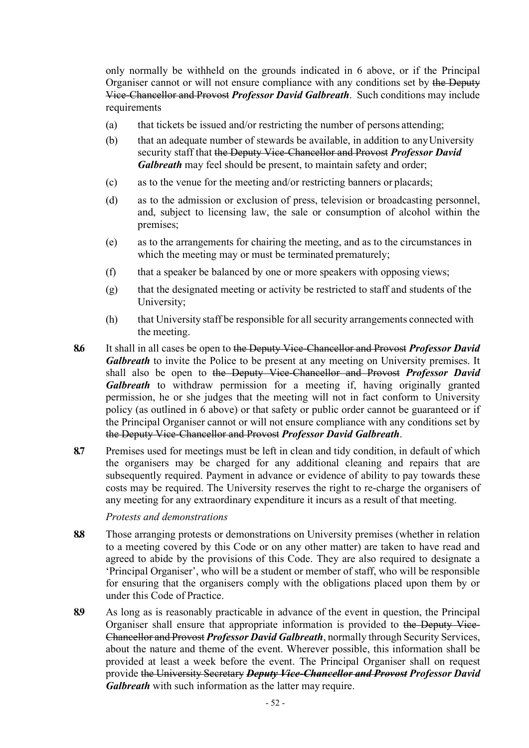only normally be withheld on the grounds indicated in 6 above, or if the Principal Organiser cannot or will not ensure compliance with any conditions set by ~~the Deputy Vice-Chancellor and Provost~~ ***Professor David Galbreath***. Such conditions may include requirements

(a) that tickets be issued and/or restricting the number of persons attending;

(b) that an adequate number of stewards be available, in addition to any University security staff that ~~the Deputy Vice-Chancellor and Provost~~ ***Professor David Galbreath*** may feel should be present, to maintain safety and order;

(c) as to the venue for the meeting and/or restricting banners or placards;

(d) as to the admission or exclusion of press, television or broadcasting personnel, and, subject to licensing law, the sale or consumption of alcohol within the premises;

(e) as to the arrangements for chairing the meeting, and as to the circumstances in which the meeting may or must be terminated prematurely;

(f) that a speaker be balanced by one or more speakers with opposing views;

(g) that the designated meeting or activity be restricted to staff and students of the University;

(h) that University staff be responsible for all security arrangements connected with the meeting.

**8.6** It shall in all cases be open to ~~the Deputy Vice-Chancellor and Provost~~ ***Professor David Galbreath*** to invite the Police to be present at any meeting on University premises. It shall also be open to ~~the Deputy Vice-Chancellor and Provost~~ ***Professor David Galbreath*** to withdraw permission for a meeting if, having originally granted permission, he or she judges that the meeting will not in fact conform to University policy (as outlined in 6 above) or that safety or public order cannot be guaranteed or if the Principal Organiser cannot or will not ensure compliance with any conditions set by ~~the Deputy Vice-Chancellor and Provost~~ ***Professor David Galbreath***.

**8.7** Premises used for meetings must be left in clean and tidy condition, in default of which the organisers may be charged for any additional cleaning and repairs that are subsequently required. Payment in advance or evidence of ability to pay towards these costs may be required. The University reserves the right to re-charge the organisers of any meeting for any extraordinary expenditure it incurs as a result of that meeting.

*Protests and demonstrations*

**8.8** Those arranging protests or demonstrations on University premises (whether in relation to a meeting covered by this Code or on any other matter) are taken to have read and agreed to abide by the provisions of this Code. They are also required to designate a 'Principal Organiser', who will be a student or member of staff, who will be responsible for ensuring that the organisers comply with the obligations placed upon them by or under this Code of Practice.

**8.9** As long as is reasonably practicable in advance of the event in question, the Principal Organiser shall ensure that appropriate information is provided to ~~the Deputy Vice-Chancellor and Provost~~ ***Professor David Galbreath***, normally through Security Services, about the nature and theme of the event. Wherever possible, this information shall be provided at least a week before the event. The Principal Organiser shall on request provide ~~the University Secretary~~ ~~***Deputy Vice-Chancellor and Provost***~~ ***Professor David Galbreath*** with such information as the latter may require.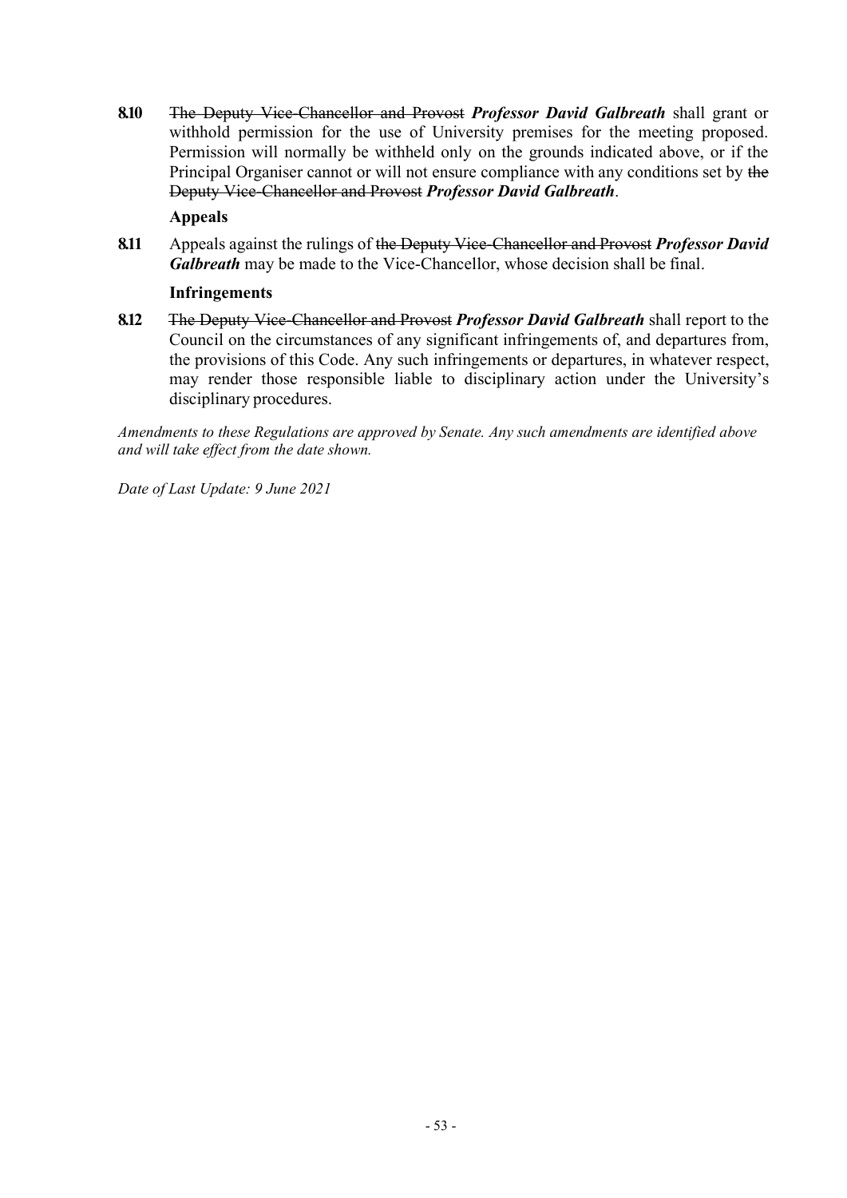**8.10** ~~The Deputy Vice-Chancellor and Provost~~ ***Professor David Galbreath*** shall grant or withhold permission for the use of University premises for the meeting proposed. Permission will normally be withheld only on the grounds indicated above, or if the Principal Organiser cannot or will not ensure compliance with any conditions set by ~~the Deputy Vice-Chancellor and Provost~~ ***Professor David Galbreath***.

**Appeals**

**8.11** Appeals against the rulings of ~~the Deputy Vice-Chancellor and Provost~~ ***Professor David Galbreath*** may be made to the Vice-Chancellor, whose decision shall be final.

**Infringements**

**8.12** ~~The Deputy Vice-Chancellor and Provost~~ ***Professor David Galbreath*** shall report to the Council on the circumstances of any significant infringements of, and departures from, the provisions of this Code. Any such infringements or departures, in whatever respect, may render those responsible liable to disciplinary action under the University's disciplinary procedures.

*Amendments to these Regulations are approved by Senate. Any such amendments are identified above and will take effect from the date shown.*

*Date of Last Update: 9 June 2021*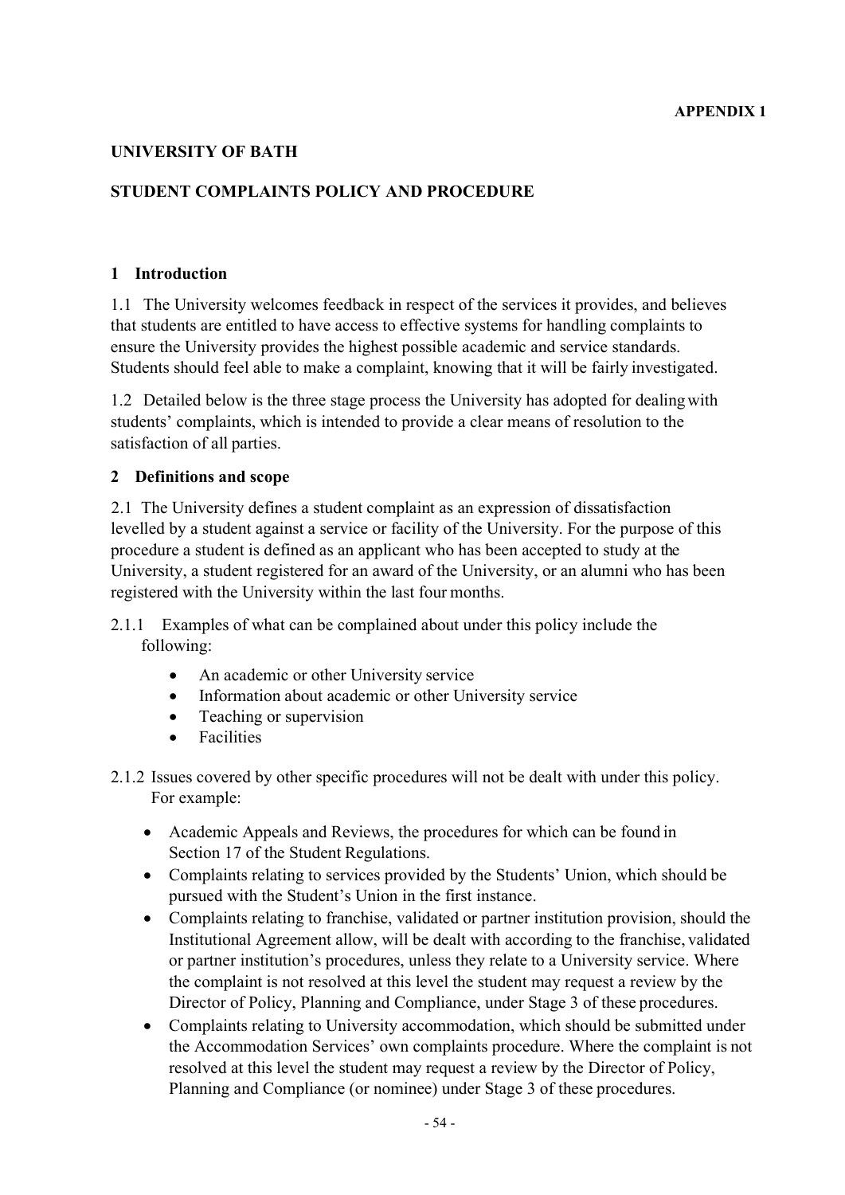**APPENDIX 1**

## UNIVERSITY OF BATH

## STUDENT COMPLAINTS POLICY AND PROCEDURE

### 1 Introduction

1.1 The University welcomes feedback in respect of the services it provides, and believes that students are entitled to have access to effective systems for handling complaints to ensure the University provides the highest possible academic and service standards. Students should feel able to make a complaint, knowing that it will be fairly investigated.

1.2 Detailed below is the three stage process the University has adopted for dealing with students' complaints, which is intended to provide a clear means of resolution to the satisfaction of all parties.

### 2 Definitions and scope

2.1 The University defines a student complaint as an expression of dissatisfaction levelled by a student against a service or facility of the University. For the purpose of this procedure a student is defined as an applicant who has been accepted to study at the University, a student registered for an award of the University, or an alumni who has been registered with the University within the last four months.

2.1.1 Examples of what can be complained about under this policy include the following:

- An academic or other University service
- Information about academic or other University service
- Teaching or supervision
- Facilities

2.1.2 Issues covered by other specific procedures will not be dealt with under this policy. For example:

- Academic Appeals and Reviews, the procedures for which can be found in Section 17 of the Student Regulations.
- Complaints relating to services provided by the Students' Union, which should be pursued with the Student's Union in the first instance.
- Complaints relating to franchise, validated or partner institution provision, should the Institutional Agreement allow, will be dealt with according to the franchise, validated or partner institution's procedures, unless they relate to a University service. Where the complaint is not resolved at this level the student may request a review by the Director of Policy, Planning and Compliance, under Stage 3 of these procedures.
- Complaints relating to University accommodation, which should be submitted under the Accommodation Services' own complaints procedure. Where the complaint is not resolved at this level the student may request a review by the Director of Policy, Planning and Compliance (or nominee) under Stage 3 of these procedures.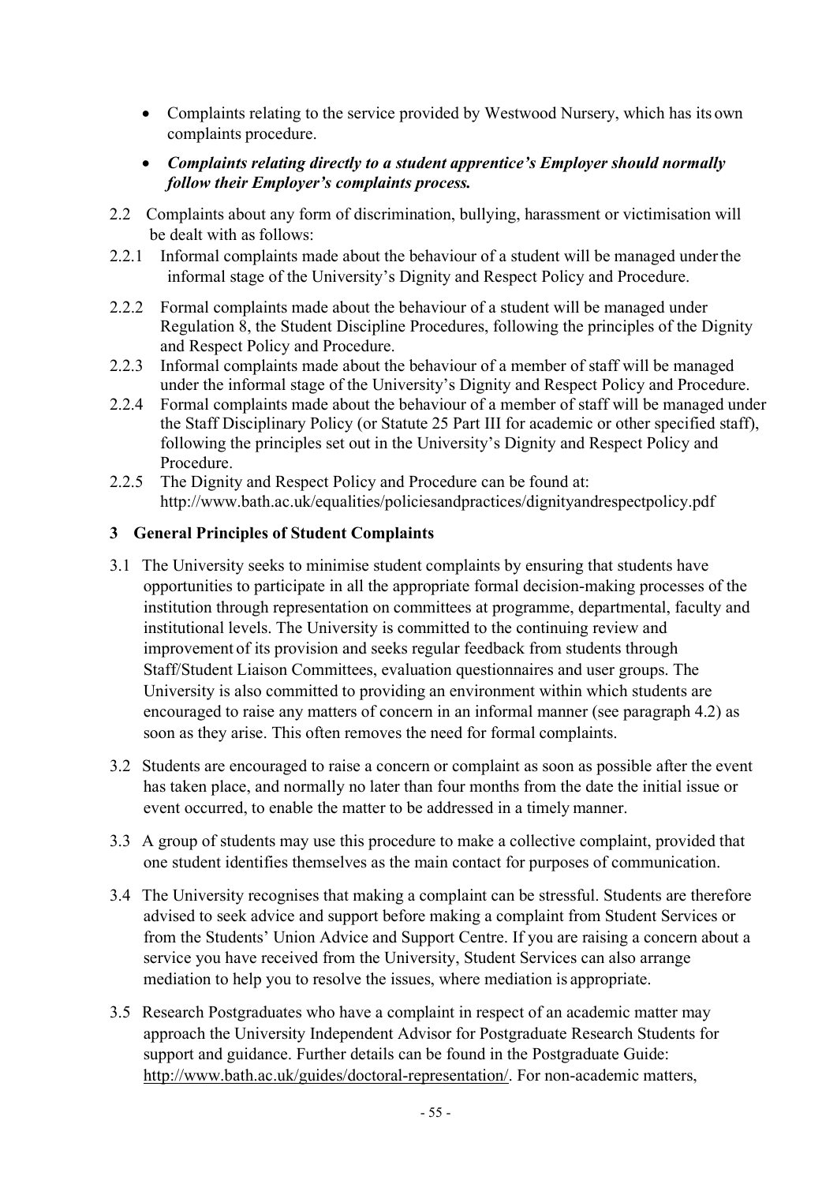- Complaints relating to the service provided by Westwood Nursery, which has its own complaints procedure.
- ***Complaints relating directly to a student apprentice's Employer should normally follow their Employer's complaints process.***

2.2 Complaints about any form of discrimination, bullying, harassment or victimisation will be dealt with as follows:

2.2.1 Informal complaints made about the behaviour of a student will be managed under the informal stage of the University's Dignity and Respect Policy and Procedure.

2.2.2 Formal complaints made about the behaviour of a student will be managed under Regulation 8, the Student Discipline Procedures, following the principles of the Dignity and Respect Policy and Procedure.

2.2.3 Informal complaints made about the behaviour of a member of staff will be managed under the informal stage of the University's Dignity and Respect Policy and Procedure.

2.2.4 Formal complaints made about the behaviour of a member of staff will be managed under the Staff Disciplinary Policy (or Statute 25 Part III for academic or other specified staff), following the principles set out in the University's Dignity and Respect Policy and Procedure.

2.2.5 The Dignity and Respect Policy and Procedure can be found at: http://www.bath.ac.uk/equalities/policiesandpractices/dignityandrespectpolicy.pdf

## 3 General Principles of Student Complaints

3.1 The University seeks to minimise student complaints by ensuring that students have opportunities to participate in all the appropriate formal decision-making processes of the institution through representation on committees at programme, departmental, faculty and institutional levels. The University is committed to the continuing review and improvement of its provision and seeks regular feedback from students through Staff/Student Liaison Committees, evaluation questionnaires and user groups. The University is also committed to providing an environment within which students are encouraged to raise any matters of concern in an informal manner (see paragraph 4.2) as soon as they arise. This often removes the need for formal complaints.

3.2 Students are encouraged to raise a concern or complaint as soon as possible after the event has taken place, and normally no later than four months from the date the initial issue or event occurred, to enable the matter to be addressed in a timely manner.

3.3 A group of students may use this procedure to make a collective complaint, provided that one student identifies themselves as the main contact for purposes of communication.

3.4 The University recognises that making a complaint can be stressful. Students are therefore advised to seek advice and support before making a complaint from Student Services or from the Students' Union Advice and Support Centre. If you are raising a concern about a service you have received from the University, Student Services can also arrange mediation to help you to resolve the issues, where mediation is appropriate.

3.5 Research Postgraduates who have a complaint in respect of an academic matter may approach the University Independent Advisor for Postgraduate Research Students for support and guidance. Further details can be found in the Postgraduate Guide: http://www.bath.ac.uk/guides/doctoral-representation/. For non-academic matters,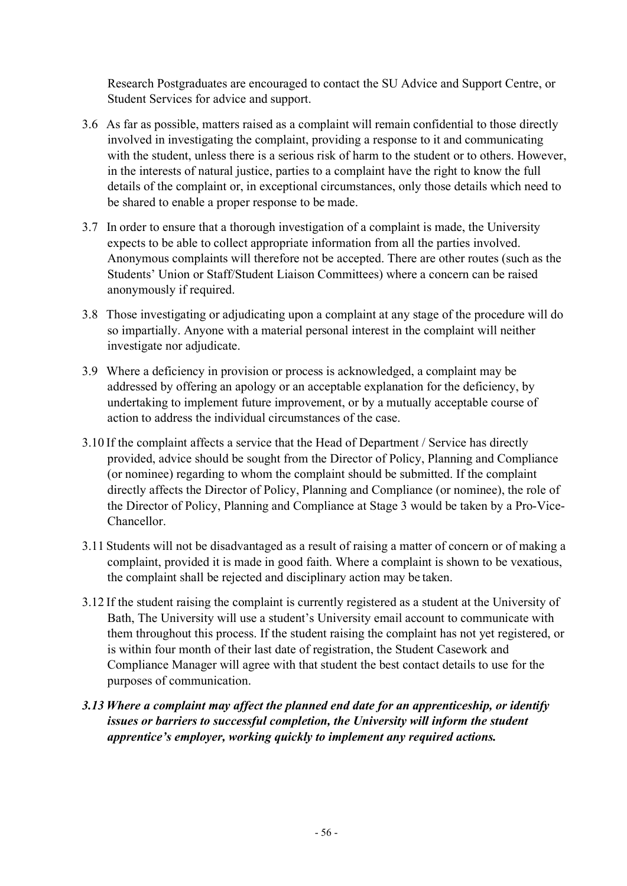Research Postgraduates are encouraged to contact the SU Advice and Support Centre, or Student Services for advice and support.

3.6 As far as possible, matters raised as a complaint will remain confidential to those directly involved in investigating the complaint, providing a response to it and communicating with the student, unless there is a serious risk of harm to the student or to others. However, in the interests of natural justice, parties to a complaint have the right to know the full details of the complaint or, in exceptional circumstances, only those details which need to be shared to enable a proper response to be made.

3.7 In order to ensure that a thorough investigation of a complaint is made, the University expects to be able to collect appropriate information from all the parties involved. Anonymous complaints will therefore not be accepted. There are other routes (such as the Students' Union or Staff/Student Liaison Committees) where a concern can be raised anonymously if required.

3.8 Those investigating or adjudicating upon a complaint at any stage of the procedure will do so impartially. Anyone with a material personal interest in the complaint will neither investigate nor adjudicate.

3.9 Where a deficiency in provision or process is acknowledged, a complaint may be addressed by offering an apology or an acceptable explanation for the deficiency, by undertaking to implement future improvement, or by a mutually acceptable course of action to address the individual circumstances of the case.

3.10 If the complaint affects a service that the Head of Department / Service has directly provided, advice should be sought from the Director of Policy, Planning and Compliance (or nominee) regarding to whom the complaint should be submitted. If the complaint directly affects the Director of Policy, Planning and Compliance (or nominee), the role of the Director of Policy, Planning and Compliance at Stage 3 would be taken by a Pro-Vice-Chancellor.

3.11 Students will not be disadvantaged as a result of raising a matter of concern or of making a complaint, provided it is made in good faith. Where a complaint is shown to be vexatious, the complaint shall be rejected and disciplinary action may be taken.

3.12 If the student raising the complaint is currently registered as a student at the University of Bath, The University will use a student's University email account to communicate with them throughout this process. If the student raising the complaint has not yet registered, or is within four month of their last date of registration, the Student Casework and Compliance Manager will agree with that student the best contact details to use for the purposes of communication.

***3.13 Where a complaint may affect the planned end date for an apprenticeship, or identify issues or barriers to successful completion, the University will inform the student apprentice's employer, working quickly to implement any required actions.***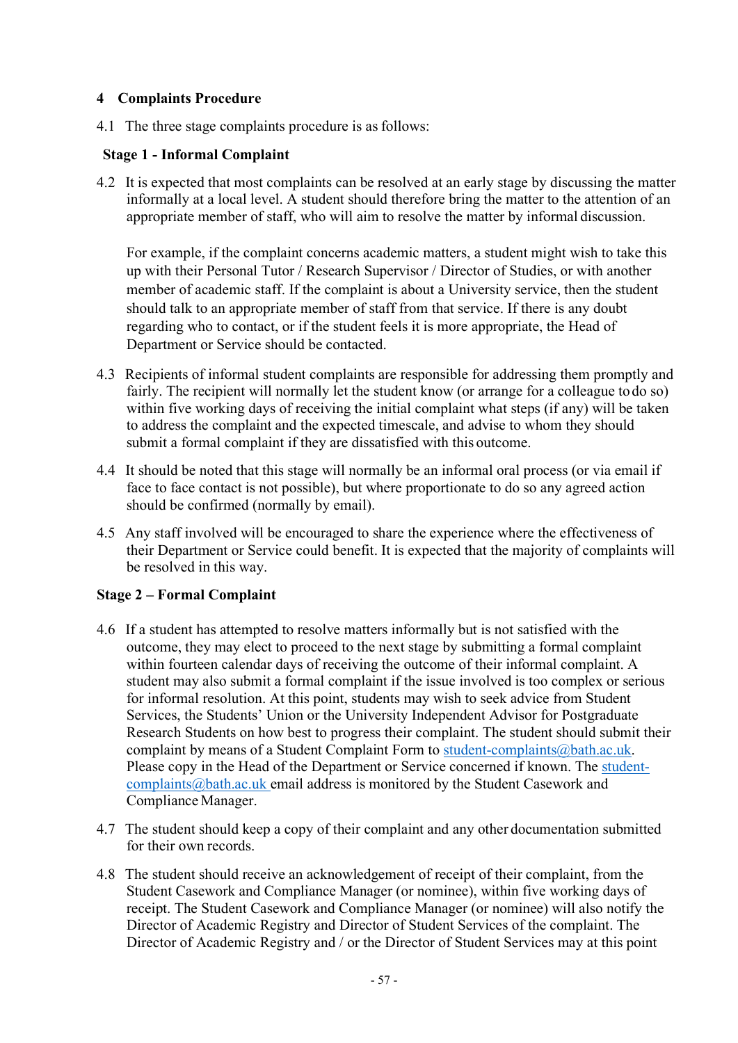## 4 Complaints Procedure

4.1 The three stage complaints procedure is as follows:

### Stage 1 - Informal Complaint

4.2 It is expected that most complaints can be resolved at an early stage by discussing the matter informally at a local level. A student should therefore bring the matter to the attention of an appropriate member of staff, who will aim to resolve the matter by informal discussion.

For example, if the complaint concerns academic matters, a student might wish to take this up with their Personal Tutor / Research Supervisor / Director of Studies, or with another member of academic staff. If the complaint is about a University service, then the student should talk to an appropriate member of staff from that service. If there is any doubt regarding who to contact, or if the student feels it is more appropriate, the Head of Department or Service should be contacted.

4.3 Recipients of informal student complaints are responsible for addressing them promptly and fairly. The recipient will normally let the student know (or arrange for a colleague to do so) within five working days of receiving the initial complaint what steps (if any) will be taken to address the complaint and the expected timescale, and advise to whom they should submit a formal complaint if they are dissatisfied with this outcome.

4.4 It should be noted that this stage will normally be an informal oral process (or via email if face to face contact is not possible), but where proportionate to do so any agreed action should be confirmed (normally by email).

4.5 Any staff involved will be encouraged to share the experience where the effectiveness of their Department or Service could benefit. It is expected that the majority of complaints will be resolved in this way.

### Stage 2 – Formal Complaint

4.6 If a student has attempted to resolve matters informally but is not satisfied with the outcome, they may elect to proceed to the next stage by submitting a formal complaint within fourteen calendar days of receiving the outcome of their informal complaint. A student may also submit a formal complaint if the issue involved is too complex or serious for informal resolution. At this point, students may wish to seek advice from Student Services, the Students' Union or the University Independent Advisor for Postgraduate Research Students on how best to progress their complaint. The student should submit their complaint by means of a Student Complaint Form to [student-complaints@bath.ac.uk](mailto:student-complaints@bath.ac.uk). Please copy in the Head of the Department or Service concerned if known. The [student-complaints@bath.ac.uk](mailto:student-complaints@bath.ac.uk) email address is monitored by the Student Casework and Compliance Manager.

4.7 The student should keep a copy of their complaint and any other documentation submitted for their own records.

4.8 The student should receive an acknowledgement of receipt of their complaint, from the Student Casework and Compliance Manager (or nominee), within five working days of receipt. The Student Casework and Compliance Manager (or nominee) will also notify the Director of Academic Registry and Director of Student Services of the complaint. The Director of Academic Registry and / or the Director of Student Services may at this point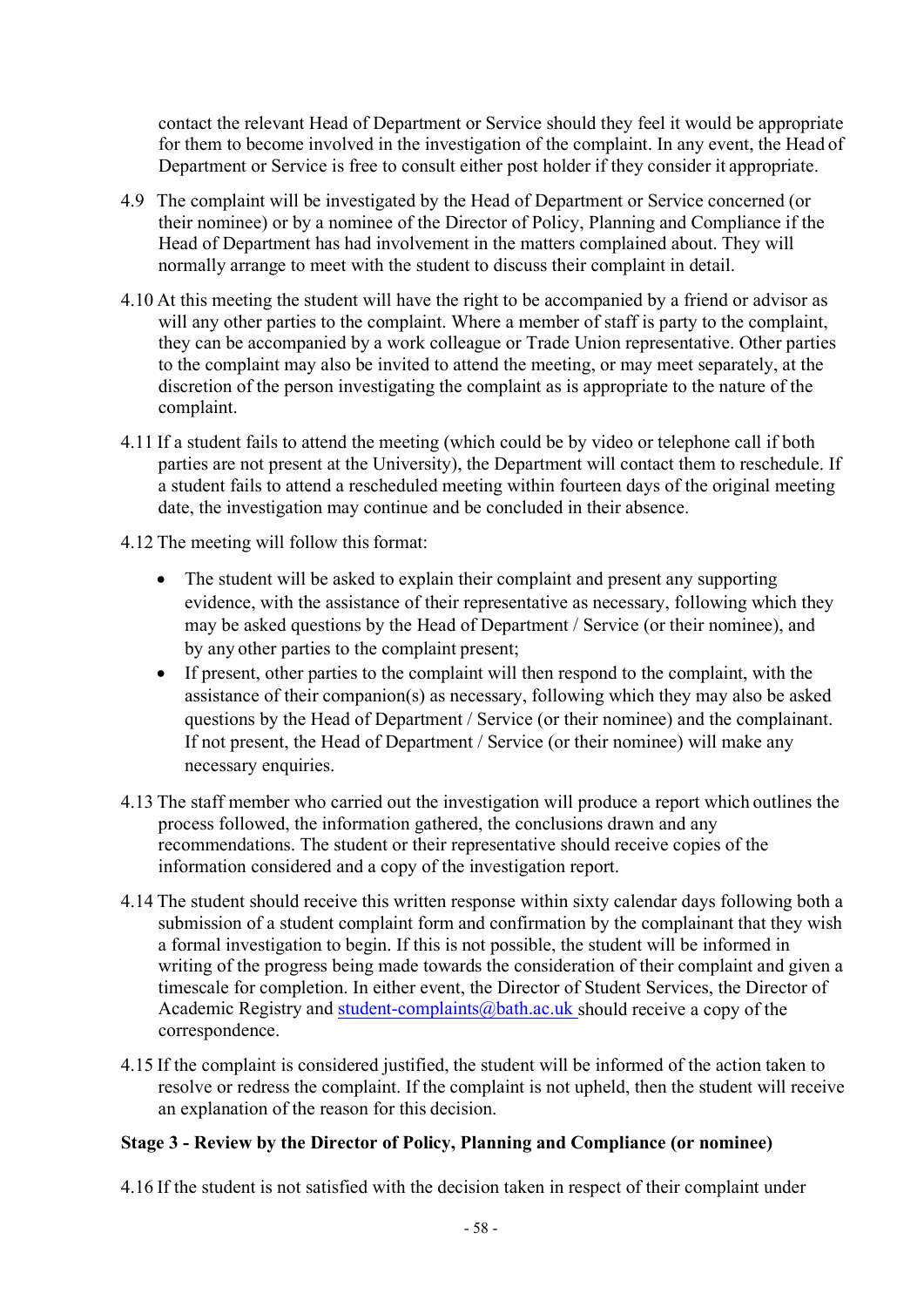contact the relevant Head of Department or Service should they feel it would be appropriate for them to become involved in the investigation of the complaint. In any event, the Head of Department or Service is free to consult either post holder if they consider it appropriate.

4.9 The complaint will be investigated by the Head of Department or Service concerned (or their nominee) or by a nominee of the Director of Policy, Planning and Compliance if the Head of Department has had involvement in the matters complained about. They will normally arrange to meet with the student to discuss their complaint in detail.

4.10 At this meeting the student will have the right to be accompanied by a friend or advisor as will any other parties to the complaint. Where a member of staff is party to the complaint, they can be accompanied by a work colleague or Trade Union representative. Other parties to the complaint may also be invited to attend the meeting, or may meet separately, at the discretion of the person investigating the complaint as is appropriate to the nature of the complaint.

4.11 If a student fails to attend the meeting (which could be by video or telephone call if both parties are not present at the University), the Department will contact them to reschedule. If a student fails to attend a rescheduled meeting within fourteen days of the original meeting date, the investigation may continue and be concluded in their absence.

4.12 The meeting will follow this format:

- The student will be asked to explain their complaint and present any supporting evidence, with the assistance of their representative as necessary, following which they may be asked questions by the Head of Department / Service (or their nominee), and by any other parties to the complaint present;
- If present, other parties to the complaint will then respond to the complaint, with the assistance of their companion(s) as necessary, following which they may also be asked questions by the Head of Department / Service (or their nominee) and the complainant. If not present, the Head of Department / Service (or their nominee) will make any necessary enquiries.

4.13 The staff member who carried out the investigation will produce a report which outlines the process followed, the information gathered, the conclusions drawn and any recommendations. The student or their representative should receive copies of the information considered and a copy of the investigation report.

4.14 The student should receive this written response within sixty calendar days following both a submission of a student complaint form and confirmation by the complainant that they wish a formal investigation to begin. If this is not possible, the student will be informed in writing of the progress being made towards the consideration of their complaint and given a timescale for completion. In either event, the Director of Student Services, the Director of Academic Registry and student-complaints@bath.ac.uk should receive a copy of the correspondence.

4.15 If the complaint is considered justified, the student will be informed of the action taken to resolve or redress the complaint. If the complaint is not upheld, then the student will receive an explanation of the reason for this decision.

**Stage 3 - Review by the Director of Policy, Planning and Compliance (or nominee)**

4.16 If the student is not satisfied with the decision taken in respect of their complaint under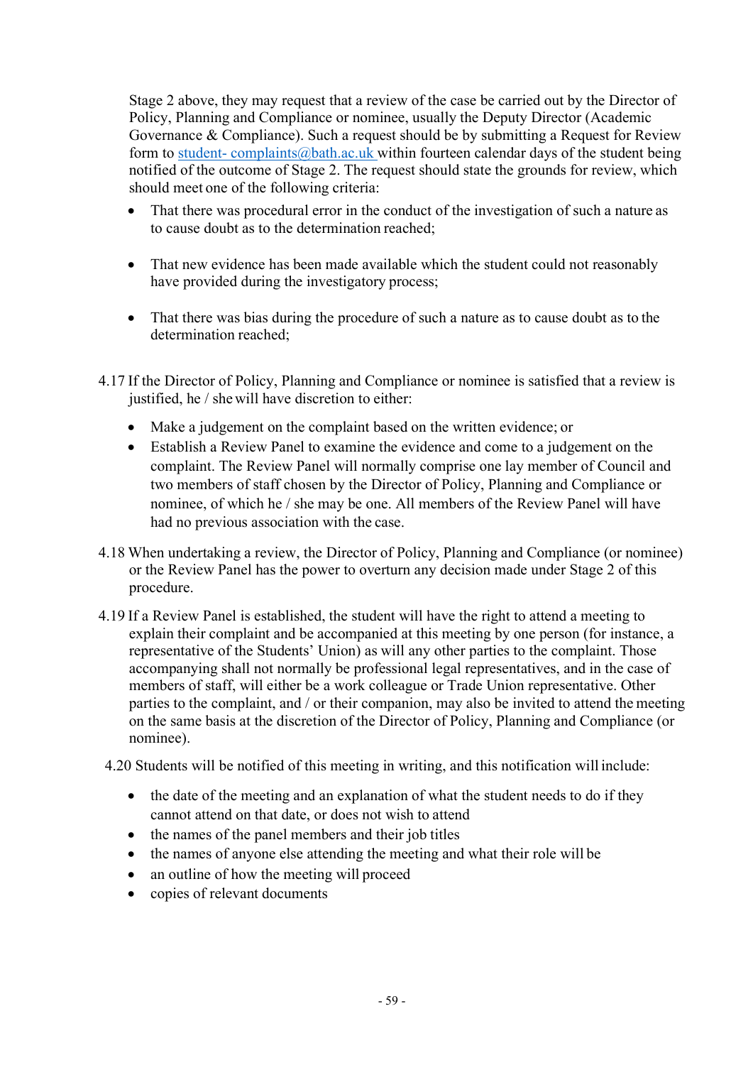Stage 2 above, they may request that a review of the case be carried out by the Director of Policy, Planning and Compliance or nominee, usually the Deputy Director (Academic Governance & Compliance). Such a request should be by submitting a Request for Review form to student- complaints@bath.ac.uk within fourteen calendar days of the student being notified of the outcome of Stage 2. The request should state the grounds for review, which should meet one of the following criteria:

- That there was procedural error in the conduct of the investigation of such a nature as to cause doubt as to the determination reached;
- That new evidence has been made available which the student could not reasonably have provided during the investigatory process;
- That there was bias during the procedure of such a nature as to cause doubt as to the determination reached;

4.17 If the Director of Policy, Planning and Compliance or nominee is satisfied that a review is justified, he / she will have discretion to either:

- Make a judgement on the complaint based on the written evidence; or
- Establish a Review Panel to examine the evidence and come to a judgement on the complaint. The Review Panel will normally comprise one lay member of Council and two members of staff chosen by the Director of Policy, Planning and Compliance or nominee, of which he / she may be one. All members of the Review Panel will have had no previous association with the case.

4.18 When undertaking a review, the Director of Policy, Planning and Compliance (or nominee) or the Review Panel has the power to overturn any decision made under Stage 2 of this procedure.

4.19 If a Review Panel is established, the student will have the right to attend a meeting to explain their complaint and be accompanied at this meeting by one person (for instance, a representative of the Students' Union) as will any other parties to the complaint. Those accompanying shall not normally be professional legal representatives, and in the case of members of staff, will either be a work colleague or Trade Union representative. Other parties to the complaint, and / or their companion, may also be invited to attend the meeting on the same basis at the discretion of the Director of Policy, Planning and Compliance (or nominee).

4.20 Students will be notified of this meeting in writing, and this notification will include:

- the date of the meeting and an explanation of what the student needs to do if they cannot attend on that date, or does not wish to attend
- the names of the panel members and their job titles
- the names of anyone else attending the meeting and what their role will be
- an outline of how the meeting will proceed
- copies of relevant documents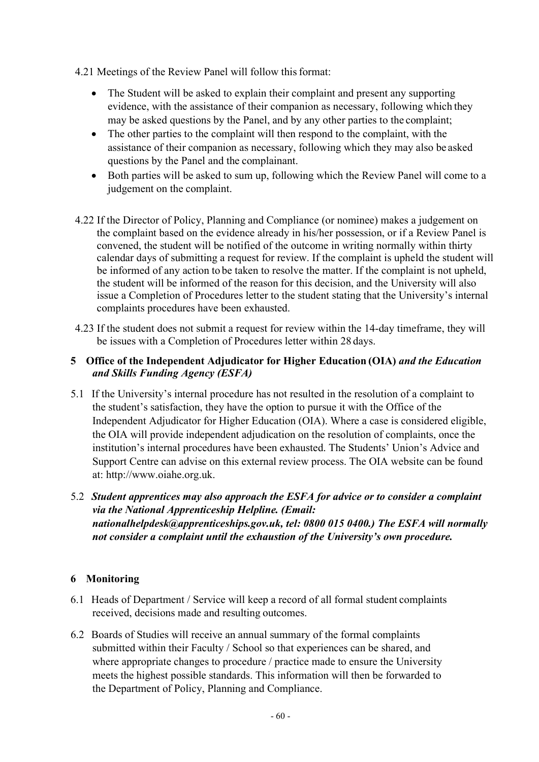4.21 Meetings of the Review Panel will follow this format:

- The Student will be asked to explain their complaint and present any supporting evidence, with the assistance of their companion as necessary, following which they may be asked questions by the Panel, and by any other parties to the complaint;
- The other parties to the complaint will then respond to the complaint, with the assistance of their companion as necessary, following which they may also be asked questions by the Panel and the complainant.
- Both parties will be asked to sum up, following which the Review Panel will come to a judgement on the complaint.

4.22 If the Director of Policy, Planning and Compliance (or nominee) makes a judgement on the complaint based on the evidence already in his/her possession, or if a Review Panel is convened, the student will be notified of the outcome in writing normally within thirty calendar days of submitting a request for review. If the complaint is upheld the student will be informed of any action to be taken to resolve the matter. If the complaint is not upheld, the student will be informed of the reason for this decision, and the University will also issue a Completion of Procedures letter to the student stating that the University's internal complaints procedures have been exhausted.

4.23 If the student does not submit a request for review within the 14-day timeframe, they will be issues with a Completion of Procedures letter within 28 days.

## 5 Office of the Independent Adjudicator for Higher Education (OIA) *and the Education and Skills Funding Agency (ESFA)*

5.1 If the University's internal procedure has not resulted in the resolution of a complaint to the student's satisfaction, they have the option to pursue it with the Office of the Independent Adjudicator for Higher Education (OIA). Where a case is considered eligible, the OIA will provide independent adjudication on the resolution of complaints, once the institution's internal procedures have been exhausted. The Students' Union's Advice and Support Centre can advise on this external review process. The OIA website can be found at: http://www.oiahe.org.uk.

5.2 ***Student apprentices may also approach the ESFA for advice or to consider a complaint via the National Apprenticeship Helpline. (Email: nationalhelpdesk@apprenticeships.gov.uk, tel: 0800 015 0400.) The ESFA will normally not consider a complaint until the exhaustion of the University's own procedure.***

## 6 Monitoring

6.1 Heads of Department / Service will keep a record of all formal student complaints received, decisions made and resulting outcomes.

6.2 Boards of Studies will receive an annual summary of the formal complaints submitted within their Faculty / School so that experiences can be shared, and where appropriate changes to procedure / practice made to ensure the University meets the highest possible standards. This information will then be forwarded to the Department of Policy, Planning and Compliance.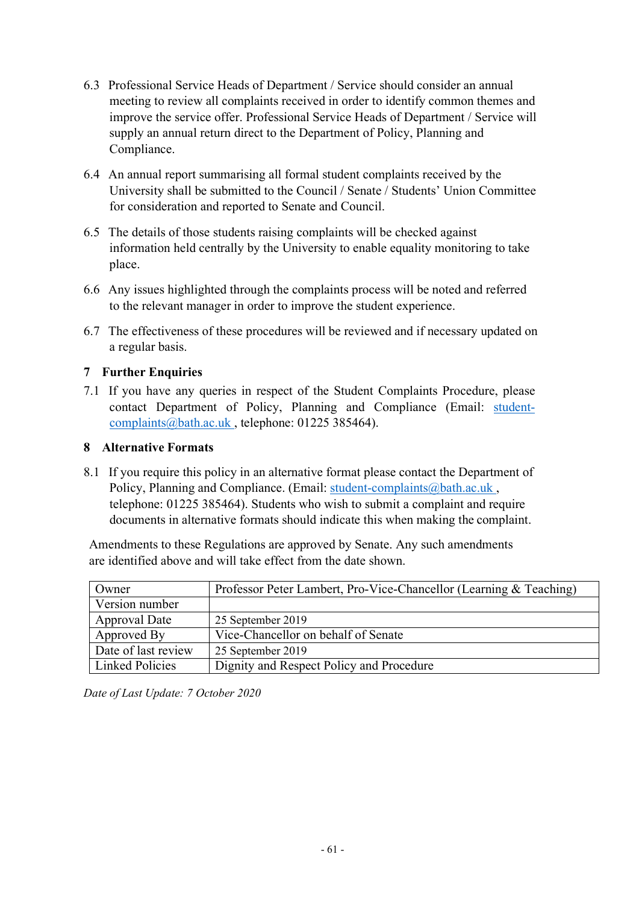6.3 Professional Service Heads of Department / Service should consider an annual meeting to review all complaints received in order to identify common themes and improve the service offer. Professional Service Heads of Department / Service will supply an annual return direct to the Department of Policy, Planning and Compliance.

6.4 An annual report summarising all formal student complaints received by the University shall be submitted to the Council / Senate / Students' Union Committee for consideration and reported to Senate and Council.

6.5 The details of those students raising complaints will be checked against information held centrally by the University to enable equality monitoring to take place.

6.6 Any issues highlighted through the complaints process will be noted and referred to the relevant manager in order to improve the student experience.

6.7 The effectiveness of these procedures will be reviewed and if necessary updated on a regular basis.

## 7 Further Enquiries

7.1 If you have any queries in respect of the Student Complaints Procedure, please contact Department of Policy, Planning and Compliance (Email: student-complaints@bath.ac.uk , telephone: 01225 385464).

## 8 Alternative Formats

8.1 If you require this policy in an alternative format please contact the Department of Policy, Planning and Compliance. (Email: student-complaints@bath.ac.uk , telephone: 01225 385464). Students who wish to submit a complaint and require documents in alternative formats should indicate this when making the complaint.

Amendments to these Regulations are approved by Senate. Any such amendments are identified above and will take effect from the date shown.

| Owner | Professor Peter Lambert, Pro-Vice-Chancellor (Learning & Teaching) |
|---|---|
| Version number | |
| Approval Date | 25 September 2019 |
| Approved By | Vice-Chancellor on behalf of Senate |
| Date of last review | 25 September 2019 |
| Linked Policies | Dignity and Respect Policy and Procedure |

*Date of Last Update: 7 October 2020*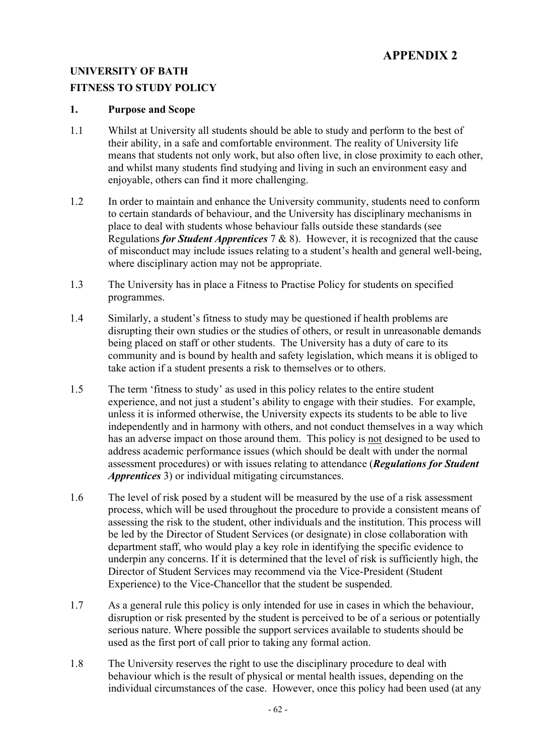# APPENDIX 2

## UNIVERSITY OF BATH
## FITNESS TO STUDY POLICY

### 1. Purpose and Scope

1.1 Whilst at University all students should be able to study and perform to the best of their ability, in a safe and comfortable environment. The reality of University life means that students not only work, but also often live, in close proximity to each other, and whilst many students find studying and living in such an environment easy and enjoyable, others can find it more challenging.

1.2 In order to maintain and enhance the University community, students need to conform to certain standards of behaviour, and the University has disciplinary mechanisms in place to deal with students whose behaviour falls outside these standards (see Regulations ***for Student Apprentices*** 7 & 8). However, it is recognized that the cause of misconduct may include issues relating to a student's health and general well-being, where disciplinary action may not be appropriate.

1.3 The University has in place a Fitness to Practise Policy for students on specified programmes.

1.4 Similarly, a student's fitness to study may be questioned if health problems are disrupting their own studies or the studies of others, or result in unreasonable demands being placed on staff or other students. The University has a duty of care to its community and is bound by health and safety legislation, which means it is obliged to take action if a student presents a risk to themselves or to others.

1.5 The term 'fitness to study' as used in this policy relates to the entire student experience, and not just a student's ability to engage with their studies. For example, unless it is informed otherwise, the University expects its students to be able to live independently and in harmony with others, and not conduct themselves in a way which has an adverse impact on those around them. This policy is <u>not</u> designed to be used to address academic performance issues (which should be dealt with under the normal assessment procedures) or with issues relating to attendance (***Regulations for Student Apprentices*** 3) or individual mitigating circumstances.

1.6 The level of risk posed by a student will be measured by the use of a risk assessment process, which will be used throughout the procedure to provide a consistent means of assessing the risk to the student, other individuals and the institution. This process will be led by the Director of Student Services (or designate) in close collaboration with department staff, who would play a key role in identifying the specific evidence to underpin any concerns. If it is determined that the level of risk is sufficiently high, the Director of Student Services may recommend via the Vice-President (Student Experience) to the Vice-Chancellor that the student be suspended.

1.7 As a general rule this policy is only intended for use in cases in which the behaviour, disruption or risk presented by the student is perceived to be of a serious or potentially serious nature. Where possible the support services available to students should be used as the first port of call prior to taking any formal action.

1.8 The University reserves the right to use the disciplinary procedure to deal with behaviour which is the result of physical or mental health issues, depending on the individual circumstances of the case. However, once this policy had been used (at any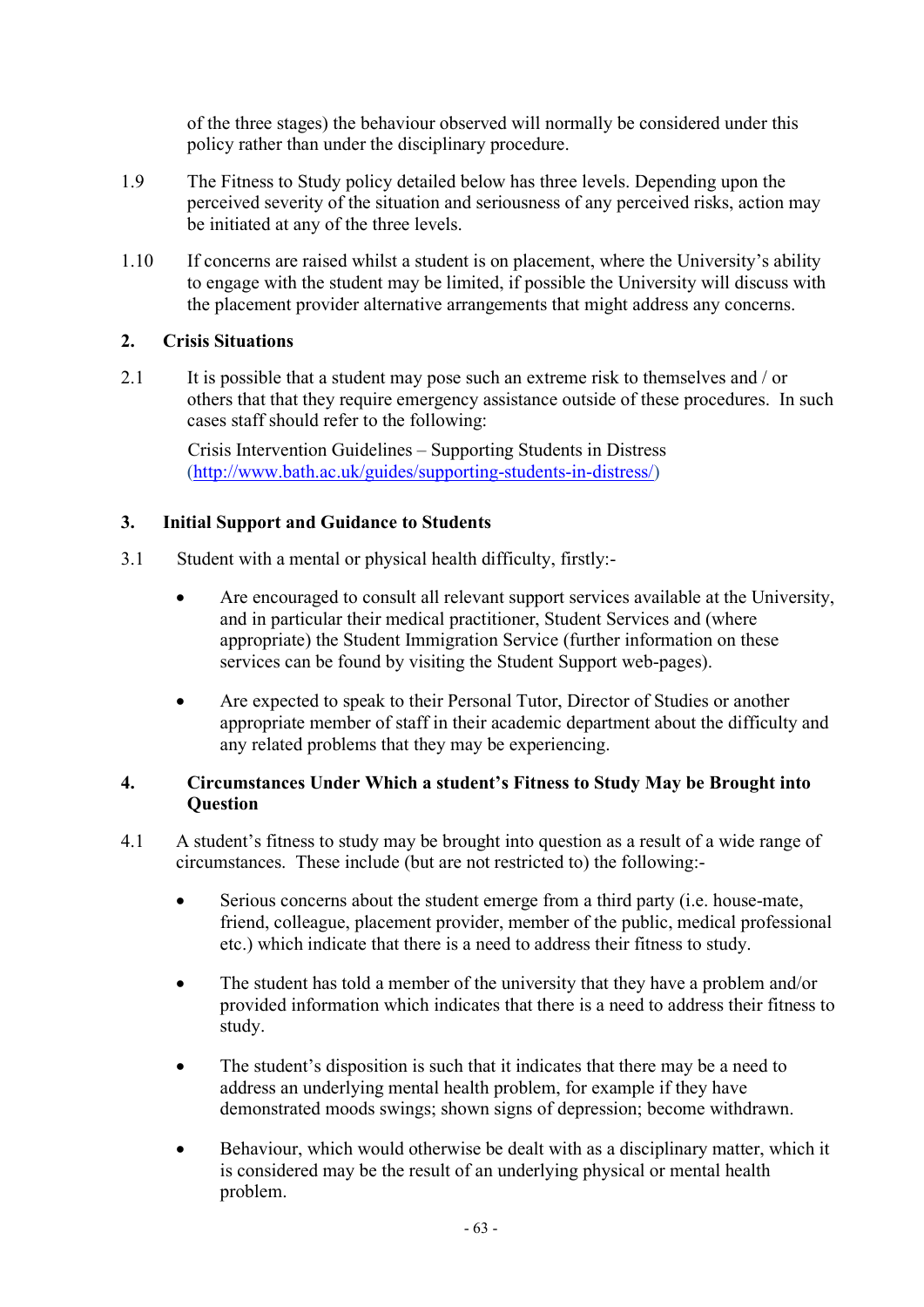of the three stages) the behaviour observed will normally be considered under this policy rather than under the disciplinary procedure.

1.9 The Fitness to Study policy detailed below has three levels. Depending upon the perceived severity of the situation and seriousness of any perceived risks, action may be initiated at any of the three levels.

1.10 If concerns are raised whilst a student is on placement, where the University's ability to engage with the student may be limited, if possible the University will discuss with the placement provider alternative arrangements that might address any concerns.

## 2. Crisis Situations

2.1 It is possible that a student may pose such an extreme risk to themselves and / or others that that they require emergency assistance outside of these procedures. In such cases staff should refer to the following:

Crisis Intervention Guidelines – Supporting Students in Distress (http://www.bath.ac.uk/guides/supporting-students-in-distress/)

## 3. Initial Support and Guidance to Students

3.1 Student with a mental or physical health difficulty, firstly:-

- Are encouraged to consult all relevant support services available at the University, and in particular their medical practitioner, Student Services and (where appropriate) the Student Immigration Service (further information on these services can be found by visiting the Student Support web-pages).

- Are expected to speak to their Personal Tutor, Director of Studies or another appropriate member of staff in their academic department about the difficulty and any related problems that they may be experiencing.

## 4. Circumstances Under Which a student's Fitness to Study May be Brought into Question

4.1 A student's fitness to study may be brought into question as a result of a wide range of circumstances. These include (but are not restricted to) the following:-

- Serious concerns about the student emerge from a third party (i.e. house-mate, friend, colleague, placement provider, member of the public, medical professional etc.) which indicate that there is a need to address their fitness to study.

- The student has told a member of the university that they have a problem and/or provided information which indicates that there is a need to address their fitness to study.

- The student's disposition is such that it indicates that there may be a need to address an underlying mental health problem, for example if they have demonstrated moods swings; shown signs of depression; become withdrawn.

- Behaviour, which would otherwise be dealt with as a disciplinary matter, which it is considered may be the result of an underlying physical or mental health problem.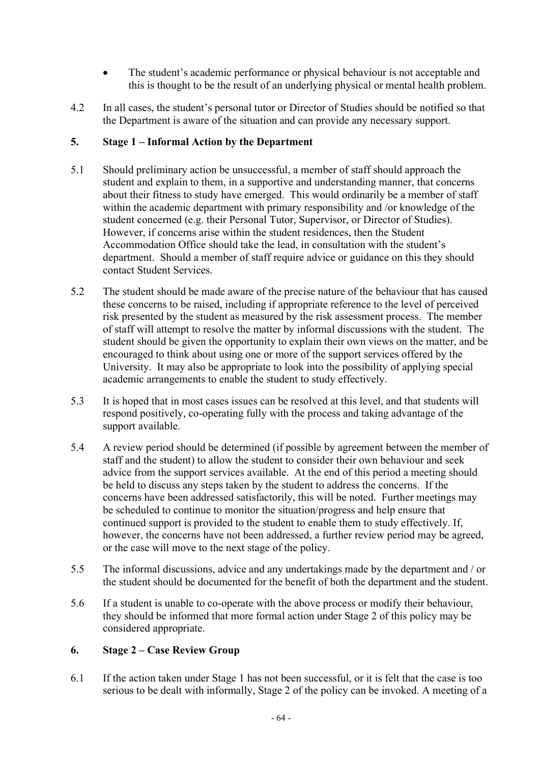- The student's academic performance or physical behaviour is not acceptable and this is thought to be the result of an underlying physical or mental health problem.

4.2 In all cases, the student's personal tutor or Director of Studies should be notified so that the Department is aware of the situation and can provide any necessary support.

## 5. Stage 1 – Informal Action by the Department

5.1 Should preliminary action be unsuccessful, a member of staff should approach the student and explain to them, in a supportive and understanding manner, that concerns about their fitness to study have emerged. This would ordinarily be a member of staff within the academic department with primary responsibility and /or knowledge of the student concerned (e.g. their Personal Tutor, Supervisor, or Director of Studies). However, if concerns arise within the student residences, then the Student Accommodation Office should take the lead, in consultation with the student's department. Should a member of staff require advice or guidance on this they should contact Student Services.

5.2 The student should be made aware of the precise nature of the behaviour that has caused these concerns to be raised, including if appropriate reference to the level of perceived risk presented by the student as measured by the risk assessment process. The member of staff will attempt to resolve the matter by informal discussions with the student. The student should be given the opportunity to explain their own views on the matter, and be encouraged to think about using one or more of the support services offered by the University. It may also be appropriate to look into the possibility of applying special academic arrangements to enable the student to study effectively.

5.3 It is hoped that in most cases issues can be resolved at this level, and that students will respond positively, co-operating fully with the process and taking advantage of the support available.

5.4 A review period should be determined (if possible by agreement between the member of staff and the student) to allow the student to consider their own behaviour and seek advice from the support services available. At the end of this period a meeting should be held to discuss any steps taken by the student to address the concerns. If the concerns have been addressed satisfactorily, this will be noted. Further meetings may be scheduled to continue to monitor the situation/progress and help ensure that continued support is provided to the student to enable them to study effectively. If, however, the concerns have not been addressed, a further review period may be agreed, or the case will move to the next stage of the policy.

5.5 The informal discussions, advice and any undertakings made by the department and / or the student should be documented for the benefit of both the department and the student.

5.6 If a student is unable to co-operate with the above process or modify their behaviour, they should be informed that more formal action under Stage 2 of this policy may be considered appropriate.

## 6. Stage 2 – Case Review Group

6.1 If the action taken under Stage 1 has not been successful, or it is felt that the case is too serious to be dealt with informally, Stage 2 of the policy can be invoked. A meeting of a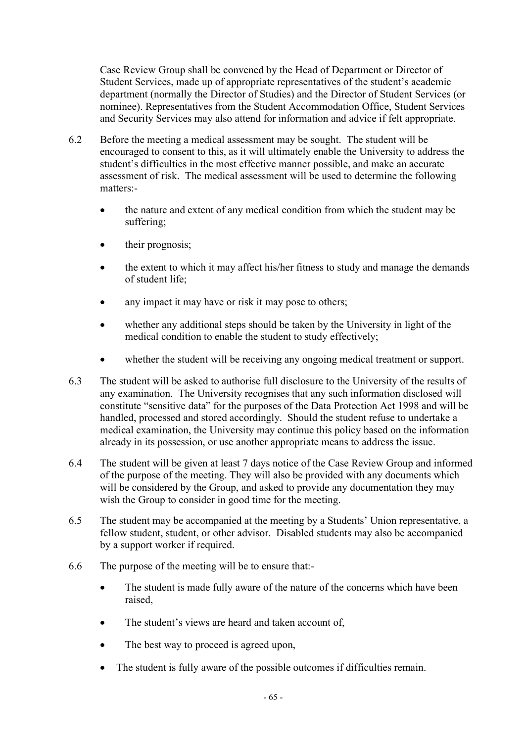Case Review Group shall be convened by the Head of Department or Director of Student Services, made up of appropriate representatives of the student's academic department (normally the Director of Studies) and the Director of Student Services (or nominee). Representatives from the Student Accommodation Office, Student Services and Security Services may also attend for information and advice if felt appropriate.

6.2 Before the meeting a medical assessment may be sought. The student will be encouraged to consent to this, as it will ultimately enable the University to address the student's difficulties in the most effective manner possible, and make an accurate assessment of risk. The medical assessment will be used to determine the following matters:-

- the nature and extent of any medical condition from which the student may be suffering;
- their prognosis;
- the extent to which it may affect his/her fitness to study and manage the demands of student life;
- any impact it may have or risk it may pose to others;
- whether any additional steps should be taken by the University in light of the medical condition to enable the student to study effectively;
- whether the student will be receiving any ongoing medical treatment or support.

6.3 The student will be asked to authorise full disclosure to the University of the results of any examination. The University recognises that any such information disclosed will constitute "sensitive data" for the purposes of the Data Protection Act 1998 and will be handled, processed and stored accordingly. Should the student refuse to undertake a medical examination, the University may continue this policy based on the information already in its possession, or use another appropriate means to address the issue.

6.4 The student will be given at least 7 days notice of the Case Review Group and informed of the purpose of the meeting. They will also be provided with any documents which will be considered by the Group, and asked to provide any documentation they may wish the Group to consider in good time for the meeting.

6.5 The student may be accompanied at the meeting by a Students' Union representative, a fellow student, student, or other advisor. Disabled students may also be accompanied by a support worker if required.

6.6 The purpose of the meeting will be to ensure that:-

- The student is made fully aware of the nature of the concerns which have been raised,
- The student's views are heard and taken account of,
- The best way to proceed is agreed upon,
- The student is fully aware of the possible outcomes if difficulties remain.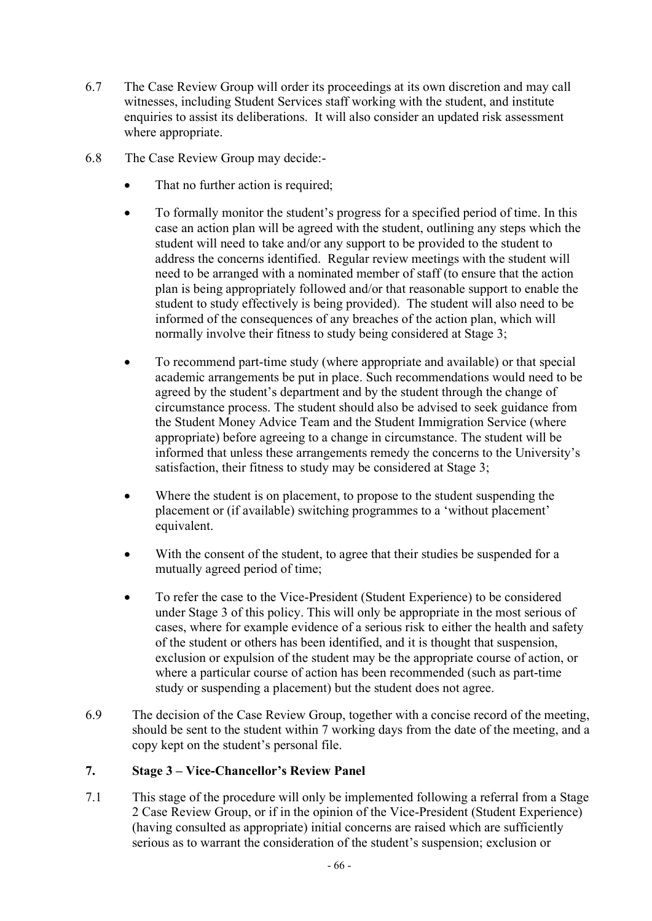6.7 The Case Review Group will order its proceedings at its own discretion and may call witnesses, including Student Services staff working with the student, and institute enquiries to assist its deliberations. It will also consider an updated risk assessment where appropriate.

6.8 The Case Review Group may decide:-

- That no further action is required;
- To formally monitor the student's progress for a specified period of time. In this case an action plan will be agreed with the student, outlining any steps which the student will need to take and/or any support to be provided to the student to address the concerns identified. Regular review meetings with the student will need to be arranged with a nominated member of staff (to ensure that the action plan is being appropriately followed and/or that reasonable support to enable the student to study effectively is being provided). The student will also need to be informed of the consequences of any breaches of the action plan, which will normally involve their fitness to study being considered at Stage 3;
- To recommend part-time study (where appropriate and available) or that special academic arrangements be put in place. Such recommendations would need to be agreed by the student's department and by the student through the change of circumstance process. The student should also be advised to seek guidance from the Student Money Advice Team and the Student Immigration Service (where appropriate) before agreeing to a change in circumstance. The student will be informed that unless these arrangements remedy the concerns to the University's satisfaction, their fitness to study may be considered at Stage 3;
- Where the student is on placement, to propose to the student suspending the placement or (if available) switching programmes to a 'without placement' equivalent.
- With the consent of the student, to agree that their studies be suspended for a mutually agreed period of time;
- To refer the case to the Vice-President (Student Experience) to be considered under Stage 3 of this policy. This will only be appropriate in the most serious of cases, where for example evidence of a serious risk to either the health and safety of the student or others has been identified, and it is thought that suspension, exclusion or expulsion of the student may be the appropriate course of action, or where a particular course of action has been recommended (such as part-time study or suspending a placement) but the student does not agree.

6.9 The decision of the Case Review Group, together with a concise record of the meeting, should be sent to the student within 7 working days from the date of the meeting, and a copy kept on the student's personal file.

## 7. Stage 3 – Vice-Chancellor's Review Panel

7.1 This stage of the procedure will only be implemented following a referral from a Stage 2 Case Review Group, or if in the opinion of the Vice-President (Student Experience) (having consulted as appropriate) initial concerns are raised which are sufficiently serious as to warrant the consideration of the student's suspension; exclusion or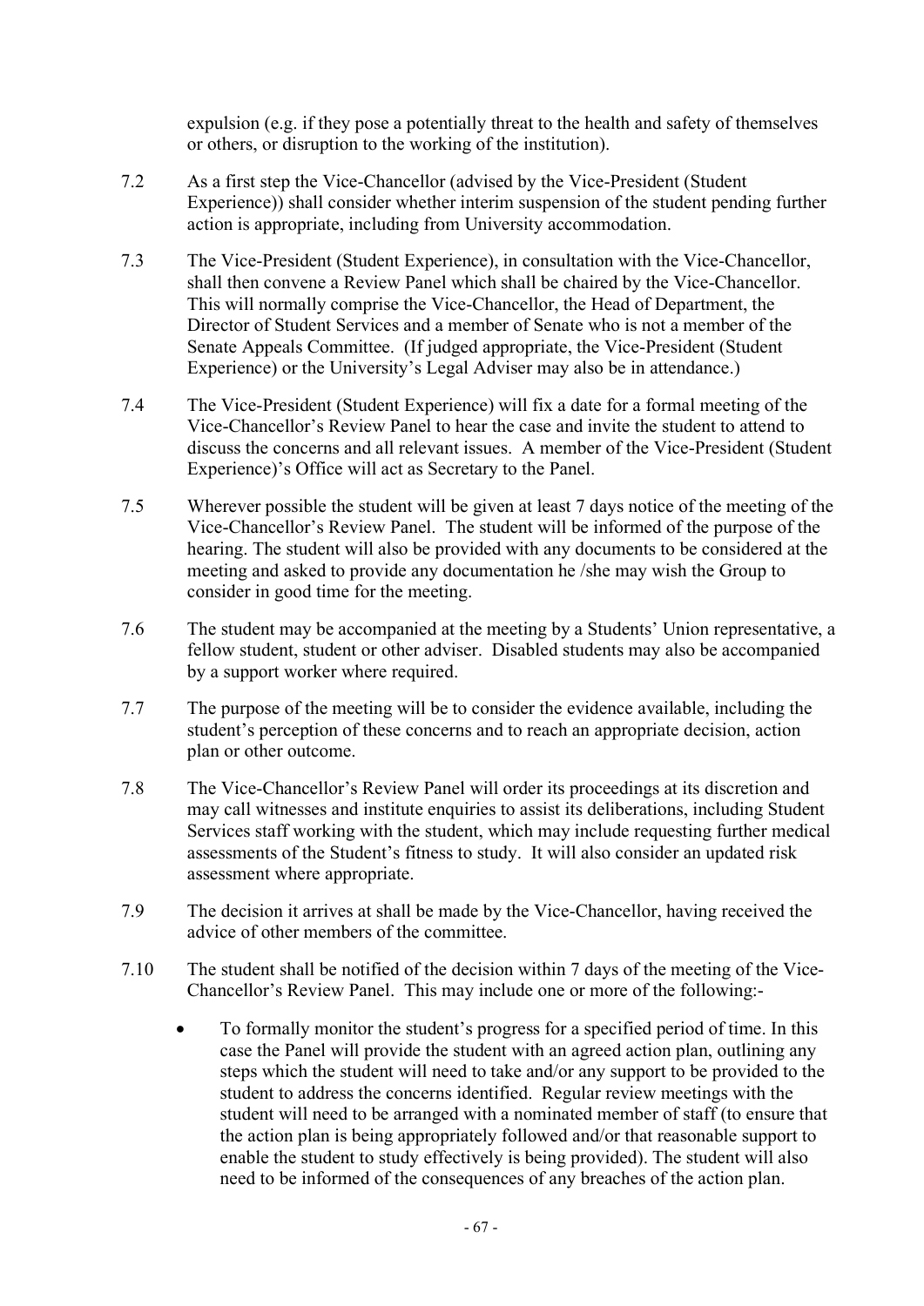expulsion (e.g. if they pose a potentially threat to the health and safety of themselves or others, or disruption to the working of the institution).

7.2 As a first step the Vice-Chancellor (advised by the Vice-President (Student Experience)) shall consider whether interim suspension of the student pending further action is appropriate, including from University accommodation.

7.3 The Vice-President (Student Experience), in consultation with the Vice-Chancellor, shall then convene a Review Panel which shall be chaired by the Vice-Chancellor. This will normally comprise the Vice-Chancellor, the Head of Department, the Director of Student Services and a member of Senate who is not a member of the Senate Appeals Committee. (If judged appropriate, the Vice-President (Student Experience) or the University's Legal Adviser may also be in attendance.)

7.4 The Vice-President (Student Experience) will fix a date for a formal meeting of the Vice-Chancellor's Review Panel to hear the case and invite the student to attend to discuss the concerns and all relevant issues. A member of the Vice-President (Student Experience)'s Office will act as Secretary to the Panel.

7.5 Wherever possible the student will be given at least 7 days notice of the meeting of the Vice-Chancellor's Review Panel. The student will be informed of the purpose of the hearing. The student will also be provided with any documents to be considered at the meeting and asked to provide any documentation he /she may wish the Group to consider in good time for the meeting.

7.6 The student may be accompanied at the meeting by a Students' Union representative, a fellow student, student or other adviser. Disabled students may also be accompanied by a support worker where required.

7.7 The purpose of the meeting will be to consider the evidence available, including the student's perception of these concerns and to reach an appropriate decision, action plan or other outcome.

7.8 The Vice-Chancellor's Review Panel will order its proceedings at its discretion and may call witnesses and institute enquiries to assist its deliberations, including Student Services staff working with the student, which may include requesting further medical assessments of the Student's fitness to study. It will also consider an updated risk assessment where appropriate.

7.9 The decision it arrives at shall be made by the Vice-Chancellor, having received the advice of other members of the committee.

7.10 The student shall be notified of the decision within 7 days of the meeting of the Vice-Chancellor's Review Panel. This may include one or more of the following:-

- To formally monitor the student's progress for a specified period of time. In this case the Panel will provide the student with an agreed action plan, outlining any steps which the student will need to take and/or any support to be provided to the student to address the concerns identified. Regular review meetings with the student will need to be arranged with a nominated member of staff (to ensure that the action plan is being appropriately followed and/or that reasonable support to enable the student to study effectively is being provided). The student will also need to be informed of the consequences of any breaches of the action plan.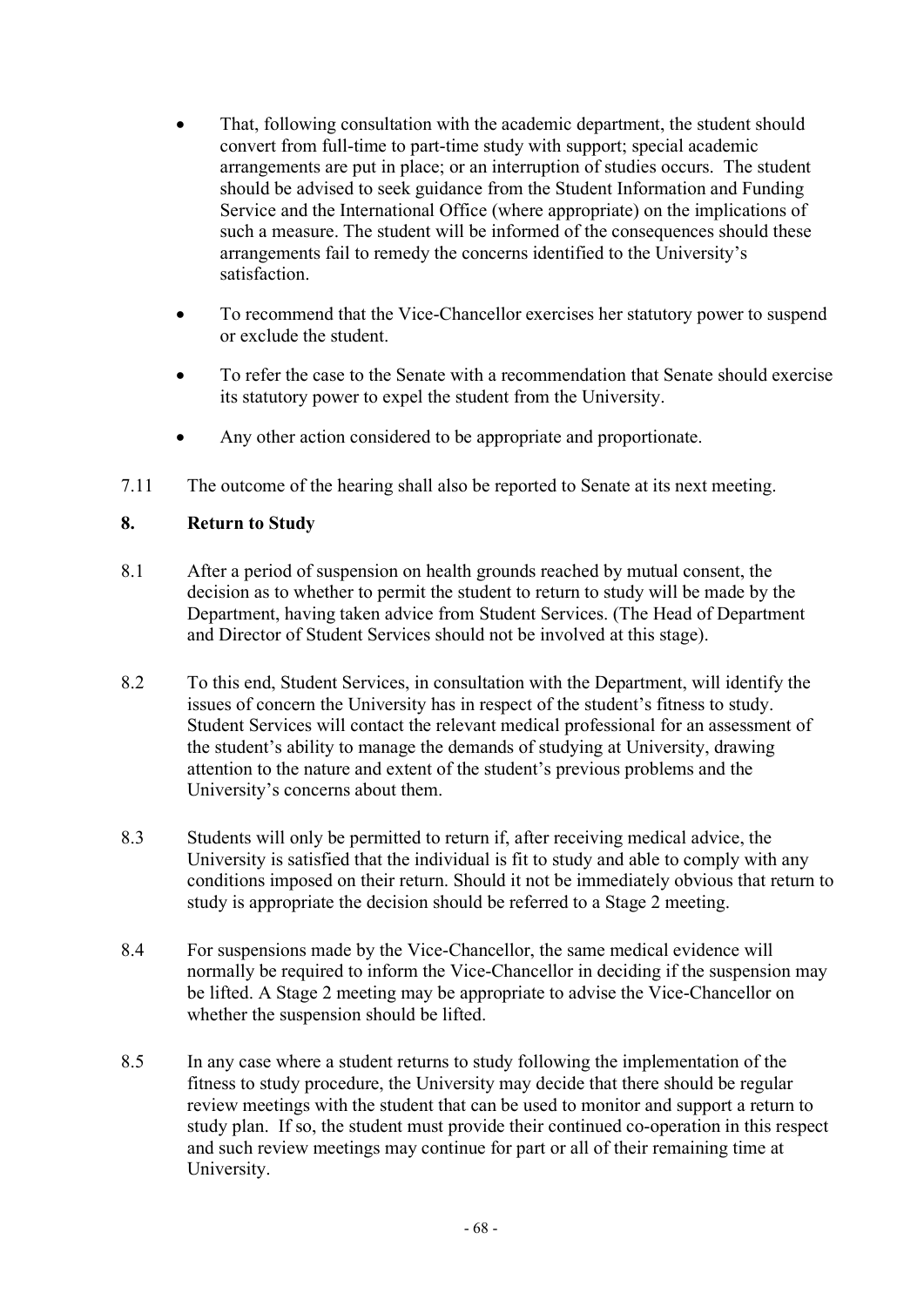- That, following consultation with the academic department, the student should convert from full-time to part-time study with support; special academic arrangements are put in place; or an interruption of studies occurs. The student should be advised to seek guidance from the Student Information and Funding Service and the International Office (where appropriate) on the implications of such a measure. The student will be informed of the consequences should these arrangements fail to remedy the concerns identified to the University's satisfaction.
- To recommend that the Vice-Chancellor exercises her statutory power to suspend or exclude the student.
- To refer the case to the Senate with a recommendation that Senate should exercise its statutory power to expel the student from the University.
- Any other action considered to be appropriate and proportionate.

7.11 The outcome of the hearing shall also be reported to Senate at its next meeting.

## 8. Return to Study

8.1 After a period of suspension on health grounds reached by mutual consent, the decision as to whether to permit the student to return to study will be made by the Department, having taken advice from Student Services. (The Head of Department and Director of Student Services should not be involved at this stage).

8.2 To this end, Student Services, in consultation with the Department, will identify the issues of concern the University has in respect of the student's fitness to study. Student Services will contact the relevant medical professional for an assessment of the student's ability to manage the demands of studying at University, drawing attention to the nature and extent of the student's previous problems and the University's concerns about them.

8.3 Students will only be permitted to return if, after receiving medical advice, the University is satisfied that the individual is fit to study and able to comply with any conditions imposed on their return. Should it not be immediately obvious that return to study is appropriate the decision should be referred to a Stage 2 meeting.

8.4 For suspensions made by the Vice-Chancellor, the same medical evidence will normally be required to inform the Vice-Chancellor in deciding if the suspension may be lifted. A Stage 2 meeting may be appropriate to advise the Vice-Chancellor on whether the suspension should be lifted.

8.5 In any case where a student returns to study following the implementation of the fitness to study procedure, the University may decide that there should be regular review meetings with the student that can be used to monitor and support a return to study plan. If so, the student must provide their continued co-operation in this respect and such review meetings may continue for part or all of their remaining time at University.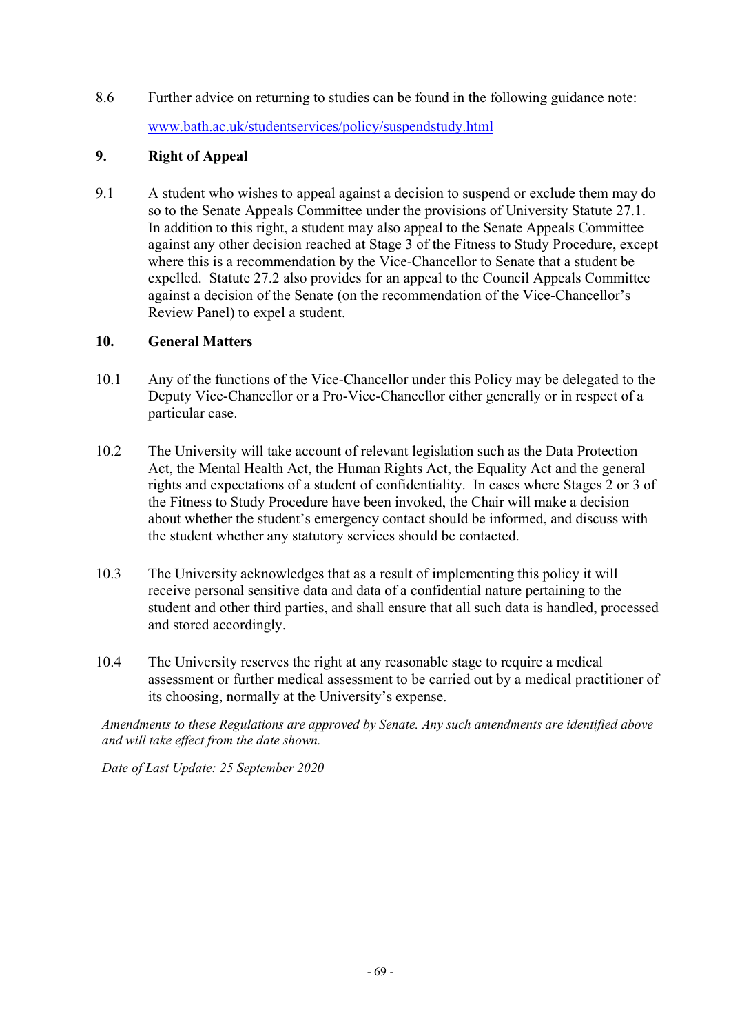8.6 Further advice on returning to studies can be found in the following guidance note:

[www.bath.ac.uk/studentservices/policy/suspendstudy.html](www.bath.ac.uk/studentservices/policy/suspendstudy.html)

## 9. Right of Appeal

9.1 A student who wishes to appeal against a decision to suspend or exclude them may do so to the Senate Appeals Committee under the provisions of University Statute 27.1. In addition to this right, a student may also appeal to the Senate Appeals Committee against any other decision reached at Stage 3 of the Fitness to Study Procedure, except where this is a recommendation by the Vice-Chancellor to Senate that a student be expelled. Statute 27.2 also provides for an appeal to the Council Appeals Committee against a decision of the Senate (on the recommendation of the Vice-Chancellor's Review Panel) to expel a student.

## 10. General Matters

10.1 Any of the functions of the Vice-Chancellor under this Policy may be delegated to the Deputy Vice-Chancellor or a Pro-Vice-Chancellor either generally or in respect of a particular case.

10.2 The University will take account of relevant legislation such as the Data Protection Act, the Mental Health Act, the Human Rights Act, the Equality Act and the general rights and expectations of a student of confidentiality. In cases where Stages 2 or 3 of the Fitness to Study Procedure have been invoked, the Chair will make a decision about whether the student's emergency contact should be informed, and discuss with the student whether any statutory services should be contacted.

10.3 The University acknowledges that as a result of implementing this policy it will receive personal sensitive data and data of a confidential nature pertaining to the student and other third parties, and shall ensure that all such data is handled, processed and stored accordingly.

10.4 The University reserves the right at any reasonable stage to require a medical assessment or further medical assessment to be carried out by a medical practitioner of its choosing, normally at the University's expense.

*Amendments to these Regulations are approved by Senate. Any such amendments are identified above and will take effect from the date shown.*

*Date of Last Update: 25 September 2020*